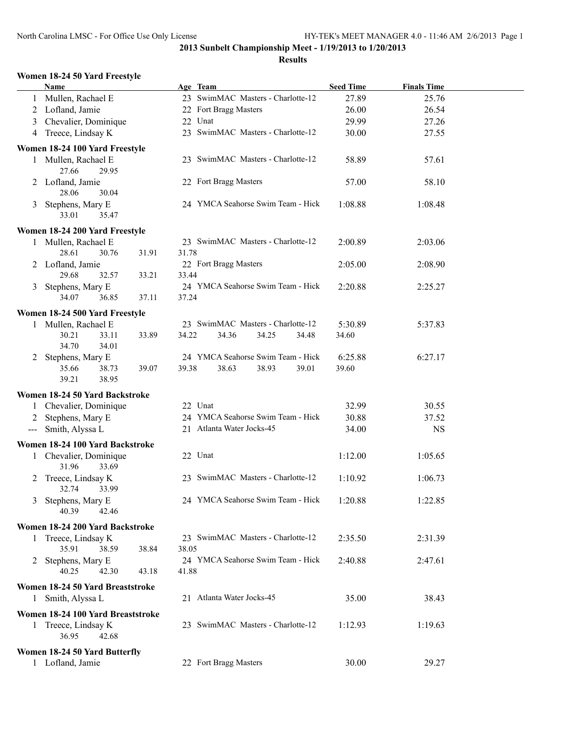# 2013 Sunbelt Championship Meet - 1/19/2013 to 1/20/2013

## Results

### Women 18-24 50 Yard Freestyle

| | Name | Age | Team | Seed Time | Finals Time |
|---|---|---|---|---|---|
| 1 | Mullen, Rachael E | 23 | SwimMAC Masters - Charlotte-12 | 27.89 | 25.76 |
| 2 | Lofland, Jamie | 22 | Fort Bragg Masters | 26.00 | 26.54 |
| 3 | Chevalier, Dominique | 22 | Unat | 29.99 | 27.26 |
| 4 | Treece, Lindsay K | 23 | SwimMAC Masters - Charlotte-12 | 30.00 | 27.55 |

### Women 18-24 100 Yard Freestyle

| | Name | Age | Team | Seed Time | Finals Time |
|---|---|---|---|---|---|
| 1 | Mullen, Rachael E | 23 | SwimMAC Masters - Charlotte-12 | 58.89 | 57.61 |
| | 27.66 29.95 | | | | |
| 2 | Lofland, Jamie | 22 | Fort Bragg Masters | 57.00 | 58.10 |
| | 28.06 30.04 | | | | |
| 3 | Stephens, Mary E | 24 | YMCA Seahorse Swim Team - Hick | 1:08.88 | 1:08.48 |
| | 33.01 35.47 | | | | |

### Women 18-24 200 Yard Freestyle

| | Name | Age | Team | Seed Time | Finals Time |
|---|---|---|---|---|---|
| 1 | Mullen, Rachael E | 23 | SwimMAC Masters - Charlotte-12 | 2:00.89 | 2:03.06 |
| | 28.61 30.76 31.91 31.78 | | | | |
| 2 | Lofland, Jamie | 22 | Fort Bragg Masters | 2:05.00 | 2:08.90 |
| | 29.68 32.57 33.21 33.44 | | | | |
| 3 | Stephens, Mary E | 24 | YMCA Seahorse Swim Team - Hick | 2:20.88 | 2:25.27 |
| | 34.07 36.85 37.11 37.24 | | | | |

### Women 18-24 500 Yard Freestyle

| | Name | Age | Team | Seed Time | Finals Time |
|---|---|---|---|---|---|
| 1 | Mullen, Rachael E | 23 | SwimMAC Masters - Charlotte-12 | 5:30.89 | 5:37.83 |
| | 30.21 33.11 33.89 34.22 34.36 34.25 34.48 34.60 34.70 34.01 | | | | |
| 2 | Stephens, Mary E | 24 | YMCA Seahorse Swim Team - Hick | 6:25.88 | 6:27.17 |
| | 35.66 38.73 39.07 39.38 38.63 38.93 39.01 39.60 39.21 38.95 | | | | |

### Women 18-24 50 Yard Backstroke

| | Name | Age | Team | Seed Time | Finals Time |
|---|---|---|---|---|---|
| 1 | Chevalier, Dominique | 22 | Unat | 32.99 | 30.55 |
| 2 | Stephens, Mary E | 24 | YMCA Seahorse Swim Team - Hick | 30.88 | 37.52 |
| --- | Smith, Alyssa L | 21 | Atlanta Water Jocks-45 | 34.00 | NS |

### Women 18-24 100 Yard Backstroke

| | Name | Age | Team | Seed Time | Finals Time |
|---|---|---|---|---|---|
| 1 | Chevalier, Dominique | 22 | Unat | 1:12.00 | 1:05.65 |
| | 31.96 33.69 | | | | |
| 2 | Treece, Lindsay K | 23 | SwimMAC Masters - Charlotte-12 | 1:10.92 | 1:06.73 |
| | 32.74 33.99 | | | | |
| 3 | Stephens, Mary E | 24 | YMCA Seahorse Swim Team - Hick | 1:20.88 | 1:22.85 |
| | 40.39 42.46 | | | | |

### Women 18-24 200 Yard Backstroke

| | Name | Age | Team | Seed Time | Finals Time |
|---|---|---|---|---|---|
| 1 | Treece, Lindsay K | 23 | SwimMAC Masters - Charlotte-12 | 2:35.50 | 2:31.39 |
| | 35.91 38.59 38.84 38.05 | | | | |
| 2 | Stephens, Mary E | 24 | YMCA Seahorse Swim Team - Hick | 2:40.88 | 2:47.61 |
| | 40.25 42.30 43.18 41.88 | | | | |

### Women 18-24 50 Yard Breaststroke

| | Name | Age | Team | Seed Time | Finals Time |
|---|---|---|---|---|---|
| 1 | Smith, Alyssa L | 21 | Atlanta Water Jocks-45 | 35.00 | 38.43 |

### Women 18-24 100 Yard Breaststroke

| | Name | Age | Team | Seed Time | Finals Time |
|---|---|---|---|---|---|
| 1 | Treece, Lindsay K | 23 | SwimMAC Masters - Charlotte-12 | 1:12.93 | 1:19.63 |
| | 36.95 42.68 | | | | |

### Women 18-24 50 Yard Butterfly

| | Name | Age | Team | Seed Time | Finals Time |
|---|---|---|---|---|---|
| 1 | Lofland, Jamie | 22 | Fort Bragg Masters | 30.00 | 29.27 |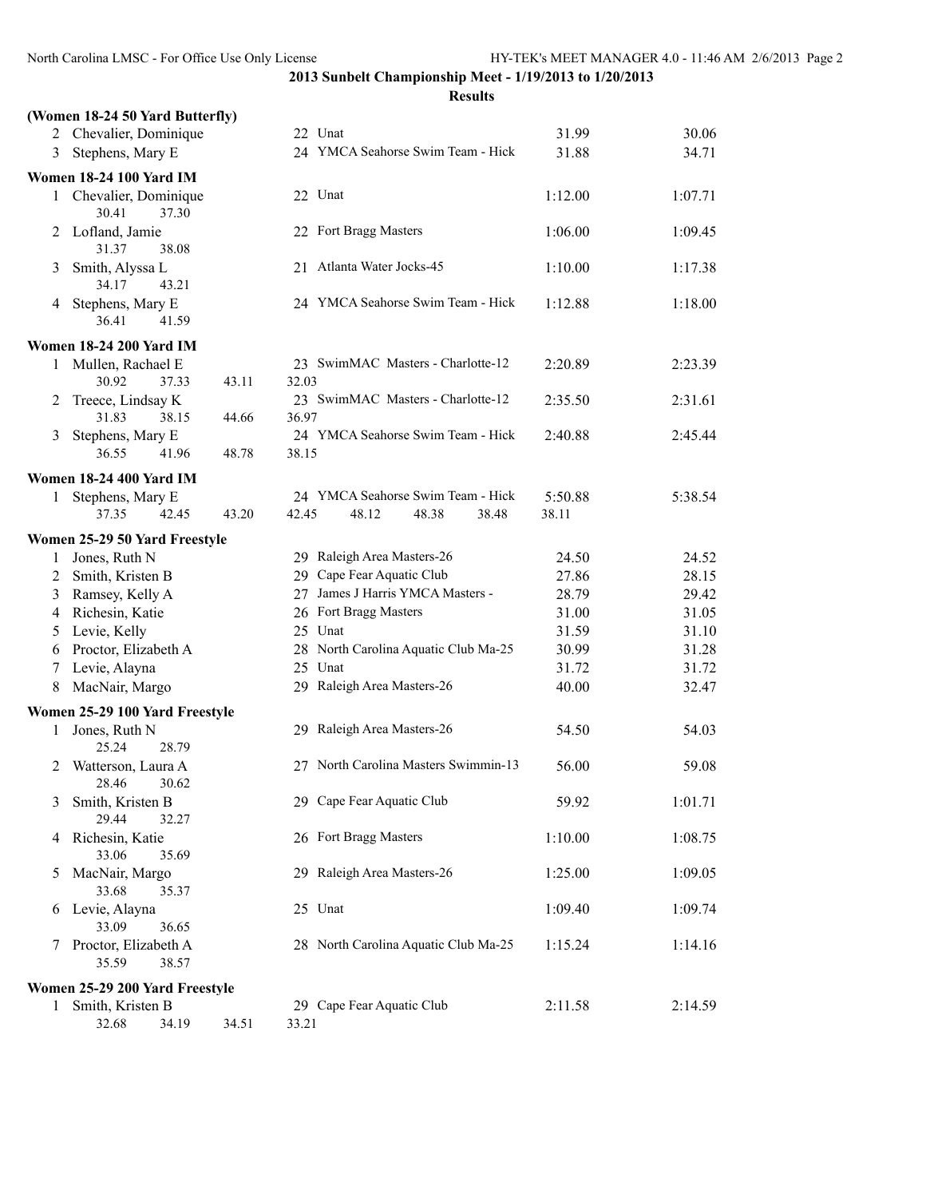**2013 Sunbelt Championship Meet - 1/19/2013 to 1/20/2013**

**Results**

**(Women 18-24 50 Yard Butterfly)**

| Place | Name | Age | Team | Seed Time | Finals Time |
|---|---|---|---|---|---|
| 2 | Chevalier, Dominique | 22 | Unat | 31.99 | 30.06 |
| 3 | Stephens, Mary E | 24 | YMCA Seahorse Swim Team - Hick | 31.88 | 34.71 |

**Women 18-24 100 Yard IM**

| Place | Name | Age | Team | Seed Time | Finals Time |
|---|---|---|---|---|---|
| 1 | Chevalier, Dominique | 22 | Unat | 1:12.00 | 1:07.71 |
| | 30.41 37.30 | | | | |
| 2 | Lofland, Jamie | 22 | Fort Bragg Masters | 1:06.00 | 1:09.45 |
| | 31.37 38.08 | | | | |
| 3 | Smith, Alyssa L | 21 | Atlanta Water Jocks-45 | 1:10.00 | 1:17.38 |
| | 34.17 43.21 | | | | |
| 4 | Stephens, Mary E | 24 | YMCA Seahorse Swim Team - Hick | 1:12.88 | 1:18.00 |
| | 36.41 41.59 | | | | |

**Women 18-24 200 Yard IM**

| Place | Name | Age | Team | Seed Time | Finals Time |
|---|---|---|---|---|---|
| 1 | Mullen, Rachael E | 23 | SwimMAC Masters - Charlotte-12 | 2:20.89 | 2:23.39 |
| | 30.92 37.33 43.11 32.03 | | | | |
| 2 | Treece, Lindsay K | 23 | SwimMAC Masters - Charlotte-12 | 2:35.50 | 2:31.61 |
| | 31.83 38.15 44.66 36.97 | | | | |
| 3 | Stephens, Mary E | 24 | YMCA Seahorse Swim Team - Hick | 2:40.88 | 2:45.44 |
| | 36.55 41.96 48.78 38.15 | | | | |

**Women 18-24 400 Yard IM**

| Place | Name | Age | Team | Seed Time | Finals Time |
|---|---|---|---|---|---|
| 1 | Stephens, Mary E | 24 | YMCA Seahorse Swim Team - Hick | 5:50.88 | 5:38.54 |
| | 37.35 42.45 43.20 42.45 48.12 48.38 38.48 38.11 | | | | |

**Women 25-29 50 Yard Freestyle**

| Place | Name | Age | Team | Seed Time | Finals Time |
|---|---|---|---|---|---|
| 1 | Jones, Ruth N | 29 | Raleigh Area Masters-26 | 24.50 | 24.52 |
| 2 | Smith, Kristen B | 29 | Cape Fear Aquatic Club | 27.86 | 28.15 |
| 3 | Ramsey, Kelly A | 27 | James J Harris YMCA Masters - | 28.79 | 29.42 |
| 4 | Richesin, Katie | 26 | Fort Bragg Masters | 31.00 | 31.05 |
| 5 | Levie, Kelly | 25 | Unat | 31.59 | 31.10 |
| 6 | Proctor, Elizabeth A | 28 | North Carolina Aquatic Club Ma-25 | 30.99 | 31.28 |
| 7 | Levie, Alayna | 25 | Unat | 31.72 | 31.72 |
| 8 | MacNair, Margo | 29 | Raleigh Area Masters-26 | 40.00 | 32.47 |

**Women 25-29 100 Yard Freestyle**

| Place | Name | Age | Team | Seed Time | Finals Time |
|---|---|---|---|---|---|
| 1 | Jones, Ruth N | 29 | Raleigh Area Masters-26 | 54.50 | 54.03 |
| | 25.24 28.79 | | | | |
| 2 | Watterson, Laura A | 27 | North Carolina Masters Swimmin-13 | 56.00 | 59.08 |
| | 28.46 30.62 | | | | |
| 3 | Smith, Kristen B | 29 | Cape Fear Aquatic Club | 59.92 | 1:01.71 |
| | 29.44 32.27 | | | | |
| 4 | Richesin, Katie | 26 | Fort Bragg Masters | 1:10.00 | 1:08.75 |
| | 33.06 35.69 | | | | |
| 5 | MacNair, Margo | 29 | Raleigh Area Masters-26 | 1:25.00 | 1:09.05 |
| | 33.68 35.37 | | | | |
| 6 | Levie, Alayna | 25 | Unat | 1:09.40 | 1:09.74 |
| | 33.09 36.65 | | | | |
| 7 | Proctor, Elizabeth A | 28 | North Carolina Aquatic Club Ma-25 | 1:15.24 | 1:14.16 |
| | 35.59 38.57 | | | | |

**Women 25-29 200 Yard Freestyle**

| Place | Name | Age | Team | Seed Time | Finals Time |
|---|---|---|---|---|---|
| 1 | Smith, Kristen B | 29 | Cape Fear Aquatic Club | 2:11.58 | 2:14.59 |
| | 32.68 34.19 34.51 33.21 | | | | |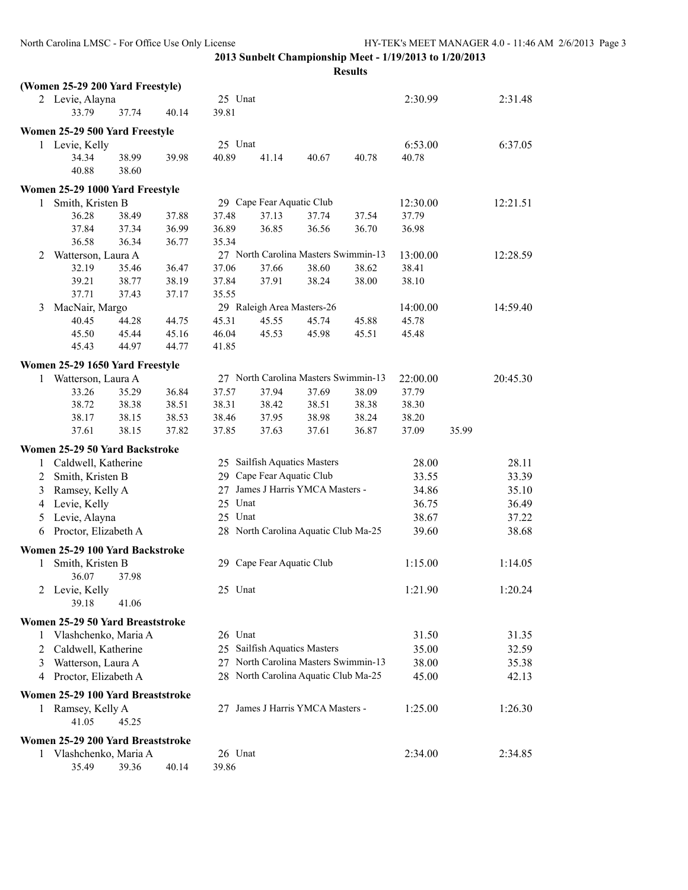**2013 Sunbelt Championship Meet - 1/19/2013 to 1/20/2013**

**Results**

### (Women 25-29 200 Yard Freestyle)

| Place | Name | Age | Team | Seed Time | Finals Time |
|---|---|---|---|---|---|
| 2 | Levie, Alayna | 25 | Unat | 2:30.99 | 2:31.48 |

Splits: 33.79, 37.74, 40.14, 39.81

### Women 25-29 500 Yard Freestyle

| Place | Name | Age | Team | Seed Time | Finals Time |
|---|---|---|---|---|---|
| 1 | Levie, Kelly | 25 | Unat | 6:53.00 | 6:37.05 |

Splits: 34.34, 38.99, 39.98, 40.89, 41.14, 40.67, 40.78, 40.78, 40.88, 38.60

### Women 25-29 1000 Yard Freestyle

| Place | Name | Age | Team | Seed Time | Finals Time |
|---|---|---|---|---|---|
| 1 | Smith, Kristen B | 29 | Cape Fear Aquatic Club | 12:30.00 | 12:21.51 |
| 2 | Watterson, Laura A | 27 | North Carolina Masters Swimmin-13 | 13:00.00 | 12:28.59 |
| 3 | MacNair, Margo | 29 | Raleigh Area Masters-26 | 14:00.00 | 14:59.40 |

Splits:
- Smith, Kristen B: 36.28, 38.49, 37.88, 37.48, 37.13, 37.74, 37.54, 37.79, 37.84, 37.34, 36.99, 36.89, 36.85, 36.56, 36.70, 36.98, 36.58, 36.34, 36.77, 35.34
- Watterson, Laura A: 32.19, 35.46, 36.47, 37.06, 37.66, 38.60, 38.62, 38.41, 39.21, 38.77, 38.19, 37.84, 37.91, 38.24, 38.00, 38.10, 37.71, 37.43, 37.17, 35.55
- MacNair, Margo: 40.45, 44.28, 44.75, 45.31, 45.55, 45.74, 45.88, 45.78, 45.50, 45.44, 45.16, 46.04, 45.53, 45.98, 45.51, 45.48, 45.43, 44.97, 44.77, 41.85

### Women 25-29 1650 Yard Freestyle

| Place | Name | Age | Team | Seed Time | Finals Time |
|---|---|---|---|---|---|
| 1 | Watterson, Laura A | 27 | North Carolina Masters Swimmin-13 | 22:00.00 | 20:45.30 |

Splits: 33.26, 35.29, 36.84, 37.57, 37.94, 37.69, 38.09, 37.79, 38.72, 38.38, 38.51, 38.31, 38.42, 38.51, 38.38, 38.30, 38.17, 38.15, 38.53, 38.46, 37.95, 38.98, 38.24, 38.20, 37.61, 38.15, 37.82, 37.85, 37.63, 37.61, 36.87, 37.09, 35.99

### Women 25-29 50 Yard Backstroke

| Place | Name | Age | Team | Seed Time | Finals Time |
|---|---|---|---|---|---|
| 1 | Caldwell, Katherine | 25 | Sailfish Aquatics Masters | 28.00 | 28.11 |
| 2 | Smith, Kristen B | 29 | Cape Fear Aquatic Club | 33.55 | 33.39 |
| 3 | Ramsey, Kelly A | 27 | James J Harris YMCA Masters - | 34.86 | 35.10 |
| 4 | Levie, Kelly | 25 | Unat | 36.75 | 36.49 |
| 5 | Levie, Alayna | 25 | Unat | 38.67 | 37.22 |
| 6 | Proctor, Elizabeth A | 28 | North Carolina Aquatic Club Ma-25 | 39.60 | 38.68 |

### Women 25-29 100 Yard Backstroke

| Place | Name | Age | Team | Seed Time | Finals Time |
|---|---|---|---|---|---|
| 1 | Smith, Kristen B | 29 | Cape Fear Aquatic Club | 1:15.00 | 1:14.05 |
| 2 | Levie, Kelly | 25 | Unat | 1:21.90 | 1:20.24 |

Splits:
- Smith, Kristen B: 36.07, 37.98
- Levie, Kelly: 39.18, 41.06

### Women 25-29 50 Yard Breaststroke

| Place | Name | Age | Team | Seed Time | Finals Time |
|---|---|---|---|---|---|
| 1 | Vlashchenko, Maria A | 26 | Unat | 31.50 | 31.35 |
| 2 | Caldwell, Katherine | 25 | Sailfish Aquatics Masters | 35.00 | 32.59 |
| 3 | Watterson, Laura A | 27 | North Carolina Masters Swimmin-13 | 38.00 | 35.38 |
| 4 | Proctor, Elizabeth A | 28 | North Carolina Aquatic Club Ma-25 | 45.00 | 42.13 |

### Women 25-29 100 Yard Breaststroke

| Place | Name | Age | Team | Seed Time | Finals Time |
|---|---|---|---|---|---|
| 1 | Ramsey, Kelly A | 27 | James J Harris YMCA Masters - | 1:25.00 | 1:26.30 |

Splits: 41.05, 45.25

### Women 25-29 200 Yard Breaststroke

| Place | Name | Age | Team | Seed Time | Finals Time |
|---|---|---|---|---|---|
| 1 | Vlashchenko, Maria A | 26 | Unat | 2:34.00 | 2:34.85 |

Splits: 35.49, 39.36, 40.14, 39.86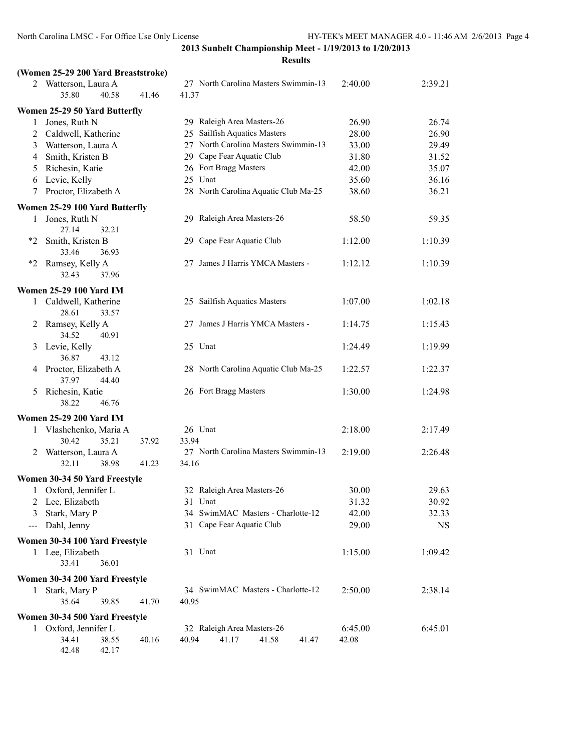**2013 Sunbelt Championship Meet - 1/19/2013 to 1/20/2013**

**Results**

### (Women 25-29 200 Yard Breaststroke)

| | Name | Age | Team | Seed Time | Finals Time |
|---|---|---|---|---|---|
| 2 | Watterson, Laura A | 27 | North Carolina Masters Swimmin-13 | 2:40.00 | 2:39.21 |
| | 35.80 40.58 41.46 41.37 | | | | |

### Women 25-29 50 Yard Butterfly

| | Name | Age | Team | Seed Time | Finals Time |
|---|---|---|---|---|---|
| 1 | Jones, Ruth N | 29 | Raleigh Area Masters-26 | 26.90 | 26.74 |
| 2 | Caldwell, Katherine | 25 | Sailfish Aquatics Masters | 28.00 | 26.90 |
| 3 | Watterson, Laura A | 27 | North Carolina Masters Swimmin-13 | 33.00 | 29.49 |
| 4 | Smith, Kristen B | 29 | Cape Fear Aquatic Club | 31.80 | 31.52 |
| 5 | Richesin, Katie | 26 | Fort Bragg Masters | 42.00 | 35.07 |
| 6 | Levie, Kelly | 25 | Unat | 35.60 | 36.16 |
| 7 | Proctor, Elizabeth A | 28 | North Carolina Aquatic Club Ma-25 | 38.60 | 36.21 |

### Women 25-29 100 Yard Butterfly

| | Name | Age | Team | Seed Time | Finals Time |
|---|---|---|---|---|---|
| 1 | Jones, Ruth N | 29 | Raleigh Area Masters-26 | 58.50 | 59.35 |
| | 27.14 32.21 | | | | |
| *2 | Smith, Kristen B | 29 | Cape Fear Aquatic Club | 1:12.00 | 1:10.39 |
| | 33.46 36.93 | | | | |
| *2 | Ramsey, Kelly A | 27 | James J Harris YMCA Masters - | 1:12.12 | 1:10.39 |
| | 32.43 37.96 | | | | |

### Women 25-29 100 Yard IM

| | Name | Age | Team | Seed Time | Finals Time |
|---|---|---|---|---|---|
| 1 | Caldwell, Katherine | 25 | Sailfish Aquatics Masters | 1:07.00 | 1:02.18 |
| | 28.61 33.57 | | | | |
| 2 | Ramsey, Kelly A | 27 | James J Harris YMCA Masters - | 1:14.75 | 1:15.43 |
| | 34.52 40.91 | | | | |
| 3 | Levie, Kelly | 25 | Unat | 1:24.49 | 1:19.99 |
| | 36.87 43.12 | | | | |
| 4 | Proctor, Elizabeth A | 28 | North Carolina Aquatic Club Ma-25 | 1:22.57 | 1:22.37 |
| | 37.97 44.40 | | | | |
| 5 | Richesin, Katie | 26 | Fort Bragg Masters | 1:30.00 | 1:24.98 |
| | 38.22 46.76 | | | | |

### Women 25-29 200 Yard IM

| | Name | Age | Team | Seed Time | Finals Time |
|---|---|---|---|---|---|
| 1 | Vlashchenko, Maria A | 26 | Unat | 2:18.00 | 2:17.49 |
| | 30.42 35.21 37.92 33.94 | | | | |
| 2 | Watterson, Laura A | 27 | North Carolina Masters Swimmin-13 | 2:19.00 | 2:26.48 |
| | 32.11 38.98 41.23 34.16 | | | | |

### Women 30-34 50 Yard Freestyle

| | Name | Age | Team | Seed Time | Finals Time |
|---|---|---|---|---|---|
| 1 | Oxford, Jennifer L | 32 | Raleigh Area Masters-26 | 30.00 | 29.63 |
| 2 | Lee, Elizabeth | 31 | Unat | 31.32 | 30.92 |
| 3 | Stark, Mary P | 34 | SwimMAC Masters - Charlotte-12 | 42.00 | 32.33 |
| --- | Dahl, Jenny | 31 | Cape Fear Aquatic Club | 29.00 | NS |

### Women 30-34 100 Yard Freestyle

| | Name | Age | Team | Seed Time | Finals Time |
|---|---|---|---|---|---|
| 1 | Lee, Elizabeth | 31 | Unat | 1:15.00 | 1:09.42 |
| | 33.41 36.01 | | | | |

### Women 30-34 200 Yard Freestyle

| | Name | Age | Team | Seed Time | Finals Time |
|---|---|---|---|---|---|
| 1 | Stark, Mary P | 34 | SwimMAC Masters - Charlotte-12 | 2:50.00 | 2:38.14 |
| | 35.64 39.85 41.70 40.95 | | | | |

### Women 30-34 500 Yard Freestyle

| | Name | Age | Team | Seed Time | Finals Time |
|---|---|---|---|---|---|
| 1 | Oxford, Jennifer L | 32 | Raleigh Area Masters-26 | 6:45.00 | 6:45.01 |
| | 34.41 38.55 40.16 40.94 41.17 41.58 41.47 42.08 42.48 42.17 | | | | |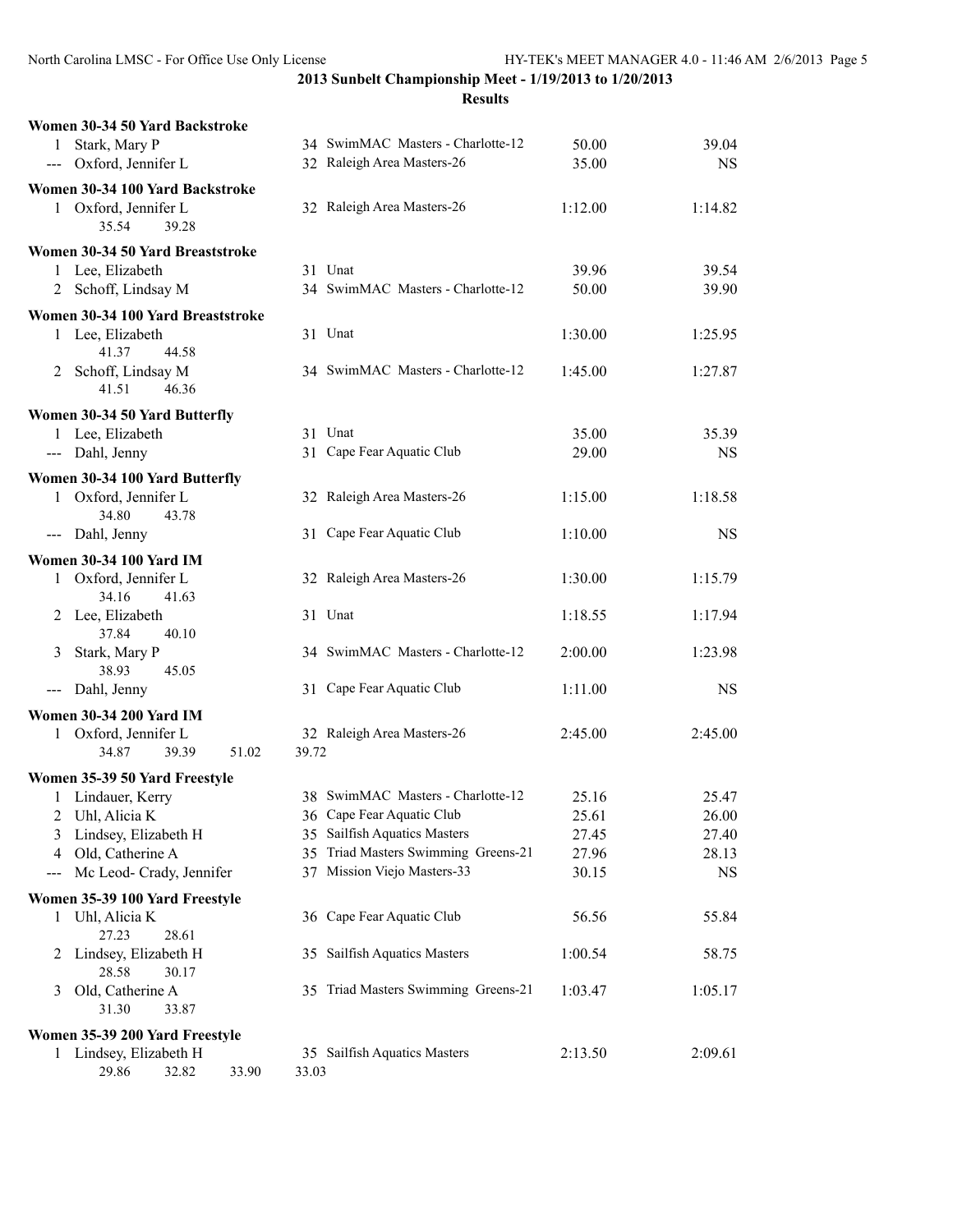**2013 Sunbelt Championship Meet - 1/19/2013 to 1/20/2013**

**Results**

**Women 30-34 50 Yard Backstroke**

| Place | Name | Age | Team | Seed | Finals |
|---|---|---|---|---|---|
| 1 | Stark, Mary P | 34 | SwimMAC Masters - Charlotte-12 | 50.00 | 39.04 |
| --- | Oxford, Jennifer L | 32 | Raleigh Area Masters-26 | 35.00 | NS |

**Women 30-34 100 Yard Backstroke**

| Place | Name | Age | Team | Seed | Finals |
|---|---|---|---|---|---|
| 1 | Oxford, Jennifer L | 32 | Raleigh Area Masters-26 | 1:12.00 | 1:14.82 |
| | 35.54 39.28 | | | | |

**Women 30-34 50 Yard Breaststroke**

| Place | Name | Age | Team | Seed | Finals |
|---|---|---|---|---|---|
| 1 | Lee, Elizabeth | 31 | Unat | 39.96 | 39.54 |
| 2 | Schoff, Lindsay M | 34 | SwimMAC Masters - Charlotte-12 | 50.00 | 39.90 |

**Women 30-34 100 Yard Breaststroke**

| Place | Name | Age | Team | Seed | Finals |
|---|---|---|---|---|---|
| 1 | Lee, Elizabeth | 31 | Unat | 1:30.00 | 1:25.95 |
| | 41.37 44.58 | | | | |
| 2 | Schoff, Lindsay M | 34 | SwimMAC Masters - Charlotte-12 | 1:45.00 | 1:27.87 |
| | 41.51 46.36 | | | | |

**Women 30-34 50 Yard Butterfly**

| Place | Name | Age | Team | Seed | Finals |
|---|---|---|---|---|---|
| 1 | Lee, Elizabeth | 31 | Unat | 35.00 | 35.39 |
| --- | Dahl, Jenny | 31 | Cape Fear Aquatic Club | 29.00 | NS |

**Women 30-34 100 Yard Butterfly**

| Place | Name | Age | Team | Seed | Finals |
|---|---|---|---|---|---|
| 1 | Oxford, Jennifer L | 32 | Raleigh Area Masters-26 | 1:15.00 | 1:18.58 |
| | 34.80 43.78 | | | | |
| --- | Dahl, Jenny | 31 | Cape Fear Aquatic Club | 1:10.00 | NS |

**Women 30-34 100 Yard IM**

| Place | Name | Age | Team | Seed | Finals |
|---|---|---|---|---|---|
| 1 | Oxford, Jennifer L | 32 | Raleigh Area Masters-26 | 1:30.00 | 1:15.79 |
| | 34.16 41.63 | | | | |
| 2 | Lee, Elizabeth | 31 | Unat | 1:18.55 | 1:17.94 |
| | 37.84 40.10 | | | | |
| 3 | Stark, Mary P | 34 | SwimMAC Masters - Charlotte-12 | 2:00.00 | 1:23.98 |
| | 38.93 45.05 | | | | |
| --- | Dahl, Jenny | 31 | Cape Fear Aquatic Club | 1:11.00 | NS |

**Women 30-34 200 Yard IM**

| Place | Name | Age | Team | Seed | Finals |
|---|---|---|---|---|---|
| 1 | Oxford, Jennifer L | 32 | Raleigh Area Masters-26 | 2:45.00 | 2:45.00 |
| | 34.87 39.39 51.02 39.72 | | | | |

**Women 35-39 50 Yard Freestyle**

| Place | Name | Age | Team | Seed | Finals |
|---|---|---|---|---|---|
| 1 | Lindauer, Kerry | 38 | SwimMAC Masters - Charlotte-12 | 25.16 | 25.47 |
| 2 | Uhl, Alicia K | 36 | Cape Fear Aquatic Club | 25.61 | 26.00 |
| 3 | Lindsey, Elizabeth H | 35 | Sailfish Aquatics Masters | 27.45 | 27.40 |
| 4 | Old, Catherine A | 35 | Triad Masters Swimming Greens-21 | 27.96 | 28.13 |
| --- | Mc Leod- Crady, Jennifer | 37 | Mission Viejo Masters-33 | 30.15 | NS |

**Women 35-39 100 Yard Freestyle**

| Place | Name | Age | Team | Seed | Finals |
|---|---|---|---|---|---|
| 1 | Uhl, Alicia K | 36 | Cape Fear Aquatic Club | 56.56 | 55.84 |
| | 27.23 28.61 | | | | |
| 2 | Lindsey, Elizabeth H | 35 | Sailfish Aquatics Masters | 1:00.54 | 58.75 |
| | 28.58 30.17 | | | | |
| 3 | Old, Catherine A | 35 | Triad Masters Swimming Greens-21 | 1:03.47 | 1:05.17 |
| | 31.30 33.87 | | | | |

**Women 35-39 200 Yard Freestyle**

| Place | Name | Age | Team | Seed | Finals |
|---|---|---|---|---|---|
| 1 | Lindsey, Elizabeth H | 35 | Sailfish Aquatics Masters | 2:13.50 | 2:09.61 |
| | 29.86 32.82 33.90 33.03 | | | | |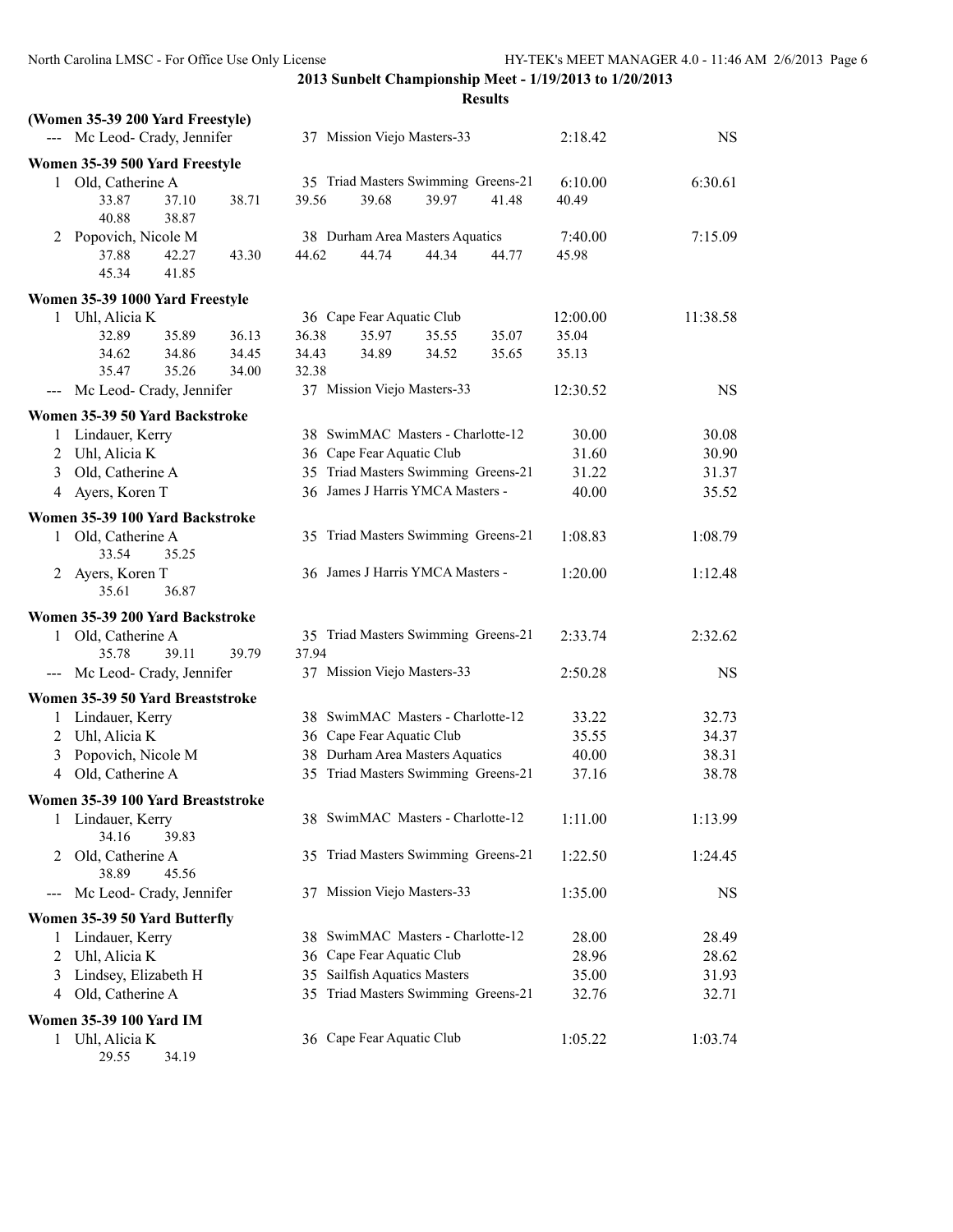**2013 Sunbelt Championship Meet - 1/19/2013 to 1/20/2013**

**Results**

**(Women 35-39 200 Yard Freestyle)**

| Place | Name | Age | Team | Seed Time | Finals Time |
|---|---|---|---|---|---|
| --- | Mc Leod- Crady, Jennifer | 37 | Mission Viejo Masters-33 | 2:18.42 | NS |

**Women 35-39 500 Yard Freestyle**

| Place | Name | Age | Team | Seed Time | Finals Time |
|---|---|---|---|---|---|
| 1 | Old, Catherine A | 35 | Triad Masters Swimming Greens-21 | 6:10.00 | 6:30.61 |
| | 33.87 37.10 38.71 39.56 39.68 39.97 41.48 40.49 40.88 38.87 | | | | |
| 2 | Popovich, Nicole M | 38 | Durham Area Masters Aquatics | 7:40.00 | 7:15.09 |
| | 37.88 42.27 43.30 44.62 44.74 44.34 44.77 45.98 45.34 41.85 | | | | |

**Women 35-39 1000 Yard Freestyle**

| Place | Name | Age | Team | Seed Time | Finals Time |
|---|---|---|---|---|---|
| 1 | Uhl, Alicia K | 36 | Cape Fear Aquatic Club | 12:00.00 | 11:38.58 |
| | 32.89 35.89 36.13 36.38 35.97 35.55 35.07 35.04 34.62 34.86 34.45 34.43 34.89 34.52 35.65 35.13 35.47 35.26 34.00 32.38 | | | | |
| --- | Mc Leod- Crady, Jennifer | 37 | Mission Viejo Masters-33 | 12:30.52 | NS |

**Women 35-39 50 Yard Backstroke**

| Place | Name | Age | Team | Seed Time | Finals Time |
|---|---|---|---|---|---|
| 1 | Lindauer, Kerry | 38 | SwimMAC Masters - Charlotte-12 | 30.00 | 30.08 |
| 2 | Uhl, Alicia K | 36 | Cape Fear Aquatic Club | 31.60 | 30.90 |
| 3 | Old, Catherine A | 35 | Triad Masters Swimming Greens-21 | 31.22 | 31.37 |
| 4 | Ayers, Koren T | 36 | James J Harris YMCA Masters - | 40.00 | 35.52 |

**Women 35-39 100 Yard Backstroke**

| Place | Name | Age | Team | Seed Time | Finals Time |
|---|---|---|---|---|---|
| 1 | Old, Catherine A | 35 | Triad Masters Swimming Greens-21 | 1:08.83 | 1:08.79 |
| | 33.54 35.25 | | | | |
| 2 | Ayers, Koren T | 36 | James J Harris YMCA Masters - | 1:20.00 | 1:12.48 |
| | 35.61 36.87 | | | | |

**Women 35-39 200 Yard Backstroke**

| Place | Name | Age | Team | Seed Time | Finals Time |
|---|---|---|---|---|---|
| 1 | Old, Catherine A | 35 | Triad Masters Swimming Greens-21 | 2:33.74 | 2:32.62 |
| | 35.78 39.11 39.79 37.94 | | | | |
| --- | Mc Leod- Crady, Jennifer | 37 | Mission Viejo Masters-33 | 2:50.28 | NS |

**Women 35-39 50 Yard Breaststroke**

| Place | Name | Age | Team | Seed Time | Finals Time |
|---|---|---|---|---|---|
| 1 | Lindauer, Kerry | 38 | SwimMAC Masters - Charlotte-12 | 33.22 | 32.73 |
| 2 | Uhl, Alicia K | 36 | Cape Fear Aquatic Club | 35.55 | 34.37 |
| 3 | Popovich, Nicole M | 38 | Durham Area Masters Aquatics | 40.00 | 38.31 |
| 4 | Old, Catherine A | 35 | Triad Masters Swimming Greens-21 | 37.16 | 38.78 |

**Women 35-39 100 Yard Breaststroke**

| Place | Name | Age | Team | Seed Time | Finals Time |
|---|---|---|---|---|---|
| 1 | Lindauer, Kerry | 38 | SwimMAC Masters - Charlotte-12 | 1:11.00 | 1:13.99 |
| | 34.16 39.83 | | | | |
| 2 | Old, Catherine A | 35 | Triad Masters Swimming Greens-21 | 1:22.50 | 1:24.45 |
| | 38.89 45.56 | | | | |
| --- | Mc Leod- Crady, Jennifer | 37 | Mission Viejo Masters-33 | 1:35.00 | NS |

**Women 35-39 50 Yard Butterfly**

| Place | Name | Age | Team | Seed Time | Finals Time |
|---|---|---|---|---|---|
| 1 | Lindauer, Kerry | 38 | SwimMAC Masters - Charlotte-12 | 28.00 | 28.49 |
| 2 | Uhl, Alicia K | 36 | Cape Fear Aquatic Club | 28.96 | 28.62 |
| 3 | Lindsey, Elizabeth H | 35 | Sailfish Aquatics Masters | 35.00 | 31.93 |
| 4 | Old, Catherine A | 35 | Triad Masters Swimming Greens-21 | 32.76 | 32.71 |

**Women 35-39 100 Yard IM**

| Place | Name | Age | Team | Seed Time | Finals Time |
|---|---|---|---|---|---|
| 1 | Uhl, Alicia K | 36 | Cape Fear Aquatic Club | 1:05.22 | 1:03.74 |
| | 29.55 34.19 | | | | |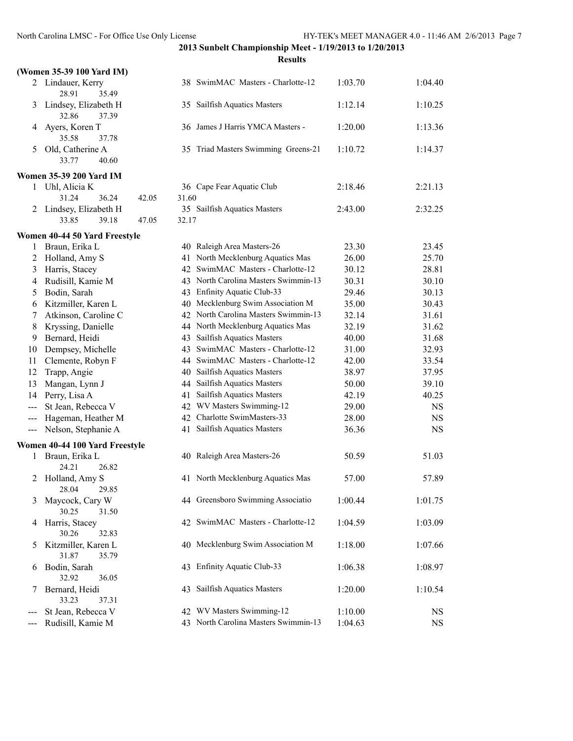## 2013 Sunbelt Championship Meet - 1/19/2013 to 1/20/2013

### Results

**(Women 35-39 100 Yard IM)**

| Place | Name | Age | Team | Seed Time | Finals Time |
|---|---|---|---|---|---|
| 2 | Lindauer, Kerry | 38 | SwimMAC Masters - Charlotte-12 | 1:03.70 | 1:04.40 |
| | 28.91 35.49 | | | | |
| 3 | Lindsey, Elizabeth H | 35 | Sailfish Aquatics Masters | 1:12.14 | 1:10.25 |
| | 32.86 37.39 | | | | |
| 4 | Ayers, Koren T | 36 | James J Harris YMCA Masters - | 1:20.00 | 1:13.36 |
| | 35.58 37.78 | | | | |
| 5 | Old, Catherine A | 35 | Triad Masters Swimming Greens-21 | 1:10.72 | 1:14.37 |
| | 33.77 40.60 | | | | |

**Women 35-39 200 Yard IM**

| Place | Name | Age | Team | Seed Time | Finals Time |
|---|---|---|---|---|---|
| 1 | Uhl, Alicia K | 36 | Cape Fear Aquatic Club | 2:18.46 | 2:21.13 |
| | 31.24 36.24 42.05 31.60 | | | | |
| 2 | Lindsey, Elizabeth H | 35 | Sailfish Aquatics Masters | 2:43.00 | 2:32.25 |
| | 33.85 39.18 47.05 32.17 | | | | |

**Women 40-44 50 Yard Freestyle**

| Place | Name | Age | Team | Seed Time | Finals Time |
|---|---|---|---|---|---|
| 1 | Braun, Erika L | 40 | Raleigh Area Masters-26 | 23.30 | 23.45 |
| 2 | Holland, Amy S | 41 | North Mecklenburg Aquatics Mas | 26.00 | 25.70 |
| 3 | Harris, Stacey | 42 | SwimMAC Masters - Charlotte-12 | 30.12 | 28.81 |
| 4 | Rudisill, Kamie M | 43 | North Carolina Masters Swimmin-13 | 30.31 | 30.10 |
| 5 | Bodin, Sarah | 43 | Enfinity Aquatic Club-33 | 29.46 | 30.13 |
| 6 | Kitzmiller, Karen L | 40 | Mecklenburg Swim Association M | 35.00 | 30.43 |
| 7 | Atkinson, Caroline C | 42 | North Carolina Masters Swimmin-13 | 32.14 | 31.61 |
| 8 | Kryssing, Danielle | 44 | North Mecklenburg Aquatics Mas | 32.19 | 31.62 |
| 9 | Bernard, Heidi | 43 | Sailfish Aquatics Masters | 40.00 | 31.68 |
| 10 | Dempsey, Michelle | 43 | SwimMAC Masters - Charlotte-12 | 31.00 | 32.93 |
| 11 | Clemente, Robyn F | 44 | SwimMAC Masters - Charlotte-12 | 42.00 | 33.54 |
| 12 | Trapp, Angie | 40 | Sailfish Aquatics Masters | 38.97 | 37.95 |
| 13 | Mangan, Lynn J | 44 | Sailfish Aquatics Masters | 50.00 | 39.10 |
| 14 | Perry, Lisa A | 41 | Sailfish Aquatics Masters | 42.19 | 40.25 |
| --- | St Jean, Rebecca V | 42 | WV Masters Swimming-12 | 29.00 | NS |
| --- | Hageman, Heather M | 42 | Charlotte SwimMasters-33 | 28.00 | NS |
| --- | Nelson, Stephanie A | 41 | Sailfish Aquatics Masters | 36.36 | NS |

**Women 40-44 100 Yard Freestyle**

| Place | Name | Age | Team | Seed Time | Finals Time |
|---|---|---|---|---|---|
| 1 | Braun, Erika L | 40 | Raleigh Area Masters-26 | 50.59 | 51.03 |
| | 24.21 26.82 | | | | |
| 2 | Holland, Amy S | 41 | North Mecklenburg Aquatics Mas | 57.00 | 57.89 |
| | 28.04 29.85 | | | | |
| 3 | Maycock, Cary W | 44 | Greensboro Swimming Associatio | 1:00.44 | 1:01.75 |
| | 30.25 31.50 | | | | |
| 4 | Harris, Stacey | 42 | SwimMAC Masters - Charlotte-12 | 1:04.59 | 1:03.09 |
| | 30.26 32.83 | | | | |
| 5 | Kitzmiller, Karen L | 40 | Mecklenburg Swim Association M | 1:18.00 | 1:07.66 |
| | 31.87 35.79 | | | | |
| 6 | Bodin, Sarah | 43 | Enfinity Aquatic Club-33 | 1:06.38 | 1:08.97 |
| | 32.92 36.05 | | | | |
| 7 | Bernard, Heidi | 43 | Sailfish Aquatics Masters | 1:20.00 | 1:10.54 |
| | 33.23 37.31 | | | | |
| --- | St Jean, Rebecca V | 42 | WV Masters Swimming-12 | 1:10.00 | NS |
| --- | Rudisill, Kamie M | 43 | North Carolina Masters Swimmin-13 | 1:04.63 | NS |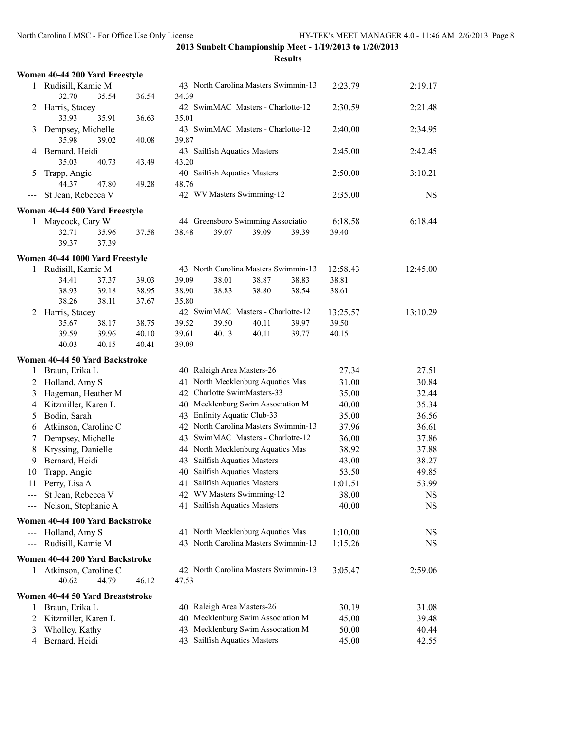**2013 Sunbelt Championship Meet - 1/19/2013 to 1/20/2013**

**Results**

### Women 40-44 200 Yard Freestyle

| Place | Name | Age | Team | Seed Time | Finals Time |
|---|---|---|---|---|---|
| 1 | Rudisill, Kamie M | 43 | North Carolina Masters Swimmin-13 | 2:23.79 | 2:19.17 |
| | 32.70 35.54 36.54 34.39 | | | | |
| 2 | Harris, Stacey | 42 | SwimMAC Masters - Charlotte-12 | 2:30.59 | 2:21.48 |
| | 33.93 35.91 36.63 35.01 | | | | |
| 3 | Dempsey, Michelle | 43 | SwimMAC Masters - Charlotte-12 | 2:40.00 | 2:34.95 |
| | 35.98 39.02 40.08 39.87 | | | | |
| 4 | Bernard, Heidi | 43 | Sailfish Aquatics Masters | 2:45.00 | 2:42.45 |
| | 35.03 40.73 43.49 43.20 | | | | |
| 5 | Trapp, Angie | 40 | Sailfish Aquatics Masters | 2:50.00 | 3:10.21 |
| | 44.37 47.80 49.28 48.76 | | | | |
| --- | St Jean, Rebecca V | 42 | WV Masters Swimming-12 | 2:35.00 | NS |

### Women 40-44 500 Yard Freestyle

| Place | Name | Age | Team | Seed Time | Finals Time |
|---|---|---|---|---|---|
| 1 | Maycock, Cary W | 44 | Greensboro Swimming Associatio | 6:18.58 | 6:18.44 |
| | 32.71 35.96 37.58 38.48 39.07 39.09 39.39 39.40 | | | | |
| | 39.37 37.39 | | | | |

### Women 40-44 1000 Yard Freestyle

| Place | Name | Age | Team | Seed Time | Finals Time |
|---|---|---|---|---|---|
| 1 | Rudisill, Kamie M | 43 | North Carolina Masters Swimmin-13 | 12:58.43 | 12:45.00 |
| | 34.41 37.37 39.03 39.09 38.01 38.87 38.83 38.81 | | | | |
| | 38.93 39.18 38.95 38.90 38.83 38.80 38.54 38.61 | | | | |
| | 38.26 38.11 37.67 35.80 | | | | |
| 2 | Harris, Stacey | 42 | SwimMAC Masters - Charlotte-12 | 13:25.57 | 13:10.29 |
| | 35.67 38.17 38.75 39.52 39.50 40.11 39.97 39.50 | | | | |
| | 39.59 39.96 40.10 39.61 40.13 40.11 39.77 40.15 | | | | |
| | 40.03 40.15 40.41 39.09 | | | | |

### Women 40-44 50 Yard Backstroke

| Place | Name | Age | Team | Seed Time | Finals Time |
|---|---|---|---|---|---|
| 1 | Braun, Erika L | 40 | Raleigh Area Masters-26 | 27.34 | 27.51 |
| 2 | Holland, Amy S | 41 | North Mecklenburg Aquatics Mas | 31.00 | 30.84 |
| 3 | Hageman, Heather M | 42 | Charlotte SwimMasters-33 | 35.00 | 32.44 |
| 4 | Kitzmiller, Karen L | 40 | Mecklenburg Swim Association M | 40.00 | 35.34 |
| 5 | Bodin, Sarah | 43 | Enfinity Aquatic Club-33 | 35.00 | 36.56 |
| 6 | Atkinson, Caroline C | 42 | North Carolina Masters Swimmin-13 | 37.96 | 36.61 |
| 7 | Dempsey, Michelle | 43 | SwimMAC Masters - Charlotte-12 | 36.00 | 37.86 |
| 8 | Kryssing, Danielle | 44 | North Mecklenburg Aquatics Mas | 38.92 | 37.88 |
| 9 | Bernard, Heidi | 43 | Sailfish Aquatics Masters | 43.00 | 38.27 |
| 10 | Trapp, Angie | 40 | Sailfish Aquatics Masters | 53.50 | 49.85 |
| 11 | Perry, Lisa A | 41 | Sailfish Aquatics Masters | 1:01.51 | 53.99 |
| --- | St Jean, Rebecca V | 42 | WV Masters Swimming-12 | 38.00 | NS |
| --- | Nelson, Stephanie A | 41 | Sailfish Aquatics Masters | 40.00 | NS |

### Women 40-44 100 Yard Backstroke

| Place | Name | Age | Team | Seed Time | Finals Time |
|---|---|---|---|---|---|
| --- | Holland, Amy S | 41 | North Mecklenburg Aquatics Mas | 1:10.00 | NS |
| --- | Rudisill, Kamie M | 43 | North Carolina Masters Swimmin-13 | 1:15.26 | NS |

### Women 40-44 200 Yard Backstroke

| Place | Name | Age | Team | Seed Time | Finals Time |
|---|---|---|---|---|---|
| 1 | Atkinson, Caroline C | 42 | North Carolina Masters Swimmin-13 | 3:05.47 | 2:59.06 |
| | 40.62 44.79 46.12 47.53 | | | | |

### Women 40-44 50 Yard Breaststroke

| Place | Name | Age | Team | Seed Time | Finals Time |
|---|---|---|---|---|---|
| 1 | Braun, Erika L | 40 | Raleigh Area Masters-26 | 30.19 | 31.08 |
| 2 | Kitzmiller, Karen L | 40 | Mecklenburg Swim Association M | 45.00 | 39.48 |
| 3 | Wholley, Kathy | 43 | Mecklenburg Swim Association M | 50.00 | 40.44 |
| 4 | Bernard, Heidi | 43 | Sailfish Aquatics Masters | 45.00 | 42.55 |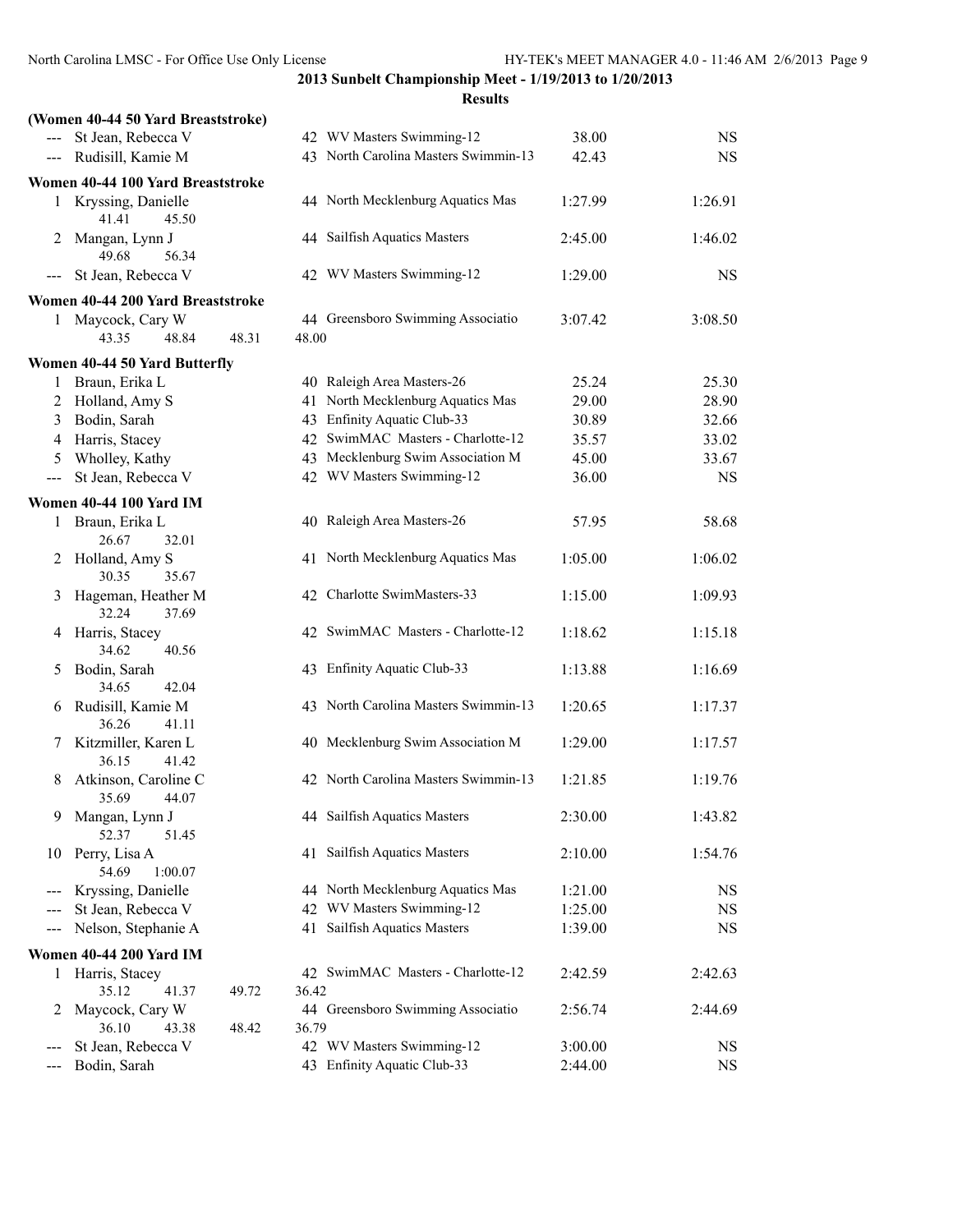**2013 Sunbelt Championship Meet - 1/19/2013 to 1/20/2013**

**Results**

### (Women 40-44 50 Yard Breaststroke)

| Place | Name | Age | Team | Seed Time | Finals Time |
|---|---|---|---|---|---|
| --- | St Jean, Rebecca V | 42 | WV Masters Swimming-12 | 38.00 | NS |
| --- | Rudisill, Kamie M | 43 | North Carolina Masters Swimmin-13 | 42.43 | NS |

### Women 40-44 100 Yard Breaststroke

| Place | Name | Age | Team | Seed Time | Finals Time |
|---|---|---|---|---|---|
| 1 | Kryssing, Danielle | 44 | North Mecklenburg Aquatics Mas | 1:27.99 | 1:26.91 |
| | 41.41 45.50 | | | | |
| 2 | Mangan, Lynn J | 44 | Sailfish Aquatics Masters | 2:45.00 | 1:46.02 |
| | 49.68 56.34 | | | | |
| --- | St Jean, Rebecca V | 42 | WV Masters Swimming-12 | 1:29.00 | NS |

### Women 40-44 200 Yard Breaststroke

| Place | Name | Age | Team | Seed Time | Finals Time |
|---|---|---|---|---|---|
| 1 | Maycock, Cary W | 44 | Greensboro Swimming Associatio | 3:07.42 | 3:08.50 |
| | 43.35 48.84 48.31 48.00 | | | | |

### Women 40-44 50 Yard Butterfly

| Place | Name | Age | Team | Seed Time | Finals Time |
|---|---|---|---|---|---|
| 1 | Braun, Erika L | 40 | Raleigh Area Masters-26 | 25.24 | 25.30 |
| 2 | Holland, Amy S | 41 | North Mecklenburg Aquatics Mas | 29.00 | 28.90 |
| 3 | Bodin, Sarah | 43 | Enfinity Aquatic Club-33 | 30.89 | 32.66 |
| 4 | Harris, Stacey | 42 | SwimMAC Masters - Charlotte-12 | 35.57 | 33.02 |
| 5 | Wholley, Kathy | 43 | Mecklenburg Swim Association M | 45.00 | 33.67 |
| --- | St Jean, Rebecca V | 42 | WV Masters Swimming-12 | 36.00 | NS |

### Women 40-44 100 Yard IM

| Place | Name | Age | Team | Seed Time | Finals Time |
|---|---|---|---|---|---|
| 1 | Braun, Erika L | 40 | Raleigh Area Masters-26 | 57.95 | 58.68 |
| | 26.67 32.01 | | | | |
| 2 | Holland, Amy S | 41 | North Mecklenburg Aquatics Mas | 1:05.00 | 1:06.02 |
| | 30.35 35.67 | | | | |
| 3 | Hageman, Heather M | 42 | Charlotte SwimMasters-33 | 1:15.00 | 1:09.93 |
| | 32.24 37.69 | | | | |
| 4 | Harris, Stacey | 42 | SwimMAC Masters - Charlotte-12 | 1:18.62 | 1:15.18 |
| | 34.62 40.56 | | | | |
| 5 | Bodin, Sarah | 43 | Enfinity Aquatic Club-33 | 1:13.88 | 1:16.69 |
| | 34.65 42.04 | | | | |
| 6 | Rudisill, Kamie M | 43 | North Carolina Masters Swimmin-13 | 1:20.65 | 1:17.37 |
| | 36.26 41.11 | | | | |
| 7 | Kitzmiller, Karen L | 40 | Mecklenburg Swim Association M | 1:29.00 | 1:17.57 |
| | 36.15 41.42 | | | | |
| 8 | Atkinson, Caroline C | 42 | North Carolina Masters Swimmin-13 | 1:21.85 | 1:19.76 |
| | 35.69 44.07 | | | | |
| 9 | Mangan, Lynn J | 44 | Sailfish Aquatics Masters | 2:30.00 | 1:43.82 |
| | 52.37 51.45 | | | | |
| 10 | Perry, Lisa A | 41 | Sailfish Aquatics Masters | 2:10.00 | 1:54.76 |
| | 54.69 1:00.07 | | | | |
| --- | Kryssing, Danielle | 44 | North Mecklenburg Aquatics Mas | 1:21.00 | NS |
| --- | St Jean, Rebecca V | 42 | WV Masters Swimming-12 | 1:25.00 | NS |
| --- | Nelson, Stephanie A | 41 | Sailfish Aquatics Masters | 1:39.00 | NS |

### Women 40-44 200 Yard IM

| Place | Name | Age | Team | Seed Time | Finals Time |
|---|---|---|---|---|---|
| 1 | Harris, Stacey | 42 | SwimMAC Masters - Charlotte-12 | 2:42.59 | 2:42.63 |
| | 35.12 41.37 49.72 36.42 | | | | |
| 2 | Maycock, Cary W | 44 | Greensboro Swimming Associatio | 2:56.74 | 2:44.69 |
| | 36.10 43.38 48.42 36.79 | | | | |
| --- | St Jean, Rebecca V | 42 | WV Masters Swimming-12 | 3:00.00 | NS |
| --- | Bodin, Sarah | 43 | Enfinity Aquatic Club-33 | 2:44.00 | NS |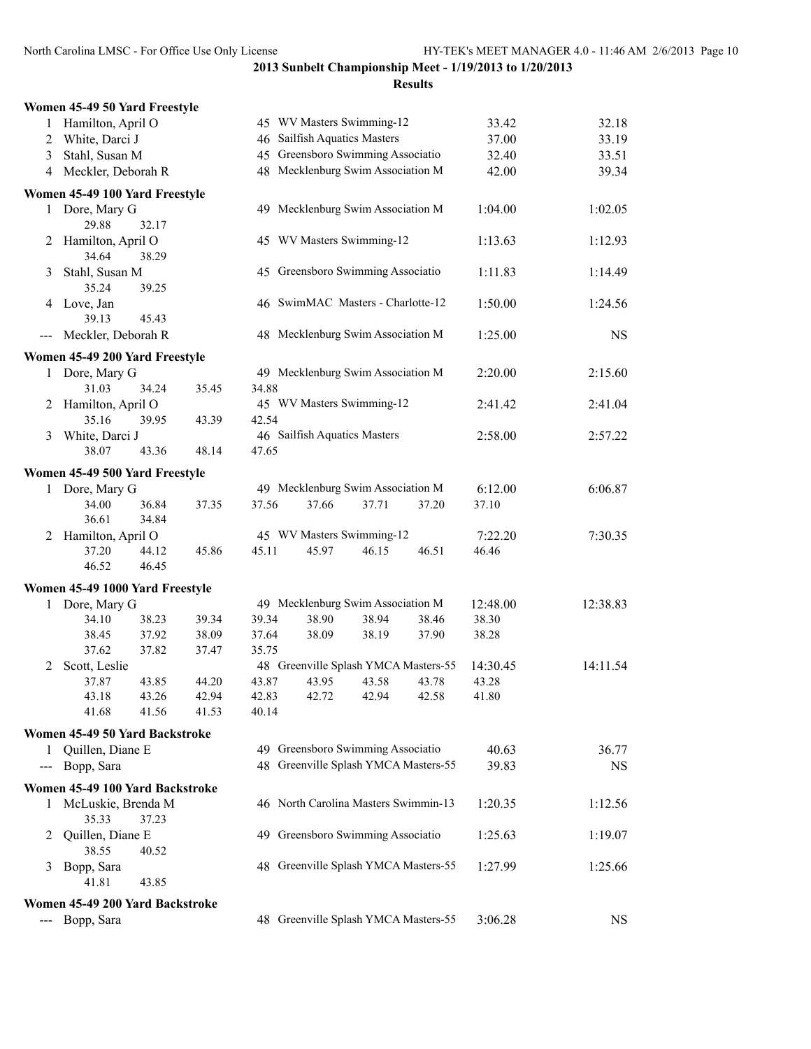## 2013 Sunbelt Championship Meet - 1/19/2013 to 1/20/2013

### Results

**Women 45-49 50 Yard Freestyle**

| Place | Name | Age | Team | Seed Time | Finals Time |
|---|---|---|---|---|---|
| 1 | Hamilton, April O | 45 | WV Masters Swimming-12 | 33.42 | 32.18 |
| 2 | White, Darci J | 46 | Sailfish Aquatics Masters | 37.00 | 33.19 |
| 3 | Stahl, Susan M | 45 | Greensboro Swimming Associatio | 32.40 | 33.51 |
| 4 | Meckler, Deborah R | 48 | Mecklenburg Swim Association M | 42.00 | 39.34 |

**Women 45-49 100 Yard Freestyle**

| Place | Name | Age | Team | Seed Time | Finals Time |
|---|---|---|---|---|---|
| 1 | Dore, Mary G | 49 | Mecklenburg Swim Association M | 1:04.00 | 1:02.05 |
| | 29.88 32.17 | | | | |
| 2 | Hamilton, April O | 45 | WV Masters Swimming-12 | 1:13.63 | 1:12.93 |
| | 34.64 38.29 | | | | |
| 3 | Stahl, Susan M | 45 | Greensboro Swimming Associatio | 1:11.83 | 1:14.49 |
| | 35.24 39.25 | | | | |
| 4 | Love, Jan | 46 | SwimMAC Masters - Charlotte-12 | 1:50.00 | 1:24.56 |
| | 39.13 45.43 | | | | |
| --- | Meckler, Deborah R | 48 | Mecklenburg Swim Association M | 1:25.00 | NS |

**Women 45-49 200 Yard Freestyle**

| Place | Name | Age | Team | Seed Time | Finals Time |
|---|---|---|---|---|---|
| 1 | Dore, Mary G | 49 | Mecklenburg Swim Association M | 2:20.00 | 2:15.60 |
| | 31.03 34.24 35.45 34.88 | | | | |
| 2 | Hamilton, April O | 45 | WV Masters Swimming-12 | 2:41.42 | 2:41.04 |
| | 35.16 39.95 43.39 42.54 | | | | |
| 3 | White, Darci J | 46 | Sailfish Aquatics Masters | 2:58.00 | 2:57.22 |
| | 38.07 43.36 48.14 47.65 | | | | |

**Women 45-49 500 Yard Freestyle**

| Place | Name | Age | Team | Seed Time | Finals Time |
|---|---|---|---|---|---|
| 1 | Dore, Mary G | 49 | Mecklenburg Swim Association M | 6:12.00 | 6:06.87 |
| | 34.00 36.84 37.35 37.56 37.66 37.71 37.20 37.10 | | | | |
| | 36.61 34.84 | | | | |
| 2 | Hamilton, April O | 45 | WV Masters Swimming-12 | 7:22.20 | 7:30.35 |
| | 37.20 44.12 45.86 45.11 45.97 46.15 46.51 46.46 | | | | |
| | 46.52 46.45 | | | | |

**Women 45-49 1000 Yard Freestyle**

| Place | Name | Age | Team | Seed Time | Finals Time |
|---|---|---|---|---|---|
| 1 | Dore, Mary G | 49 | Mecklenburg Swim Association M | 12:48.00 | 12:38.83 |
| | 34.10 38.23 39.34 39.34 38.90 38.94 38.46 38.30 | | | | |
| | 38.45 37.92 38.09 37.64 38.09 38.19 37.90 38.28 | | | | |
| | 37.62 37.82 37.47 35.75 | | | | |
| 2 | Scott, Leslie | 48 | Greenville Splash YMCA Masters-55 | 14:30.45 | 14:11.54 |
| | 37.87 43.85 44.20 43.87 43.95 43.58 43.78 43.28 | | | | |
| | 43.18 43.26 42.94 42.83 42.72 42.94 42.58 41.80 | | | | |
| | 41.68 41.56 41.53 40.14 | | | | |

**Women 45-49 50 Yard Backstroke**

| Place | Name | Age | Team | Seed Time | Finals Time |
|---|---|---|---|---|---|
| 1 | Quillen, Diane E | 49 | Greensboro Swimming Associatio | 40.63 | 36.77 |
| --- | Bopp, Sara | 48 | Greenville Splash YMCA Masters-55 | 39.83 | NS |

**Women 45-49 100 Yard Backstroke**

| Place | Name | Age | Team | Seed Time | Finals Time |
|---|---|---|---|---|---|
| 1 | McLuskie, Brenda M | 46 | North Carolina Masters Swimmin-13 | 1:20.35 | 1:12.56 |
| | 35.33 37.23 | | | | |
| 2 | Quillen, Diane E | 49 | Greensboro Swimming Associatio | 1:25.63 | 1:19.07 |
| | 38.55 40.52 | | | | |
| 3 | Bopp, Sara | 48 | Greenville Splash YMCA Masters-55 | 1:27.99 | 1:25.66 |
| | 41.81 43.85 | | | | |

**Women 45-49 200 Yard Backstroke**

| Place | Name | Age | Team | Seed Time | Finals Time |
|---|---|---|---|---|---|
| --- | Bopp, Sara | 48 | Greenville Splash YMCA Masters-55 | 3:06.28 | NS |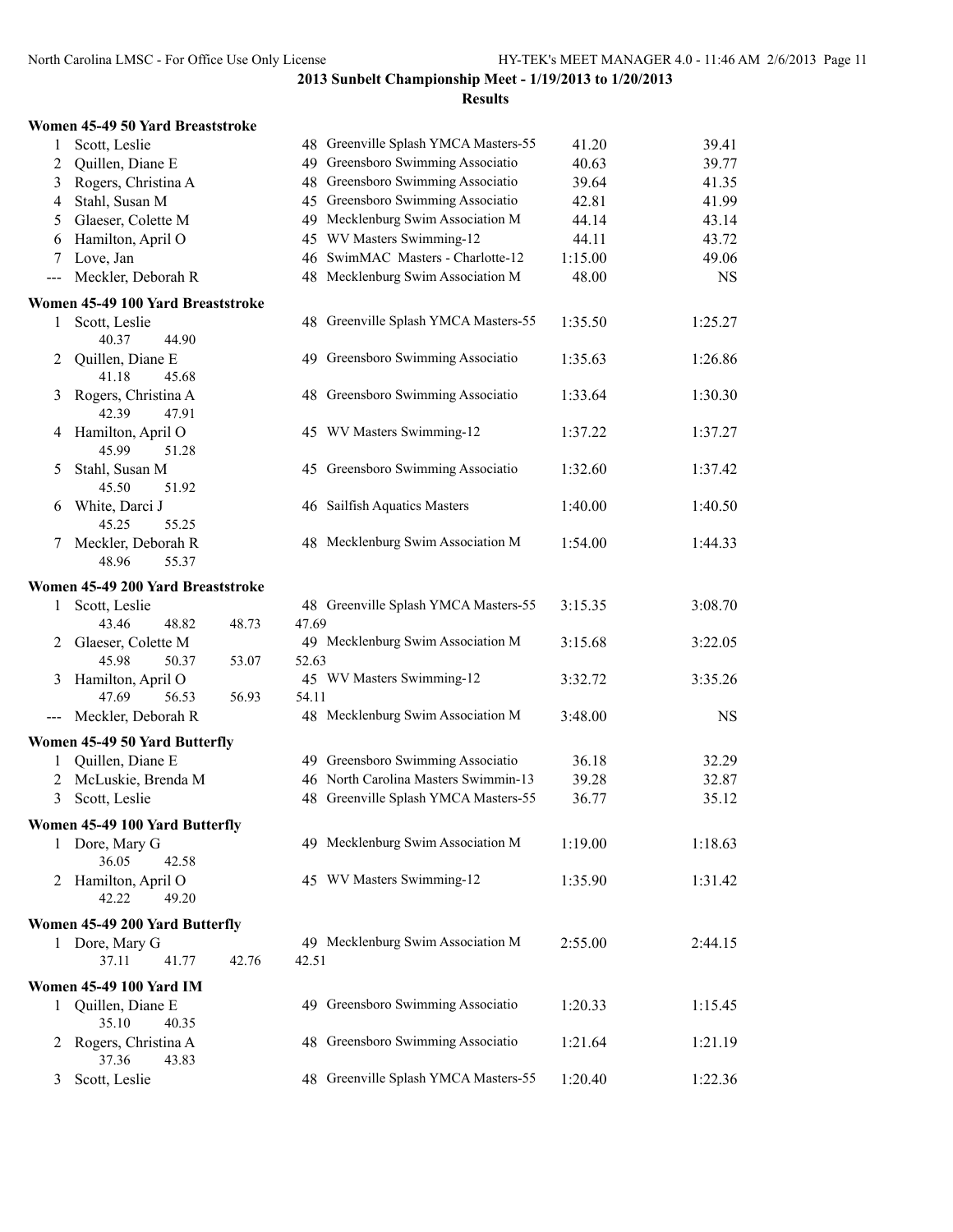## 2013 Sunbelt Championship Meet - 1/19/2013 to 1/20/2013

### Results

**Women 45-49 50 Yard Breaststroke**

| | Name | Age | Team | Seed Time | Finals Time |
|---|---|---|---|---|---|
| 1 | Scott, Leslie | 48 | Greenville Splash YMCA Masters-55 | 41.20 | 39.41 |
| 2 | Quillen, Diane E | 49 | Greensboro Swimming Associatio | 40.63 | 39.77 |
| 3 | Rogers, Christina A | 48 | Greensboro Swimming Associatio | 39.64 | 41.35 |
| 4 | Stahl, Susan M | 45 | Greensboro Swimming Associatio | 42.81 | 41.99 |
| 5 | Glaeser, Colette M | 49 | Mecklenburg Swim Association M | 44.14 | 43.14 |
| 6 | Hamilton, April O | 45 | WV Masters Swimming-12 | 44.11 | 43.72 |
| 7 | Love, Jan | 46 | SwimMAC Masters - Charlotte-12 | 1:15.00 | 49.06 |
| --- | Meckler, Deborah R | 48 | Mecklenburg Swim Association M | 48.00 | NS |

**Women 45-49 100 Yard Breaststroke**

| | Name | Age | Team | Seed Time | Finals Time |
|---|---|---|---|---|---|
| 1 | Scott, Leslie | 48 | Greenville Splash YMCA Masters-55 | 1:35.50 | 1:25.27 |
| | 40.37 44.90 | | | | |
| 2 | Quillen, Diane E | 49 | Greensboro Swimming Associatio | 1:35.63 | 1:26.86 |
| | 41.18 45.68 | | | | |
| 3 | Rogers, Christina A | 48 | Greensboro Swimming Associatio | 1:33.64 | 1:30.30 |
| | 42.39 47.91 | | | | |
| 4 | Hamilton, April O | 45 | WV Masters Swimming-12 | 1:37.22 | 1:37.27 |
| | 45.99 51.28 | | | | |
| 5 | Stahl, Susan M | 45 | Greensboro Swimming Associatio | 1:32.60 | 1:37.42 |
| | 45.50 51.92 | | | | |
| 6 | White, Darci J | 46 | Sailfish Aquatics Masters | 1:40.00 | 1:40.50 |
| | 45.25 55.25 | | | | |
| 7 | Meckler, Deborah R | 48 | Mecklenburg Swim Association M | 1:54.00 | 1:44.33 |
| | 48.96 55.37 | | | | |

**Women 45-49 200 Yard Breaststroke**

| | Name | Age | Team | Seed Time | Finals Time |
|---|---|---|---|---|---|
| 1 | Scott, Leslie | 48 | Greenville Splash YMCA Masters-55 | 3:15.35 | 3:08.70 |
| | 43.46 48.82 48.73 47.69 | | | | |
| 2 | Glaeser, Colette M | 49 | Mecklenburg Swim Association M | 3:15.68 | 3:22.05 |
| | 45.98 50.37 53.07 52.63 | | | | |
| 3 | Hamilton, April O | 45 | WV Masters Swimming-12 | 3:32.72 | 3:35.26 |
| | 47.69 56.53 56.93 54.11 | | | | |
| --- | Meckler, Deborah R | 48 | Mecklenburg Swim Association M | 3:48.00 | NS |

**Women 45-49 50 Yard Butterfly**

| | Name | Age | Team | Seed Time | Finals Time |
|---|---|---|---|---|---|
| 1 | Quillen, Diane E | 49 | Greensboro Swimming Associatio | 36.18 | 32.29 |
| 2 | McLuskie, Brenda M | 46 | North Carolina Masters Swimmin-13 | 39.28 | 32.87 |
| 3 | Scott, Leslie | 48 | Greenville Splash YMCA Masters-55 | 36.77 | 35.12 |

**Women 45-49 100 Yard Butterfly**

| | Name | Age | Team | Seed Time | Finals Time |
|---|---|---|---|---|---|
| 1 | Dore, Mary G | 49 | Mecklenburg Swim Association M | 1:19.00 | 1:18.63 |
| | 36.05 42.58 | | | | |
| 2 | Hamilton, April O | 45 | WV Masters Swimming-12 | 1:35.90 | 1:31.42 |
| | 42.22 49.20 | | | | |

**Women 45-49 200 Yard Butterfly**

| | Name | Age | Team | Seed Time | Finals Time |
|---|---|---|---|---|---|
| 1 | Dore, Mary G | 49 | Mecklenburg Swim Association M | 2:55.00 | 2:44.15 |
| | 37.11 41.77 42.76 42.51 | | | | |

**Women 45-49 100 Yard IM**

| | Name | Age | Team | Seed Time | Finals Time |
|---|---|---|---|---|---|
| 1 | Quillen, Diane E | 49 | Greensboro Swimming Associatio | 1:20.33 | 1:15.45 |
| | 35.10 40.35 | | | | |
| 2 | Rogers, Christina A | 48 | Greensboro Swimming Associatio | 1:21.64 | 1:21.19 |
| | 37.36 43.83 | | | | |
| 3 | Scott, Leslie | 48 | Greenville Splash YMCA Masters-55 | 1:20.40 | 1:22.36 |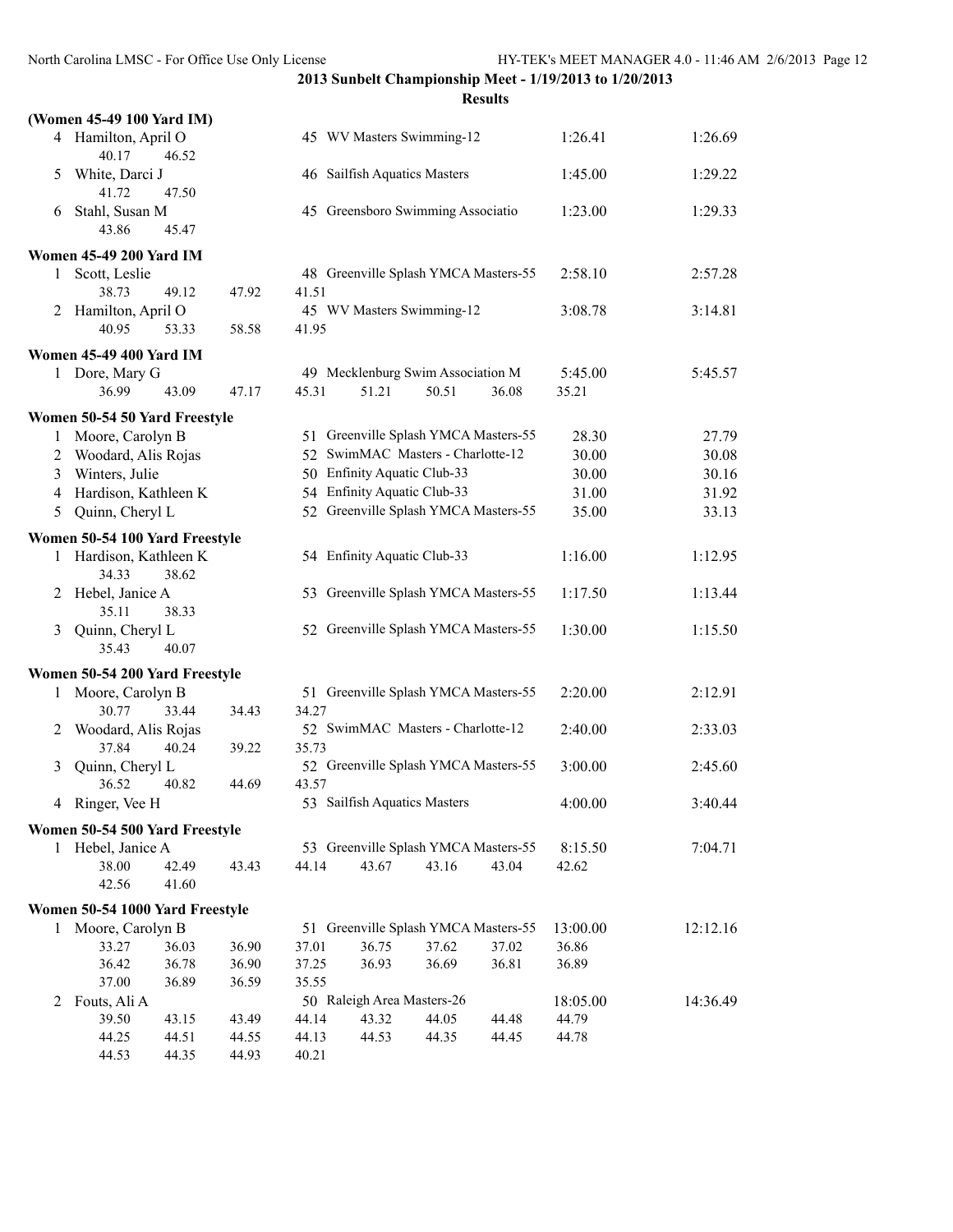**2013 Sunbelt Championship Meet - 1/19/2013 to 1/20/2013**

**Results**

### (Women 45-49 100 Yard IM)

| | Name | Age | Team | Seed Time | Finals Time |
|---|---|---|---|---|---|
| 4 | Hamilton, April O | 45 | WV Masters Swimming-12 | 1:26.41 | 1:26.69 |
| | 40.17 46.52 | | | | |
| 5 | White, Darci J | 46 | Sailfish Aquatics Masters | 1:45.00 | 1:29.22 |
| | 41.72 47.50 | | | | |
| 6 | Stahl, Susan M | 45 | Greensboro Swimming Associatio | 1:23.00 | 1:29.33 |
| | 43.86 45.47 | | | | |

### Women 45-49 200 Yard IM

| | Name | Age | Team | Seed Time | Finals Time |
|---|---|---|---|---|---|
| 1 | Scott, Leslie | 48 | Greenville Splash YMCA Masters-55 | 2:58.10 | 2:57.28 |
| | 38.73 49.12 47.92 41.51 | | | | |
| 2 | Hamilton, April O | 45 | WV Masters Swimming-12 | 3:08.78 | 3:14.81 |
| | 40.95 53.33 58.58 41.95 | | | | |

### Women 45-49 400 Yard IM

| | Name | Age | Team | Seed Time | Finals Time |
|---|---|---|---|---|---|
| 1 | Dore, Mary G | 49 | Mecklenburg Swim Association M | 5:45.00 | 5:45.57 |
| | 36.99 43.09 47.17 45.31 51.21 50.51 36.08 35.21 | | | | |

### Women 50-54 50 Yard Freestyle

| | Name | Age | Team | Seed Time | Finals Time |
|---|---|---|---|---|---|
| 1 | Moore, Carolyn B | 51 | Greenville Splash YMCA Masters-55 | 28.30 | 27.79 |
| 2 | Woodard, Alis Rojas | 52 | SwimMAC Masters - Charlotte-12 | 30.00 | 30.08 |
| 3 | Winters, Julie | 50 | Enfinity Aquatic Club-33 | 30.00 | 30.16 |
| 4 | Hardison, Kathleen K | 54 | Enfinity Aquatic Club-33 | 31.00 | 31.92 |
| 5 | Quinn, Cheryl L | 52 | Greenville Splash YMCA Masters-55 | 35.00 | 33.13 |

### Women 50-54 100 Yard Freestyle

| | Name | Age | Team | Seed Time | Finals Time |
|---|---|---|---|---|---|
| 1 | Hardison, Kathleen K | 54 | Enfinity Aquatic Club-33 | 1:16.00 | 1:12.95 |
| | 34.33 38.62 | | | | |
| 2 | Hebel, Janice A | 53 | Greenville Splash YMCA Masters-55 | 1:17.50 | 1:13.44 |
| | 35.11 38.33 | | | | |
| 3 | Quinn, Cheryl L | 52 | Greenville Splash YMCA Masters-55 | 1:30.00 | 1:15.50 |
| | 35.43 40.07 | | | | |

### Women 50-54 200 Yard Freestyle

| | Name | Age | Team | Seed Time | Finals Time |
|---|---|---|---|---|---|
| 1 | Moore, Carolyn B | 51 | Greenville Splash YMCA Masters-55 | 2:20.00 | 2:12.91 |
| | 30.77 33.44 34.43 34.27 | | | | |
| 2 | Woodard, Alis Rojas | 52 | SwimMAC Masters - Charlotte-12 | 2:40.00 | 2:33.03 |
| | 37.84 40.24 39.22 35.73 | | | | |
| 3 | Quinn, Cheryl L | 52 | Greenville Splash YMCA Masters-55 | 3:00.00 | 2:45.60 |
| | 36.52 40.82 44.69 43.57 | | | | |
| 4 | Ringer, Vee H | 53 | Sailfish Aquatics Masters | 4:00.00 | 3:40.44 |

### Women 50-54 500 Yard Freestyle

| | Name | Age | Team | Seed Time | Finals Time |
|---|---|---|---|---|---|
| 1 | Hebel, Janice A | 53 | Greenville Splash YMCA Masters-55 | 8:15.50 | 7:04.71 |
| | 38.00 42.49 43.43 44.14 43.67 43.16 43.04 42.62 | | | | |
| | 42.56 41.60 | | | | |

### Women 50-54 1000 Yard Freestyle

| | Name | Age | Team | Seed Time | Finals Time |
|---|---|---|---|---|---|
| 1 | Moore, Carolyn B | 51 | Greenville Splash YMCA Masters-55 | 13:00.00 | 12:12.16 |
| | 33.27 36.03 36.90 37.01 36.75 37.62 37.02 36.86 | | | | |
| | 36.42 36.78 36.90 37.25 36.93 36.69 36.81 36.89 | | | | |
| | 37.00 36.89 36.59 35.55 | | | | |
| 2 | Fouts, Ali A | 50 | Raleigh Area Masters-26 | 18:05.00 | 14:36.49 |
| | 39.50 43.15 43.49 44.14 43.32 44.05 44.48 44.79 | | | | |
| | 44.25 44.51 44.55 44.13 44.53 44.35 44.45 44.78 | | | | |
| | 44.53 44.35 44.93 40.21 | | | | |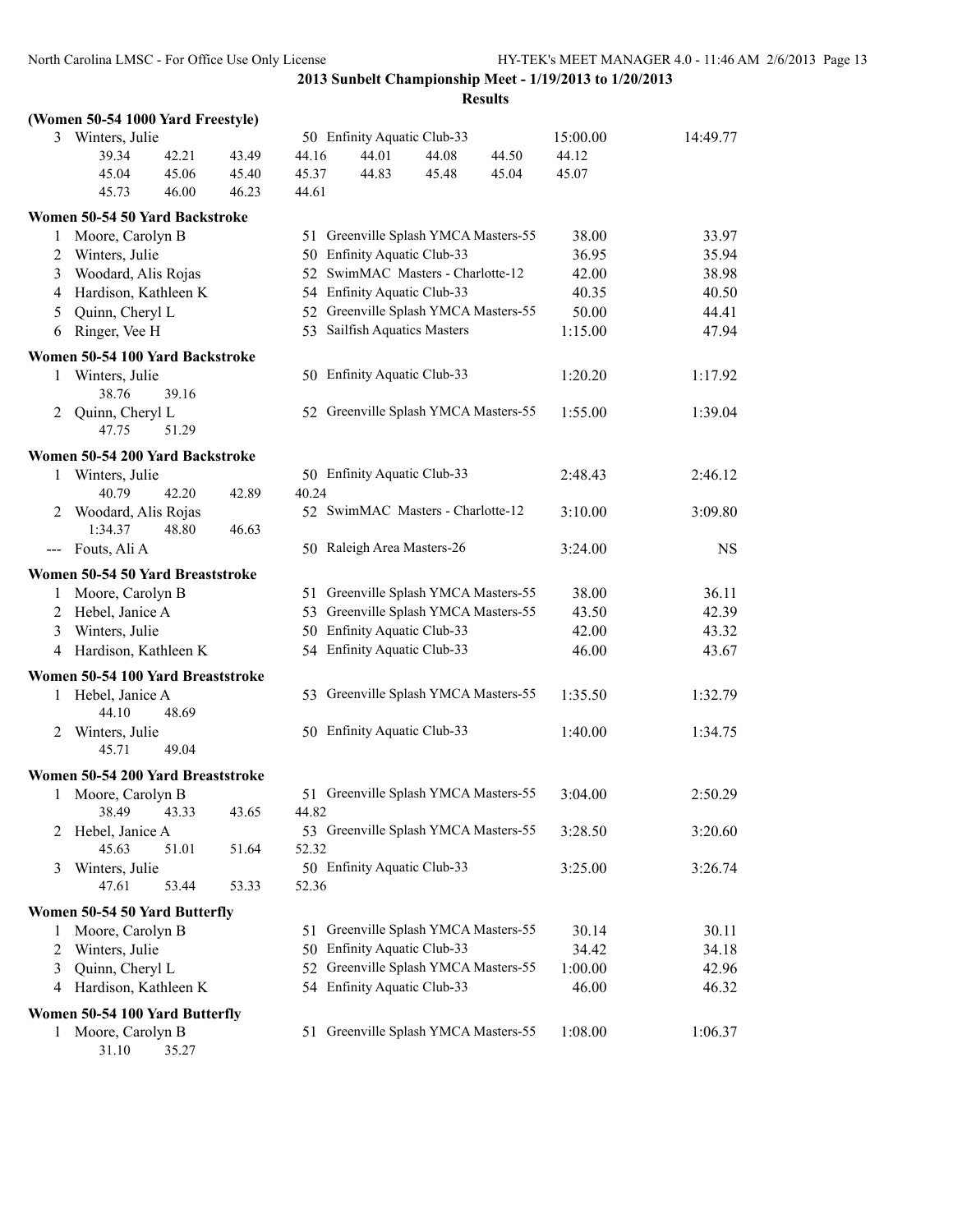**2013 Sunbelt Championship Meet - 1/19/2013 to 1/20/2013**

**Results**

### (Women 50-54 1000 Yard Freestyle)

| Place | Name | Age | Team | Seed Time | Finals Time |
|---|---|---|---|---|---|
| 3 | Winters, Julie | 50 | Enfinity Aquatic Club-33 | 15:00.00 | 14:49.77 |

Splits: 39.34 42.21 43.49 44.16 44.01 44.08 44.50 44.12 45.04 45.06 45.40 45.37 44.83 45.48 45.04 45.07 45.73 46.00 46.23 44.61

### Women 50-54 50 Yard Backstroke

| Place | Name | Age | Team | Seed Time | Finals Time |
|---|---|---|---|---|---|
| 1 | Moore, Carolyn B | 51 | Greenville Splash YMCA Masters-55 | 38.00 | 33.97 |
| 2 | Winters, Julie | 50 | Enfinity Aquatic Club-33 | 36.95 | 35.94 |
| 3 | Woodard, Alis Rojas | 52 | SwimMAC Masters - Charlotte-12 | 42.00 | 38.98 |
| 4 | Hardison, Kathleen K | 54 | Enfinity Aquatic Club-33 | 40.35 | 40.50 |
| 5 | Quinn, Cheryl L | 52 | Greenville Splash YMCA Masters-55 | 50.00 | 44.41 |
| 6 | Ringer, Vee H | 53 | Sailfish Aquatics Masters | 1:15.00 | 47.94 |

### Women 50-54 100 Yard Backstroke

| Place | Name | Age | Team | Seed Time | Finals Time |
|---|---|---|---|---|---|
| 1 | Winters, Julie | 50 | Enfinity Aquatic Club-33 | 1:20.20 | 1:17.92 |
| | 38.76 39.16 | | | | |
| 2 | Quinn, Cheryl L | 52 | Greenville Splash YMCA Masters-55 | 1:55.00 | 1:39.04 |
| | 47.75 51.29 | | | | |

### Women 50-54 200 Yard Backstroke

| Place | Name | Age | Team | Seed Time | Finals Time |
|---|---|---|---|---|---|
| 1 | Winters, Julie | 50 | Enfinity Aquatic Club-33 | 2:48.43 | 2:46.12 |
| | 40.79 42.20 42.89 40.24 | | | | |
| 2 | Woodard, Alis Rojas | 52 | SwimMAC Masters - Charlotte-12 | 3:10.00 | 3:09.80 |
| | 1:34.37 48.80 46.63 | | | | |
| --- | Fouts, Ali A | 50 | Raleigh Area Masters-26 | 3:24.00 | NS |

### Women 50-54 50 Yard Breaststroke

| Place | Name | Age | Team | Seed Time | Finals Time |
|---|---|---|---|---|---|
| 1 | Moore, Carolyn B | 51 | Greenville Splash YMCA Masters-55 | 38.00 | 36.11 |
| 2 | Hebel, Janice A | 53 | Greenville Splash YMCA Masters-55 | 43.50 | 42.39 |
| 3 | Winters, Julie | 50 | Enfinity Aquatic Club-33 | 42.00 | 43.32 |
| 4 | Hardison, Kathleen K | 54 | Enfinity Aquatic Club-33 | 46.00 | 43.67 |

### Women 50-54 100 Yard Breaststroke

| Place | Name | Age | Team | Seed Time | Finals Time |
|---|---|---|---|---|---|
| 1 | Hebel, Janice A | 53 | Greenville Splash YMCA Masters-55 | 1:35.50 | 1:32.79 |
| | 44.10 48.69 | | | | |
| 2 | Winters, Julie | 50 | Enfinity Aquatic Club-33 | 1:40.00 | 1:34.75 |
| | 45.71 49.04 | | | | |

### Women 50-54 200 Yard Breaststroke

| Place | Name | Age | Team | Seed Time | Finals Time |
|---|---|---|---|---|---|
| 1 | Moore, Carolyn B | 51 | Greenville Splash YMCA Masters-55 | 3:04.00 | 2:50.29 |
| | 38.49 43.33 43.65 44.82 | | | | |
| 2 | Hebel, Janice A | 53 | Greenville Splash YMCA Masters-55 | 3:28.50 | 3:20.60 |
| | 45.63 51.01 51.64 52.32 | | | | |
| 3 | Winters, Julie | 50 | Enfinity Aquatic Club-33 | 3:25.00 | 3:26.74 |
| | 47.61 53.44 53.33 52.36 | | | | |

### Women 50-54 50 Yard Butterfly

| Place | Name | Age | Team | Seed Time | Finals Time |
|---|---|---|---|---|---|
| 1 | Moore, Carolyn B | 51 | Greenville Splash YMCA Masters-55 | 30.14 | 30.11 |
| 2 | Winters, Julie | 50 | Enfinity Aquatic Club-33 | 34.42 | 34.18 |
| 3 | Quinn, Cheryl L | 52 | Greenville Splash YMCA Masters-55 | 1:00.00 | 42.96 |
| 4 | Hardison, Kathleen K | 54 | Enfinity Aquatic Club-33 | 46.00 | 46.32 |

### Women 50-54 100 Yard Butterfly

| Place | Name | Age | Team | Seed Time | Finals Time |
|---|---|---|---|---|---|
| 1 | Moore, Carolyn B | 51 | Greenville Splash YMCA Masters-55 | 1:08.00 | 1:06.37 |
| | 31.10 35.27 | | | | |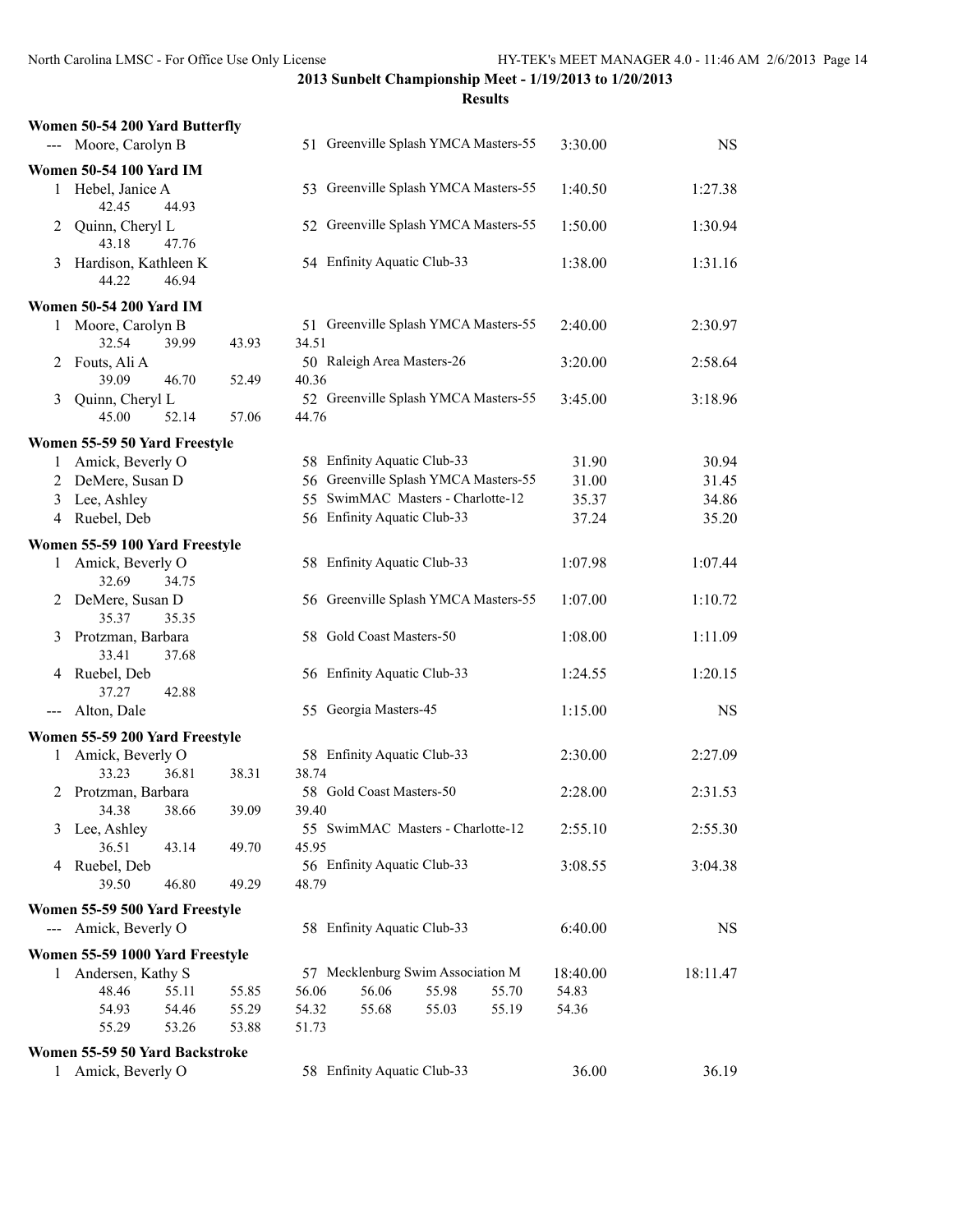## 2013 Sunbelt Championship Meet - 1/19/2013 to 1/20/2013

### Results

**Women 50-54 200 Yard Butterfly**

| Place | Name | Age | Team | Seed Time | Finals Time |
|---|---|---|---|---|---|
| --- | Moore, Carolyn B | 51 | Greenville Splash YMCA Masters-55 | 3:30.00 | NS |

**Women 50-54 100 Yard IM**

| Place | Name | Age | Team | Seed Time | Finals Time |
|---|---|---|---|---|---|
| 1 | Hebel, Janice A | 53 | Greenville Splash YMCA Masters-55 | 1:40.50 | 1:27.38 |
| | 42.45 44.93 | | | | |
| 2 | Quinn, Cheryl L | 52 | Greenville Splash YMCA Masters-55 | 1:50.00 | 1:30.94 |
| | 43.18 47.76 | | | | |
| 3 | Hardison, Kathleen K | 54 | Enfinity Aquatic Club-33 | 1:38.00 | 1:31.16 |
| | 44.22 46.94 | | | | |

**Women 50-54 200 Yard IM**

| Place | Name | Age | Team | Seed Time | Finals Time |
|---|---|---|---|---|---|
| 1 | Moore, Carolyn B | 51 | Greenville Splash YMCA Masters-55 | 2:40.00 | 2:30.97 |
| | 32.54 39.99 43.93 34.51 | | | | |
| 2 | Fouts, Ali A | 50 | Raleigh Area Masters-26 | 3:20.00 | 2:58.64 |
| | 39.09 46.70 52.49 40.36 | | | | |
| 3 | Quinn, Cheryl L | 52 | Greenville Splash YMCA Masters-55 | 3:45.00 | 3:18.96 |
| | 45.00 52.14 57.06 44.76 | | | | |

**Women 55-59 50 Yard Freestyle**

| Place | Name | Age | Team | Seed Time | Finals Time |
|---|---|---|---|---|---|
| 1 | Amick, Beverly O | 58 | Enfinity Aquatic Club-33 | 31.90 | 30.94 |
| 2 | DeMere, Susan D | 56 | Greenville Splash YMCA Masters-55 | 31.00 | 31.45 |
| 3 | Lee, Ashley | 55 | SwimMAC Masters - Charlotte-12 | 35.37 | 34.86 |
| 4 | Ruebel, Deb | 56 | Enfinity Aquatic Club-33 | 37.24 | 35.20 |

**Women 55-59 100 Yard Freestyle**

| Place | Name | Age | Team | Seed Time | Finals Time |
|---|---|---|---|---|---|
| 1 | Amick, Beverly O | 58 | Enfinity Aquatic Club-33 | 1:07.98 | 1:07.44 |
| | 32.69 34.75 | | | | |
| 2 | DeMere, Susan D | 56 | Greenville Splash YMCA Masters-55 | 1:07.00 | 1:10.72 |
| | 35.37 35.35 | | | | |
| 3 | Protzman, Barbara | 58 | Gold Coast Masters-50 | 1:08.00 | 1:11.09 |
| | 33.41 37.68 | | | | |
| 4 | Ruebel, Deb | 56 | Enfinity Aquatic Club-33 | 1:24.55 | 1:20.15 |
| | 37.27 42.88 | | | | |
| --- | Alton, Dale | 55 | Georgia Masters-45 | 1:15.00 | NS |

**Women 55-59 200 Yard Freestyle**

| Place | Name | Age | Team | Seed Time | Finals Time |
|---|---|---|---|---|---|
| 1 | Amick, Beverly O | 58 | Enfinity Aquatic Club-33 | 2:30.00 | 2:27.09 |
| | 33.23 36.81 38.31 38.74 | | | | |
| 2 | Protzman, Barbara | 58 | Gold Coast Masters-50 | 2:28.00 | 2:31.53 |
| | 34.38 38.66 39.09 39.40 | | | | |
| 3 | Lee, Ashley | 55 | SwimMAC Masters - Charlotte-12 | 2:55.10 | 2:55.30 |
| | 36.51 43.14 49.70 45.95 | | | | |
| 4 | Ruebel, Deb | 56 | Enfinity Aquatic Club-33 | 3:08.55 | 3:04.38 |
| | 39.50 46.80 49.29 48.79 | | | | |

**Women 55-59 500 Yard Freestyle**

| Place | Name | Age | Team | Seed Time | Finals Time |
|---|---|---|---|---|---|
| --- | Amick, Beverly O | 58 | Enfinity Aquatic Club-33 | 6:40.00 | NS |

**Women 55-59 1000 Yard Freestyle**

| Place | Name | Age | Team | Seed Time | Finals Time |
|---|---|---|---|---|---|
| 1 | Andersen, Kathy S | 57 | Mecklenburg Swim Association M | 18:40.00 | 18:11.47 |
| | 48.46 55.11 55.85 56.06 56.06 55.98 55.70 54.83 | | | | |
| | 54.93 54.46 55.29 54.32 55.68 55.03 55.19 54.36 | | | | |
| | 55.29 53.26 53.88 51.73 | | | | |

**Women 55-59 50 Yard Backstroke**

| Place | Name | Age | Team | Seed Time | Finals Time |
|---|---|---|---|---|---|
| 1 | Amick, Beverly O | 58 | Enfinity Aquatic Club-33 | 36.00 | 36.19 |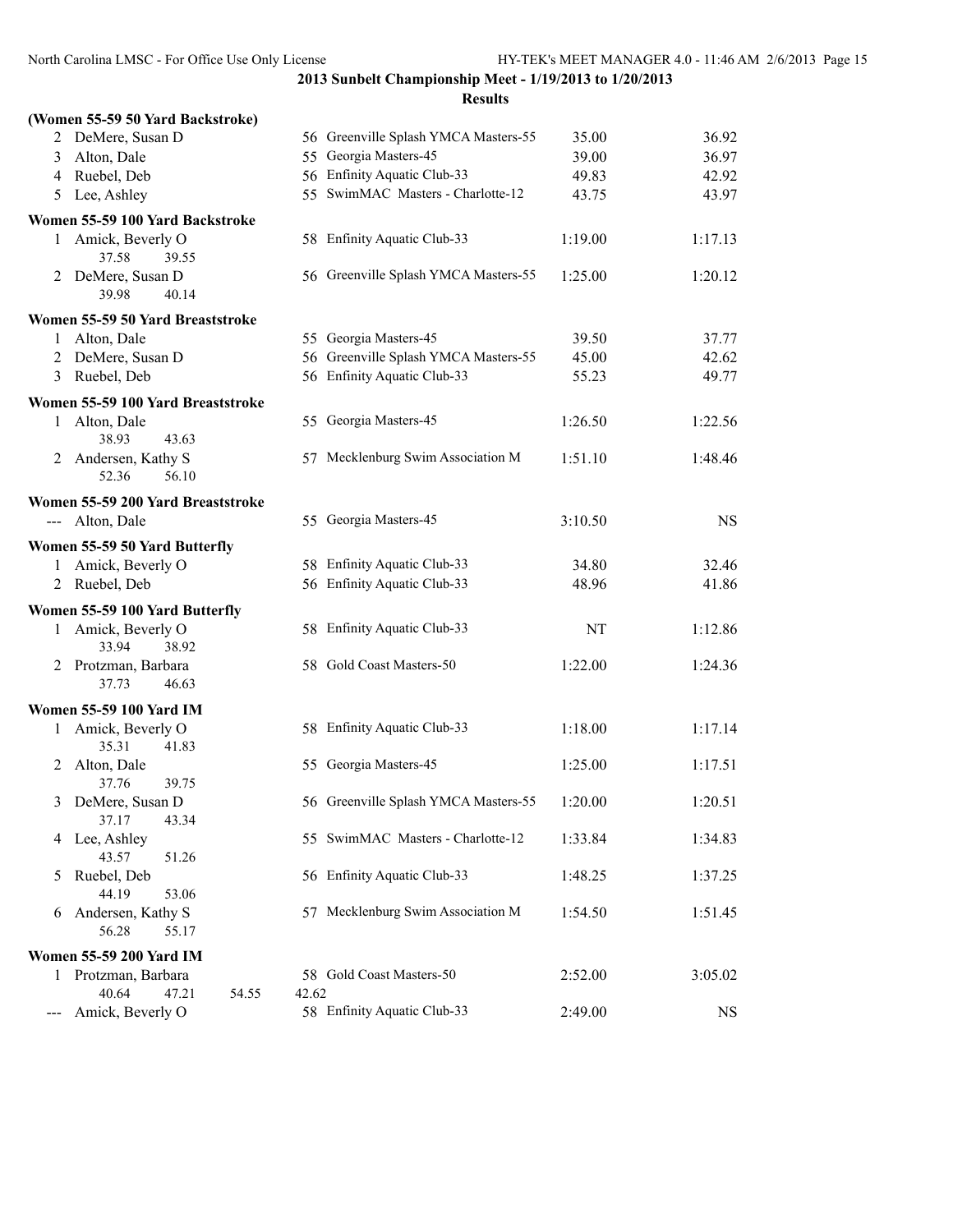## 2013 Sunbelt Championship Meet - 1/19/2013 to 1/20/2013

### Results

**(Women 55-59 50 Yard Backstroke)**

| Place | Name | Age | Team | Seed Time | Finals Time |
|---|---|---|---|---|---|
| 2 | DeMere, Susan D | 56 | Greenville Splash YMCA Masters-55 | 35.00 | 36.92 |
| 3 | Alton, Dale | 55 | Georgia Masters-45 | 39.00 | 36.97 |
| 4 | Ruebel, Deb | 56 | Enfinity Aquatic Club-33 | 49.83 | 42.92 |
| 5 | Lee, Ashley | 55 | SwimMAC Masters - Charlotte-12 | 43.75 | 43.97 |

**Women 55-59 100 Yard Backstroke**

| Place | Name | Age | Team | Seed Time | Finals Time |
|---|---|---|---|---|---|
| 1 | Amick, Beverly O | 58 | Enfinity Aquatic Club-33 | 1:19.00 | 1:17.13 |
| | 37.58 39.55 | | | | |
| 2 | DeMere, Susan D | 56 | Greenville Splash YMCA Masters-55 | 1:25.00 | 1:20.12 |
| | 39.98 40.14 | | | | |

**Women 55-59 50 Yard Breaststroke**

| Place | Name | Age | Team | Seed Time | Finals Time |
|---|---|---|---|---|---|
| 1 | Alton, Dale | 55 | Georgia Masters-45 | 39.50 | 37.77 |
| 2 | DeMere, Susan D | 56 | Greenville Splash YMCA Masters-55 | 45.00 | 42.62 |
| 3 | Ruebel, Deb | 56 | Enfinity Aquatic Club-33 | 55.23 | 49.77 |

**Women 55-59 100 Yard Breaststroke**

| Place | Name | Age | Team | Seed Time | Finals Time |
|---|---|---|---|---|---|
| 1 | Alton, Dale | 55 | Georgia Masters-45 | 1:26.50 | 1:22.56 |
| | 38.93 43.63 | | | | |
| 2 | Andersen, Kathy S | 57 | Mecklenburg Swim Association M | 1:51.10 | 1:48.46 |
| | 52.36 56.10 | | | | |

**Women 55-59 200 Yard Breaststroke**

| Place | Name | Age | Team | Seed Time | Finals Time |
|---|---|---|---|---|---|
| --- | Alton, Dale | 55 | Georgia Masters-45 | 3:10.50 | NS |

**Women 55-59 50 Yard Butterfly**

| Place | Name | Age | Team | Seed Time | Finals Time |
|---|---|---|---|---|---|
| 1 | Amick, Beverly O | 58 | Enfinity Aquatic Club-33 | 34.80 | 32.46 |
| 2 | Ruebel, Deb | 56 | Enfinity Aquatic Club-33 | 48.96 | 41.86 |

**Women 55-59 100 Yard Butterfly**

| Place | Name | Age | Team | Seed Time | Finals Time |
|---|---|---|---|---|---|
| 1 | Amick, Beverly O | 58 | Enfinity Aquatic Club-33 | NT | 1:12.86 |
| | 33.94 38.92 | | | | |
| 2 | Protzman, Barbara | 58 | Gold Coast Masters-50 | 1:22.00 | 1:24.36 |
| | 37.73 46.63 | | | | |

**Women 55-59 100 Yard IM**

| Place | Name | Age | Team | Seed Time | Finals Time |
|---|---|---|---|---|---|
| 1 | Amick, Beverly O | 58 | Enfinity Aquatic Club-33 | 1:18.00 | 1:17.14 |
| | 35.31 41.83 | | | | |
| 2 | Alton, Dale | 55 | Georgia Masters-45 | 1:25.00 | 1:17.51 |
| | 37.76 39.75 | | | | |
| 3 | DeMere, Susan D | 56 | Greenville Splash YMCA Masters-55 | 1:20.00 | 1:20.51 |
| | 37.17 43.34 | | | | |
| 4 | Lee, Ashley | 55 | SwimMAC Masters - Charlotte-12 | 1:33.84 | 1:34.83 |
| | 43.57 51.26 | | | | |
| 5 | Ruebel, Deb | 56 | Enfinity Aquatic Club-33 | 1:48.25 | 1:37.25 |
| | 44.19 53.06 | | | | |
| 6 | Andersen, Kathy S | 57 | Mecklenburg Swim Association M | 1:54.50 | 1:51.45 |
| | 56.28 55.17 | | | | |

**Women 55-59 200 Yard IM**

| Place | Name | Age | Team | Seed Time | Finals Time |
|---|---|---|---|---|---|
| 1 | Protzman, Barbara | 58 | Gold Coast Masters-50 | 2:52.00 | 3:05.02 |
| | 40.64 47.21 54.55 42.62 | | | | |
| --- | Amick, Beverly O | 58 | Enfinity Aquatic Club-33 | 2:49.00 | NS |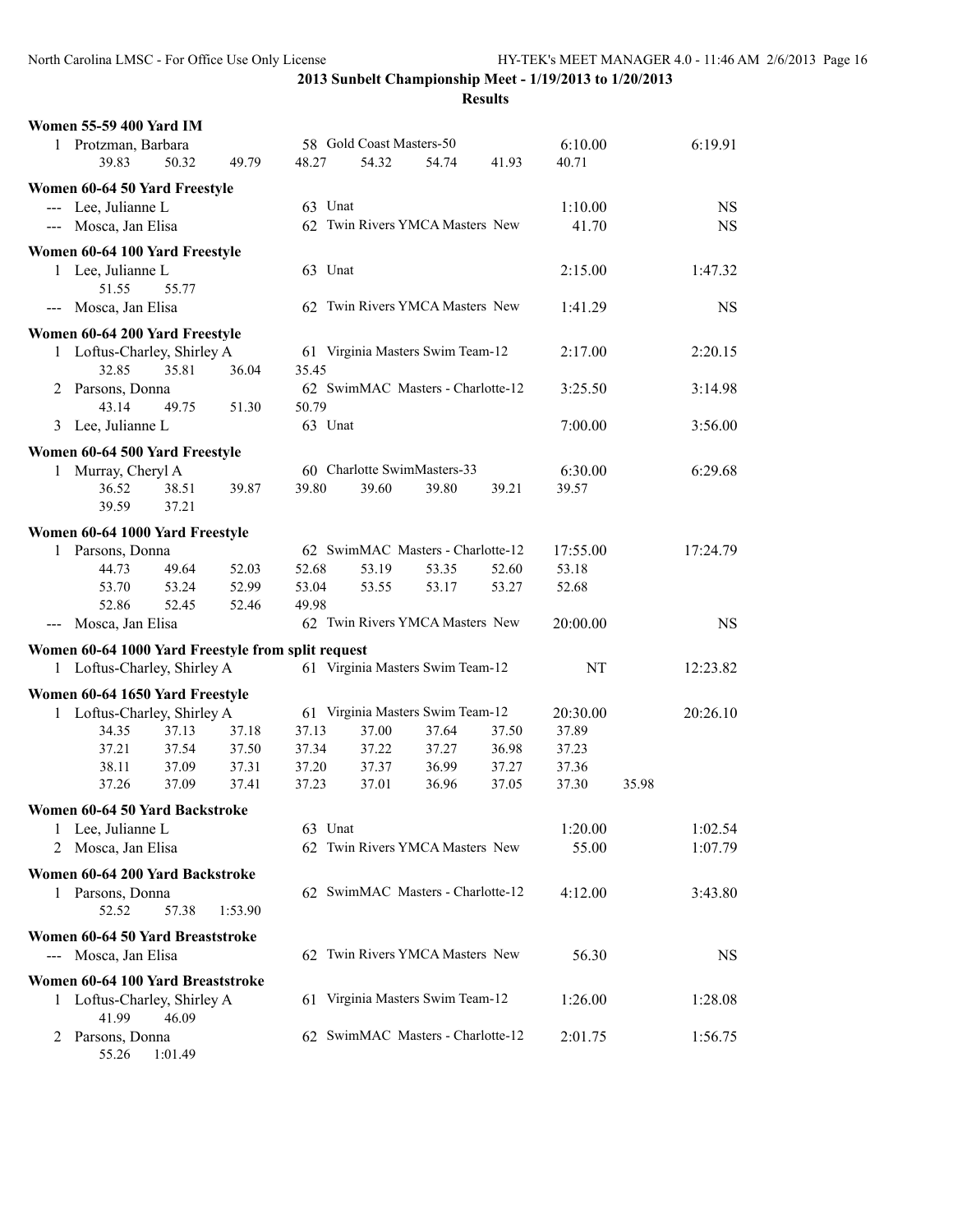**2013 Sunbelt Championship Meet - 1/19/2013 to 1/20/2013**

**Results**

**Women 55-59 400 Yard IM**

```
  1 Protzman, Barbara            58 Gold Coast Masters-50            6:10.00        6:19.91
       39.83     50.32     49.79     48.27     54.32     54.74     41.93     40.71
```

**Women 60-64 50 Yard Freestyle**

```
--- Lee, Julianne L              63 Unat                             1:10.00             NS
--- Mosca, Jan Elisa             62 Twin Rivers YMCA Masters New       41.70             NS
```

**Women 60-64 100 Yard Freestyle**

```
  1 Lee, Julianne L              63 Unat                             2:15.00        1:47.32
       51.55     55.77
--- Mosca, Jan Elisa             62 Twin Rivers YMCA Masters New     1:41.29             NS
```

**Women 60-64 200 Yard Freestyle**

```
  1 Loftus-Charley, Shirley A    61 Virginia Masters Swim Team-12    2:17.00        2:20.15
       32.85     35.81     36.04     35.45
  2 Parsons, Donna               62 SwimMAC Masters - Charlotte-12   3:25.50        3:14.98
       43.14     49.75     51.30     50.79
  3 Lee, Julianne L              63 Unat                             7:00.00        3:56.00
```

**Women 60-64 500 Yard Freestyle**

```
  1 Murray, Cheryl A             60 Charlotte SwimMasters-33         6:30.00        6:29.68
       36.52     38.51     39.87     39.80     39.60     39.80     39.21     39.57
       39.59     37.21
```

**Women 60-64 1000 Yard Freestyle**

```
  1 Parsons, Donna               62 SwimMAC Masters - Charlotte-12  17:55.00       17:24.79
       44.73     49.64     52.03     52.68     53.19     53.35     52.60     53.18
       53.70     53.24     52.99     53.04     53.55     53.17     53.27     52.68
       52.86     52.45     52.46     49.98
--- Mosca, Jan Elisa             62 Twin Rivers YMCA Masters New    20:00.00             NS
```

**Women 60-64 1000 Yard Freestyle from split request**

```
  1 Loftus-Charley, Shirley A    61 Virginia Masters Swim Team-12         NT       12:23.82
```

**Women 60-64 1650 Yard Freestyle**

```
  1 Loftus-Charley, Shirley A    61 Virginia Masters Swim Team-12   20:30.00       20:26.10
       34.35     37.13     37.18     37.13     37.00     37.64     37.50     37.89
       37.21     37.54     37.50     37.34     37.22     37.27     36.98     37.23
       38.11     37.09     37.31     37.20     37.37     36.99     37.27     37.36
       37.26     37.09     37.41     37.23     37.01     36.96     37.05     37.30     35.98
```

**Women 60-64 50 Yard Backstroke**

```
  1 Lee, Julianne L              63 Unat                             1:20.00        1:02.54
  2 Mosca, Jan Elisa             62 Twin Rivers YMCA Masters New       55.00        1:07.79
```

**Women 60-64 200 Yard Backstroke**

```
  1 Parsons, Donna               62 SwimMAC Masters - Charlotte-12   4:12.00        3:43.80
       52.52     57.38   1:53.90
```

**Women 60-64 50 Yard Breaststroke**

```
--- Mosca, Jan Elisa             62 Twin Rivers YMCA Masters New       56.30             NS
```

**Women 60-64 100 Yard Breaststroke**

```
  1 Loftus-Charley, Shirley A    61 Virginia Masters Swim Team-12    1:26.00        1:28.08
       41.99     46.09
  2 Parsons, Donna               62 SwimMAC Masters - Charlotte-12   2:01.75        1:56.75
       55.26   1:01.49
```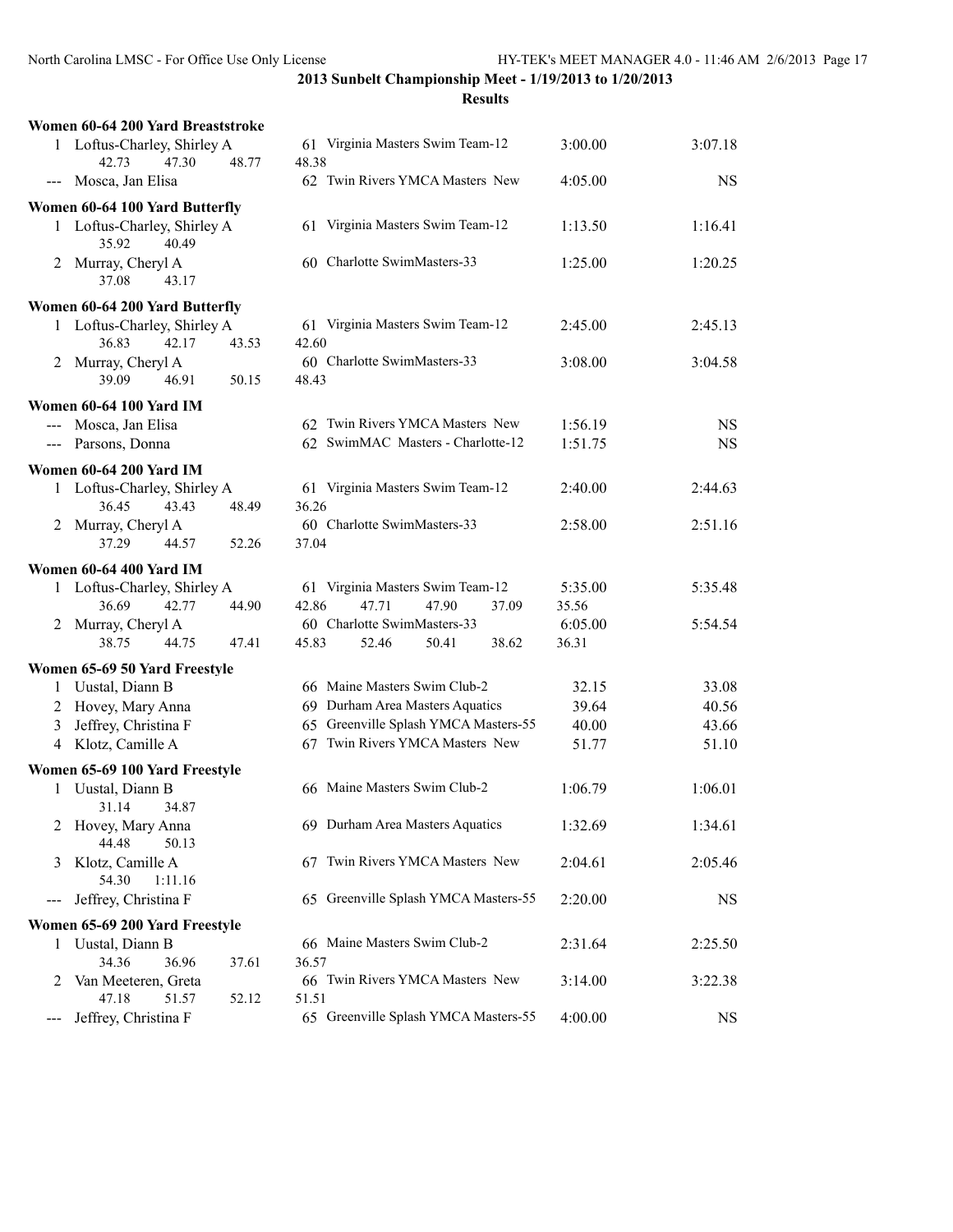## 2013 Sunbelt Championship Meet - 1/19/2013 to 1/20/2013

### Results

**Women 60-64 200 Yard Breaststroke**

| Place | Name | Age | Team | Seed Time | Finals Time |
|---|---|---|---|---|---|
| 1 | Loftus-Charley, Shirley A | 61 | Virginia Masters Swim Team-12 | 3:00.00 | 3:07.18 |
| | 42.73 47.30 48.77 48.38 | | | | |
| --- | Mosca, Jan Elisa | 62 | Twin Rivers YMCA Masters New | 4:05.00 | NS |

**Women 60-64 100 Yard Butterfly**

| Place | Name | Age | Team | Seed Time | Finals Time |
|---|---|---|---|---|---|
| 1 | Loftus-Charley, Shirley A | 61 | Virginia Masters Swim Team-12 | 1:13.50 | 1:16.41 |
| | 35.92 40.49 | | | | |
| 2 | Murray, Cheryl A | 60 | Charlotte SwimMasters-33 | 1:25.00 | 1:20.25 |
| | 37.08 43.17 | | | | |

**Women 60-64 200 Yard Butterfly**

| Place | Name | Age | Team | Seed Time | Finals Time |
|---|---|---|---|---|---|
| 1 | Loftus-Charley, Shirley A | 61 | Virginia Masters Swim Team-12 | 2:45.00 | 2:45.13 |
| | 36.83 42.17 43.53 42.60 | | | | |
| 2 | Murray, Cheryl A | 60 | Charlotte SwimMasters-33 | 3:08.00 | 3:04.58 |
| | 39.09 46.91 50.15 48.43 | | | | |

**Women 60-64 100 Yard IM**

| Place | Name | Age | Team | Seed Time | Finals Time |
|---|---|---|---|---|---|
| --- | Mosca, Jan Elisa | 62 | Twin Rivers YMCA Masters New | 1:56.19 | NS |
| --- | Parsons, Donna | 62 | SwimMAC Masters - Charlotte-12 | 1:51.75 | NS |

**Women 60-64 200 Yard IM**

| Place | Name | Age | Team | Seed Time | Finals Time |
|---|---|---|---|---|---|
| 1 | Loftus-Charley, Shirley A | 61 | Virginia Masters Swim Team-12 | 2:40.00 | 2:44.63 |
| | 36.45 43.43 48.49 36.26 | | | | |
| 2 | Murray, Cheryl A | 60 | Charlotte SwimMasters-33 | 2:58.00 | 2:51.16 |
| | 37.29 44.57 52.26 37.04 | | | | |

**Women 60-64 400 Yard IM**

| Place | Name | Age | Team | Seed Time | Finals Time |
|---|---|---|---|---|---|
| 1 | Loftus-Charley, Shirley A | 61 | Virginia Masters Swim Team-12 | 5:35.00 | 5:35.48 |
| | 36.69 42.77 44.90 42.86 47.71 47.90 37.09 35.56 | | | | |
| 2 | Murray, Cheryl A | 60 | Charlotte SwimMasters-33 | 6:05.00 | 5:54.54 |
| | 38.75 44.75 47.41 45.83 52.46 50.41 38.62 36.31 | | | | |

**Women 65-69 50 Yard Freestyle**

| Place | Name | Age | Team | Seed Time | Finals Time |
|---|---|---|---|---|---|
| 1 | Uustal, Diann B | 66 | Maine Masters Swim Club-2 | 32.15 | 33.08 |
| 2 | Hovey, Mary Anna | 69 | Durham Area Masters Aquatics | 39.64 | 40.56 |
| 3 | Jeffrey, Christina F | 65 | Greenville Splash YMCA Masters-55 | 40.00 | 43.66 |
| 4 | Klotz, Camille A | 67 | Twin Rivers YMCA Masters New | 51.77 | 51.10 |

**Women 65-69 100 Yard Freestyle**

| Place | Name | Age | Team | Seed Time | Finals Time |
|---|---|---|---|---|---|
| 1 | Uustal, Diann B | 66 | Maine Masters Swim Club-2 | 1:06.79 | 1:06.01 |
| | 31.14 34.87 | | | | |
| 2 | Hovey, Mary Anna | 69 | Durham Area Masters Aquatics | 1:32.69 | 1:34.61 |
| | 44.48 50.13 | | | | |
| 3 | Klotz, Camille A | 67 | Twin Rivers YMCA Masters New | 2:04.61 | 2:05.46 |
| | 54.30 1:11.16 | | | | |
| --- | Jeffrey, Christina F | 65 | Greenville Splash YMCA Masters-55 | 2:20.00 | NS |

**Women 65-69 200 Yard Freestyle**

| Place | Name | Age | Team | Seed Time | Finals Time |
|---|---|---|---|---|---|
| 1 | Uustal, Diann B | 66 | Maine Masters Swim Club-2 | 2:31.64 | 2:25.50 |
| | 34.36 36.96 37.61 36.57 | | | | |
| 2 | Van Meeteren, Greta | 66 | Twin Rivers YMCA Masters New | 3:14.00 | 3:22.38 |
| | 47.18 51.57 52.12 51.51 | | | | |
| --- | Jeffrey, Christina F | 65 | Greenville Splash YMCA Masters-55 | 4:00.00 | NS |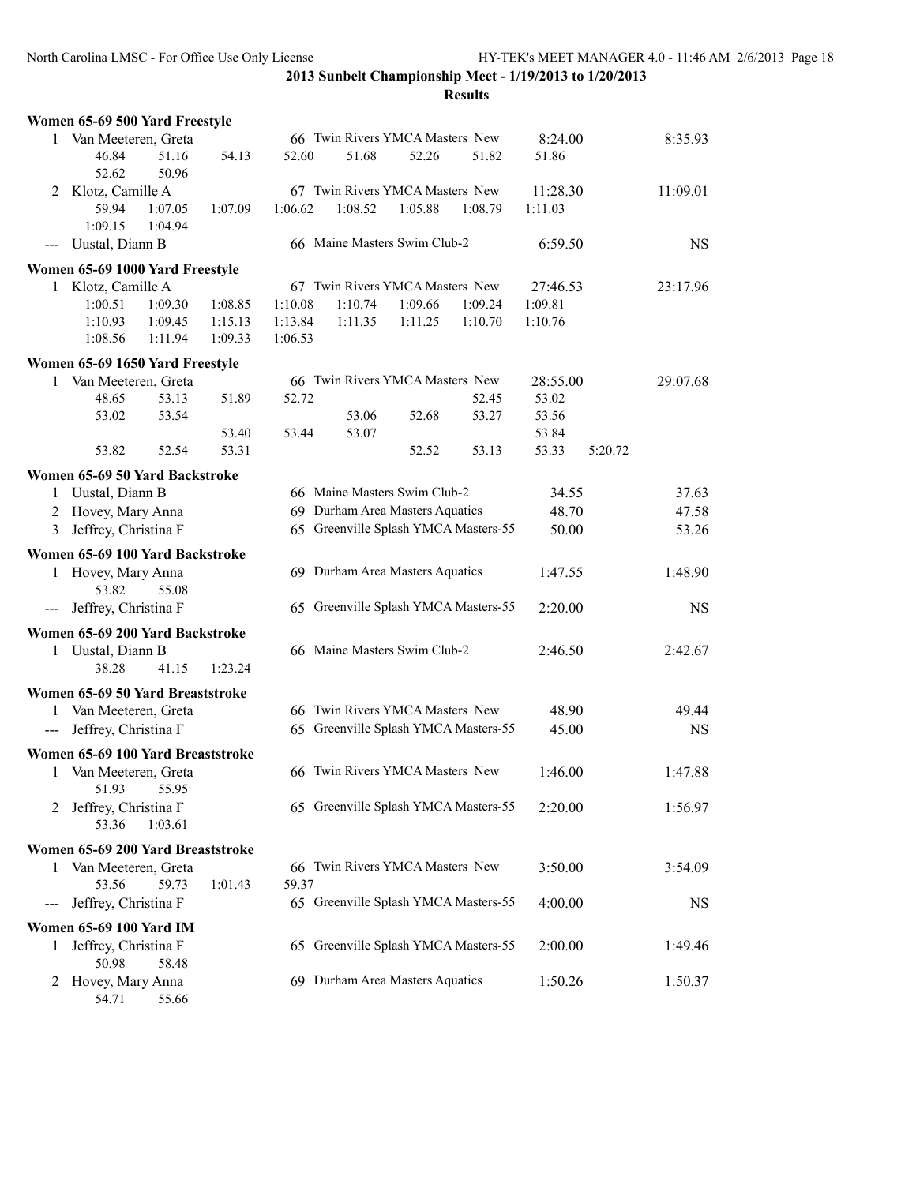**2013 Sunbelt Championship Meet - 1/19/2013 to 1/20/2013**

**Results**

**Women 65-69 500 Yard Freestyle**

```
  1 Van Meeteren, Greta            66 Twin Rivers YMCA Masters New      8:24.00         8:35.93
        46.84     51.16     54.13     52.60     51.68     52.26     51.82     51.86
        52.62     50.96
  2 Klotz, Camille A               67 Twin Rivers YMCA Masters New     11:28.30        11:09.01
        59.94   1:07.05   1:07.09   1:06.62   1:08.52   1:05.88   1:08.79   1:11.03
      1:09.15   1:04.94
--- Uustal, Diann B                66 Maine Masters Swim Club-2          6:59.50              NS
```

**Women 65-69 1000 Yard Freestyle**

```
  1 Klotz, Camille A               67 Twin Rivers YMCA Masters New     27:46.53        23:17.96
      1:00.51   1:09.30   1:08.85   1:10.08   1:10.74   1:09.66   1:09.24   1:09.81
      1:10.93   1:09.45   1:15.13   1:13.84   1:11.35   1:11.25   1:10.70   1:10.76
      1:08.56   1:11.94   1:09.33   1:06.53
```

**Women 65-69 1650 Yard Freestyle**

```
  1 Van Meeteren, Greta            66 Twin Rivers YMCA Masters New     28:55.00        29:07.68
        48.65     53.13     51.89     52.72                         52.45     53.02
        53.02     53.54                         53.06     52.68     53.27     53.56
                            53.40     53.44     53.07                         53.84
        53.82     52.54     53.31                         52.52     53.13     53.33   5:20.72
```

**Women 65-69 50 Yard Backstroke**

```
  1 Uustal, Diann B                66 Maine Masters Swim Club-2            34.55           37.63
  2 Hovey, Mary Anna               69 Durham Area Masters Aquatics         48.70           47.58
  3 Jeffrey, Christina F           65 Greenville Splash YMCA Masters-55    50.00           53.26
```

**Women 65-69 100 Yard Backstroke**

```
  1 Hovey, Mary Anna               69 Durham Area Masters Aquatics       1:47.55         1:48.90
        53.82     55.08
--- Jeffrey, Christina F           65 Greenville Splash YMCA Masters-55  2:20.00              NS
```

**Women 65-69 200 Yard Backstroke**

```
  1 Uustal, Diann B                66 Maine Masters Swim Club-2          2:46.50         2:42.67
        38.28     41.15   1:23.24
```

**Women 65-69 50 Yard Breaststroke**

```
  1 Van Meeteren, Greta            66 Twin Rivers YMCA Masters New        48.90           49.44
--- Jeffrey, Christina F           65 Greenville Splash YMCA Masters-55   45.00              NS
```

**Women 65-69 100 Yard Breaststroke**

```
  1 Van Meeteren, Greta            66 Twin Rivers YMCA Masters New      1:46.00         1:47.88
        51.93     55.95
  2 Jeffrey, Christina F           65 Greenville Splash YMCA Masters-55 2:20.00         1:56.97
        53.36   1:03.61
```

**Women 65-69 200 Yard Breaststroke**

```
  1 Van Meeteren, Greta            66 Twin Rivers YMCA Masters New      3:50.00         3:54.09
        53.56     59.73   1:01.43     59.37
--- Jeffrey, Christina F           65 Greenville Splash YMCA Masters-55 4:00.00              NS
```

**Women 65-69 100 Yard IM**

```
  1 Jeffrey, Christina F           65 Greenville Splash YMCA Masters-55 2:00.00         1:49.46
        50.98     58.48
  2 Hovey, Mary Anna               69 Durham Area Masters Aquatics      1:50.26         1:50.37
        54.71     55.66
```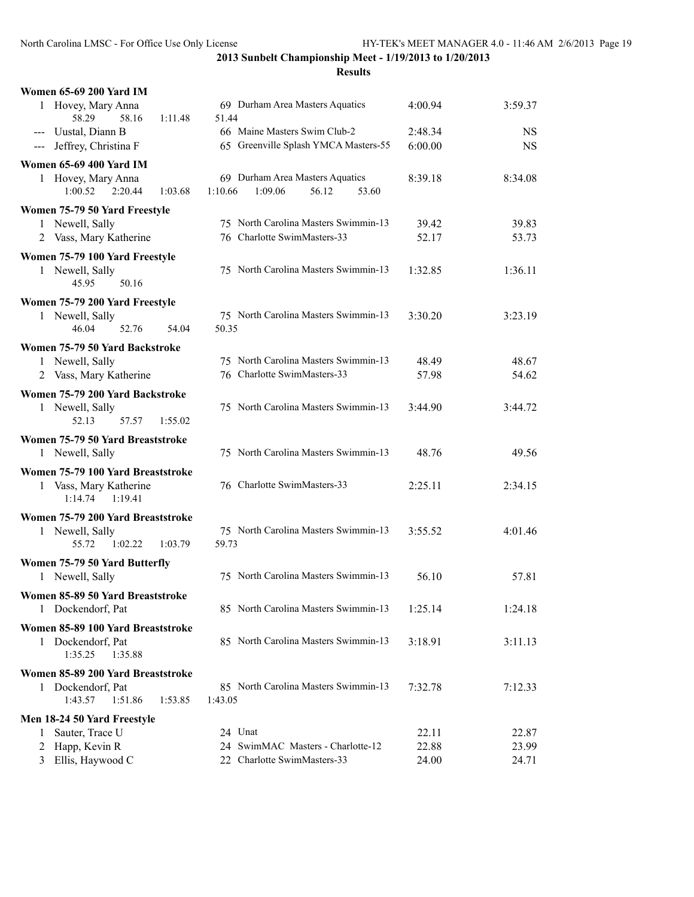## 2013 Sunbelt Championship Meet - 1/19/2013 to 1/20/2013

### Results

**Women 65-69 200 Yard IM**

| | Name | Age | Team | Seed Time | Finals Time |
|---|---|---|---|---|---|
| 1 | Hovey, Mary Anna | 69 | Durham Area Masters Aquatics | 4:00.94 | 3:59.37 |
| | 58.29 58.16 1:11.48 51.44 | | | | |
| --- | Uustal, Diann B | 66 | Maine Masters Swim Club-2 | 2:48.34 | NS |
| --- | Jeffrey, Christina F | 65 | Greenville Splash YMCA Masters-55 | 6:00.00 | NS |

**Women 65-69 400 Yard IM**

| | Name | Age | Team | Seed Time | Finals Time |
|---|---|---|---|---|---|
| 1 | Hovey, Mary Anna | 69 | Durham Area Masters Aquatics | 8:39.18 | 8:34.08 |
| | 1:00.52 2:20.44 1:03.68 1:10.66 1:09.06 56.12 53.60 | | | | |

**Women 75-79 50 Yard Freestyle**

| | Name | Age | Team | Seed Time | Finals Time |
|---|---|---|---|---|---|
| 1 | Newell, Sally | 75 | North Carolina Masters Swimmin-13 | 39.42 | 39.83 |
| 2 | Vass, Mary Katherine | 76 | Charlotte SwimMasters-33 | 52.17 | 53.73 |

**Women 75-79 100 Yard Freestyle**

| | Name | Age | Team | Seed Time | Finals Time |
|---|---|---|---|---|---|
| 1 | Newell, Sally | 75 | North Carolina Masters Swimmin-13 | 1:32.85 | 1:36.11 |
| | 45.95 50.16 | | | | |

**Women 75-79 200 Yard Freestyle**

| | Name | Age | Team | Seed Time | Finals Time |
|---|---|---|---|---|---|
| 1 | Newell, Sally | 75 | North Carolina Masters Swimmin-13 | 3:30.20 | 3:23.19 |
| | 46.04 52.76 54.04 50.35 | | | | |

**Women 75-79 50 Yard Backstroke**

| | Name | Age | Team | Seed Time | Finals Time |
|---|---|---|---|---|---|
| 1 | Newell, Sally | 75 | North Carolina Masters Swimmin-13 | 48.49 | 48.67 |
| 2 | Vass, Mary Katherine | 76 | Charlotte SwimMasters-33 | 57.98 | 54.62 |

**Women 75-79 200 Yard Backstroke**

| | Name | Age | Team | Seed Time | Finals Time |
|---|---|---|---|---|---|
| 1 | Newell, Sally | 75 | North Carolina Masters Swimmin-13 | 3:44.90 | 3:44.72 |
| | 52.13 57.57 1:55.02 | | | | |

**Women 75-79 50 Yard Breaststroke**

| | Name | Age | Team | Seed Time | Finals Time |
|---|---|---|---|---|---|
| 1 | Newell, Sally | 75 | North Carolina Masters Swimmin-13 | 48.76 | 49.56 |

**Women 75-79 100 Yard Breaststroke**

| | Name | Age | Team | Seed Time | Finals Time |
|---|---|---|---|---|---|
| 1 | Vass, Mary Katherine | 76 | Charlotte SwimMasters-33 | 2:25.11 | 2:34.15 |
| | 1:14.74 1:19.41 | | | | |

**Women 75-79 200 Yard Breaststroke**

| | Name | Age | Team | Seed Time | Finals Time |
|---|---|---|---|---|---|
| 1 | Newell, Sally | 75 | North Carolina Masters Swimmin-13 | 3:55.52 | 4:01.46 |
| | 55.72 1:02.22 1:03.79 59.73 | | | | |

**Women 75-79 50 Yard Butterfly**

| | Name | Age | Team | Seed Time | Finals Time |
|---|---|---|---|---|---|
| 1 | Newell, Sally | 75 | North Carolina Masters Swimmin-13 | 56.10 | 57.81 |

**Women 85-89 50 Yard Breaststroke**

| | Name | Age | Team | Seed Time | Finals Time |
|---|---|---|---|---|---|
| 1 | Dockendorf, Pat | 85 | North Carolina Masters Swimmin-13 | 1:25.14 | 1:24.18 |

**Women 85-89 100 Yard Breaststroke**

| | Name | Age | Team | Seed Time | Finals Time |
|---|---|---|---|---|---|
| 1 | Dockendorf, Pat | 85 | North Carolina Masters Swimmin-13 | 3:18.91 | 3:11.13 |
| | 1:35.25 1:35.88 | | | | |

**Women 85-89 200 Yard Breaststroke**

| | Name | Age | Team | Seed Time | Finals Time |
|---|---|---|---|---|---|
| 1 | Dockendorf, Pat | 85 | North Carolina Masters Swimmin-13 | 7:32.78 | 7:12.33 |
| | 1:43.57 1:51.86 1:53.85 1:43.05 | | | | |

**Men 18-24 50 Yard Freestyle**

| | Name | Age | Team | Seed Time | Finals Time |
|---|---|---|---|---|---|
| 1 | Sauter, Trace U | 24 | Unat | 22.11 | 22.87 |
| 2 | Happ, Kevin R | 24 | SwimMAC Masters - Charlotte-12 | 22.88 | 23.99 |
| 3 | Ellis, Haywood C | 22 | Charlotte SwimMasters-33 | 24.00 | 24.71 |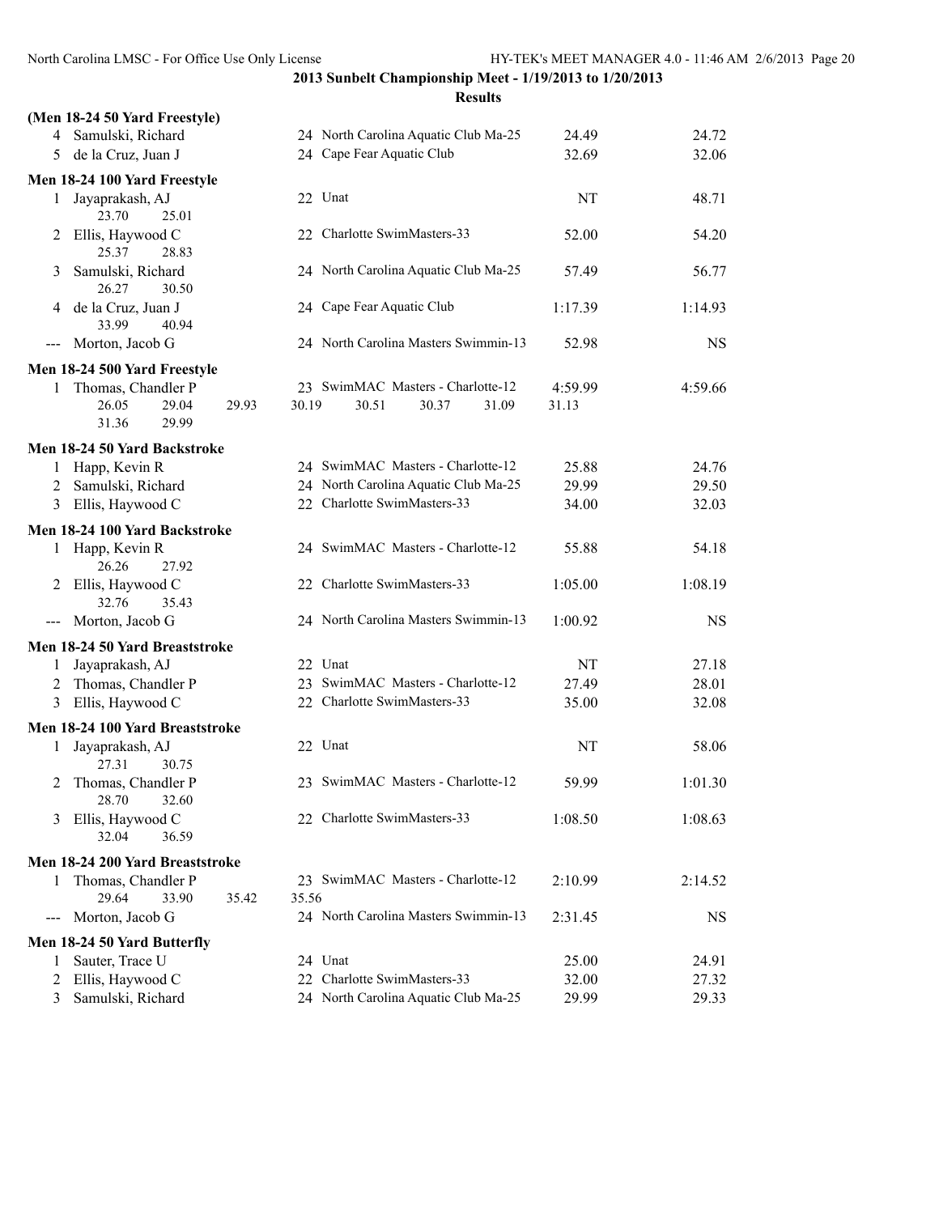**2013 Sunbelt Championship Meet - 1/19/2013 to 1/20/2013**

**Results**

**(Men 18-24 50 Yard Freestyle)**

| | Name | Age | Team | Seed Time | Finals Time |
|---|---|---|---|---|---|
| 4 | Samulski, Richard | 24 | North Carolina Aquatic Club Ma-25 | 24.49 | 24.72 |
| 5 | de la Cruz, Juan J | 24 | Cape Fear Aquatic Club | 32.69 | 32.06 |

**Men 18-24 100 Yard Freestyle**

| | Name | Age | Team | Seed Time | Finals Time |
|---|---|---|---|---|---|
| 1 | Jayaprakash, AJ | 22 | Unat | NT | 48.71 |
| | 23.70 25.01 | | | | |
| 2 | Ellis, Haywood C | 22 | Charlotte SwimMasters-33 | 52.00 | 54.20 |
| | 25.37 28.83 | | | | |
| 3 | Samulski, Richard | 24 | North Carolina Aquatic Club Ma-25 | 57.49 | 56.77 |
| | 26.27 30.50 | | | | |
| 4 | de la Cruz, Juan J | 24 | Cape Fear Aquatic Club | 1:17.39 | 1:14.93 |
| | 33.99 40.94 | | | | |
| --- | Morton, Jacob G | 24 | North Carolina Masters Swimmin-13 | 52.98 | NS |

**Men 18-24 500 Yard Freestyle**

| | Name | Age | Team | Seed Time | Finals Time |
|---|---|---|---|---|---|
| 1 | Thomas, Chandler P | 23 | SwimMAC Masters - Charlotte-12 | 4:59.99 | 4:59.66 |
| | 26.05 29.04 29.93 30.19 30.51 30.37 31.09 31.13 | | | | |
| | 31.36 29.99 | | | | |

**Men 18-24 50 Yard Backstroke**

| | Name | Age | Team | Seed Time | Finals Time |
|---|---|---|---|---|---|
| 1 | Happ, Kevin R | 24 | SwimMAC Masters - Charlotte-12 | 25.88 | 24.76 |
| 2 | Samulski, Richard | 24 | North Carolina Aquatic Club Ma-25 | 29.99 | 29.50 |
| 3 | Ellis, Haywood C | 22 | Charlotte SwimMasters-33 | 34.00 | 32.03 |

**Men 18-24 100 Yard Backstroke**

| | Name | Age | Team | Seed Time | Finals Time |
|---|---|---|---|---|---|
| 1 | Happ, Kevin R | 24 | SwimMAC Masters - Charlotte-12 | 55.88 | 54.18 |
| | 26.26 27.92 | | | | |
| 2 | Ellis, Haywood C | 22 | Charlotte SwimMasters-33 | 1:05.00 | 1:08.19 |
| | 32.76 35.43 | | | | |
| --- | Morton, Jacob G | 24 | North Carolina Masters Swimmin-13 | 1:00.92 | NS |

**Men 18-24 50 Yard Breaststroke**

| | Name | Age | Team | Seed Time | Finals Time |
|---|---|---|---|---|---|
| 1 | Jayaprakash, AJ | 22 | Unat | NT | 27.18 |
| 2 | Thomas, Chandler P | 23 | SwimMAC Masters - Charlotte-12 | 27.49 | 28.01 |
| 3 | Ellis, Haywood C | 22 | Charlotte SwimMasters-33 | 35.00 | 32.08 |

**Men 18-24 100 Yard Breaststroke**

| | Name | Age | Team | Seed Time | Finals Time |
|---|---|---|---|---|---|
| 1 | Jayaprakash, AJ | 22 | Unat | NT | 58.06 |
| | 27.31 30.75 | | | | |
| 2 | Thomas, Chandler P | 23 | SwimMAC Masters - Charlotte-12 | 59.99 | 1:01.30 |
| | 28.70 32.60 | | | | |
| 3 | Ellis, Haywood C | 22 | Charlotte SwimMasters-33 | 1:08.50 | 1:08.63 |
| | 32.04 36.59 | | | | |

**Men 18-24 200 Yard Breaststroke**

| | Name | Age | Team | Seed Time | Finals Time |
|---|---|---|---|---|---|
| 1 | Thomas, Chandler P | 23 | SwimMAC Masters - Charlotte-12 | 2:10.99 | 2:14.52 |
| | 29.64 33.90 35.42 35.56 | | | | |
| --- | Morton, Jacob G | 24 | North Carolina Masters Swimmin-13 | 2:31.45 | NS |

**Men 18-24 50 Yard Butterfly**

| | Name | Age | Team | Seed Time | Finals Time |
|---|---|---|---|---|---|
| 1 | Sauter, Trace U | 24 | Unat | 25.00 | 24.91 |
| 2 | Ellis, Haywood C | 22 | Charlotte SwimMasters-33 | 32.00 | 27.32 |
| 3 | Samulski, Richard | 24 | North Carolina Aquatic Club Ma-25 | 29.99 | 29.33 |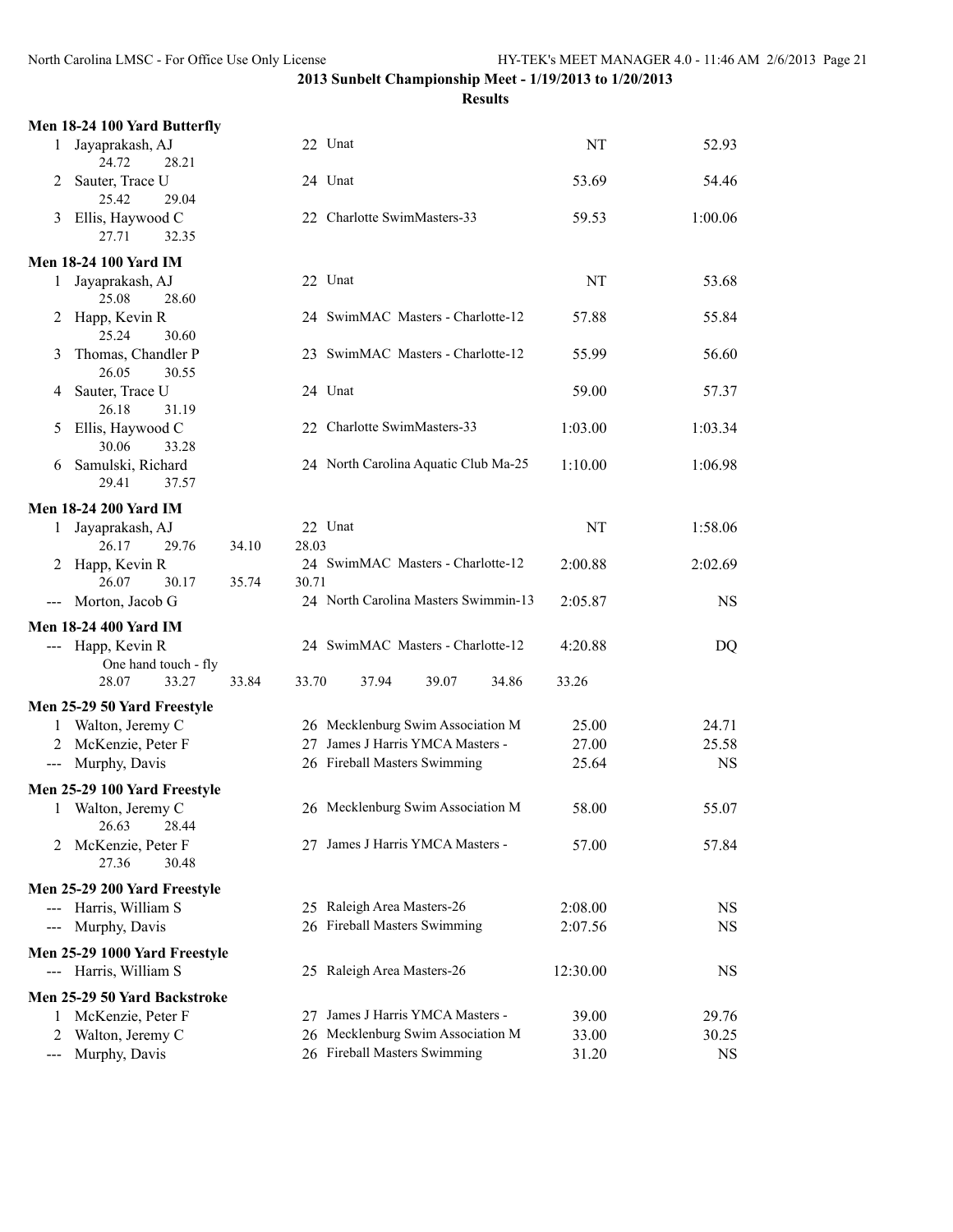**2013 Sunbelt Championship Meet - 1/19/2013 to 1/20/2013**

**Results**

### Men 18-24 100 Yard Butterfly

| Place | Name | Age | Team | Seed Time | Finals Time |
|---|---|---|---|---|---|
| 1 | Jayaprakash, AJ | 22 | Unat | NT | 52.93 |
| | 24.72 28.21 | | | | |
| 2 | Sauter, Trace U | 24 | Unat | 53.69 | 54.46 |
| | 25.42 29.04 | | | | |
| 3 | Ellis, Haywood C | 22 | Charlotte SwimMasters-33 | 59.53 | 1:00.06 |
| | 27.71 32.35 | | | | |

### Men 18-24 100 Yard IM

| Place | Name | Age | Team | Seed Time | Finals Time |
|---|---|---|---|---|---|
| 1 | Jayaprakash, AJ | 22 | Unat | NT | 53.68 |
| | 25.08 28.60 | | | | |
| 2 | Happ, Kevin R | 24 | SwimMAC Masters - Charlotte-12 | 57.88 | 55.84 |
| | 25.24 30.60 | | | | |
| 3 | Thomas, Chandler P | 23 | SwimMAC Masters - Charlotte-12 | 55.99 | 56.60 |
| | 26.05 30.55 | | | | |
| 4 | Sauter, Trace U | 24 | Unat | 59.00 | 57.37 |
| | 26.18 31.19 | | | | |
| 5 | Ellis, Haywood C | 22 | Charlotte SwimMasters-33 | 1:03.00 | 1:03.34 |
| | 30.06 33.28 | | | | |
| 6 | Samulski, Richard | 24 | North Carolina Aquatic Club Ma-25 | 1:10.00 | 1:06.98 |
| | 29.41 37.57 | | | | |

### Men 18-24 200 Yard IM

| Place | Name | Age | Team | Seed Time | Finals Time |
|---|---|---|---|---|---|
| 1 | Jayaprakash, AJ | 22 | Unat | NT | 1:58.06 |
| | 26.17 29.76 34.10 28.03 | | | | |
| 2 | Happ, Kevin R | 24 | SwimMAC Masters - Charlotte-12 | 2:00.88 | 2:02.69 |
| | 26.07 30.17 35.74 30.71 | | | | |
| --- | Morton, Jacob G | 24 | North Carolina Masters Swimmin-13 | 2:05.87 | NS |

### Men 18-24 400 Yard IM

| Place | Name | Age | Team | Seed Time | Finals Time |
|---|---|---|---|---|---|
| --- | Happ, Kevin R | 24 | SwimMAC Masters - Charlotte-12 | 4:20.88 | DQ |
| | One hand touch - fly | | | | |
| | 28.07 33.27 33.84 33.70 37.94 39.07 34.86 33.26 | | | | |

### Men 25-29 50 Yard Freestyle

| Place | Name | Age | Team | Seed Time | Finals Time |
|---|---|---|---|---|---|
| 1 | Walton, Jeremy C | 26 | Mecklenburg Swim Association M | 25.00 | 24.71 |
| 2 | McKenzie, Peter F | 27 | James J Harris YMCA Masters - | 27.00 | 25.58 |
| --- | Murphy, Davis | 26 | Fireball Masters Swimming | 25.64 | NS |

### Men 25-29 100 Yard Freestyle

| Place | Name | Age | Team | Seed Time | Finals Time |
|---|---|---|---|---|---|
| 1 | Walton, Jeremy C | 26 | Mecklenburg Swim Association M | 58.00 | 55.07 |
| | 26.63 28.44 | | | | |
| 2 | McKenzie, Peter F | 27 | James J Harris YMCA Masters - | 57.00 | 57.84 |
| | 27.36 30.48 | | | | |

### Men 25-29 200 Yard Freestyle

| Place | Name | Age | Team | Seed Time | Finals Time |
|---|---|---|---|---|---|
| --- | Harris, William S | 25 | Raleigh Area Masters-26 | 2:08.00 | NS |
| --- | Murphy, Davis | 26 | Fireball Masters Swimming | 2:07.56 | NS |

### Men 25-29 1000 Yard Freestyle

| Place | Name | Age | Team | Seed Time | Finals Time |
|---|---|---|---|---|---|
| --- | Harris, William S | 25 | Raleigh Area Masters-26 | 12:30.00 | NS |

### Men 25-29 50 Yard Backstroke

| Place | Name | Age | Team | Seed Time | Finals Time |
|---|---|---|---|---|---|
| 1 | McKenzie, Peter F | 27 | James J Harris YMCA Masters - | 39.00 | 29.76 |
| 2 | Walton, Jeremy C | 26 | Mecklenburg Swim Association M | 33.00 | 30.25 |
| --- | Murphy, Davis | 26 | Fireball Masters Swimming | 31.20 | NS |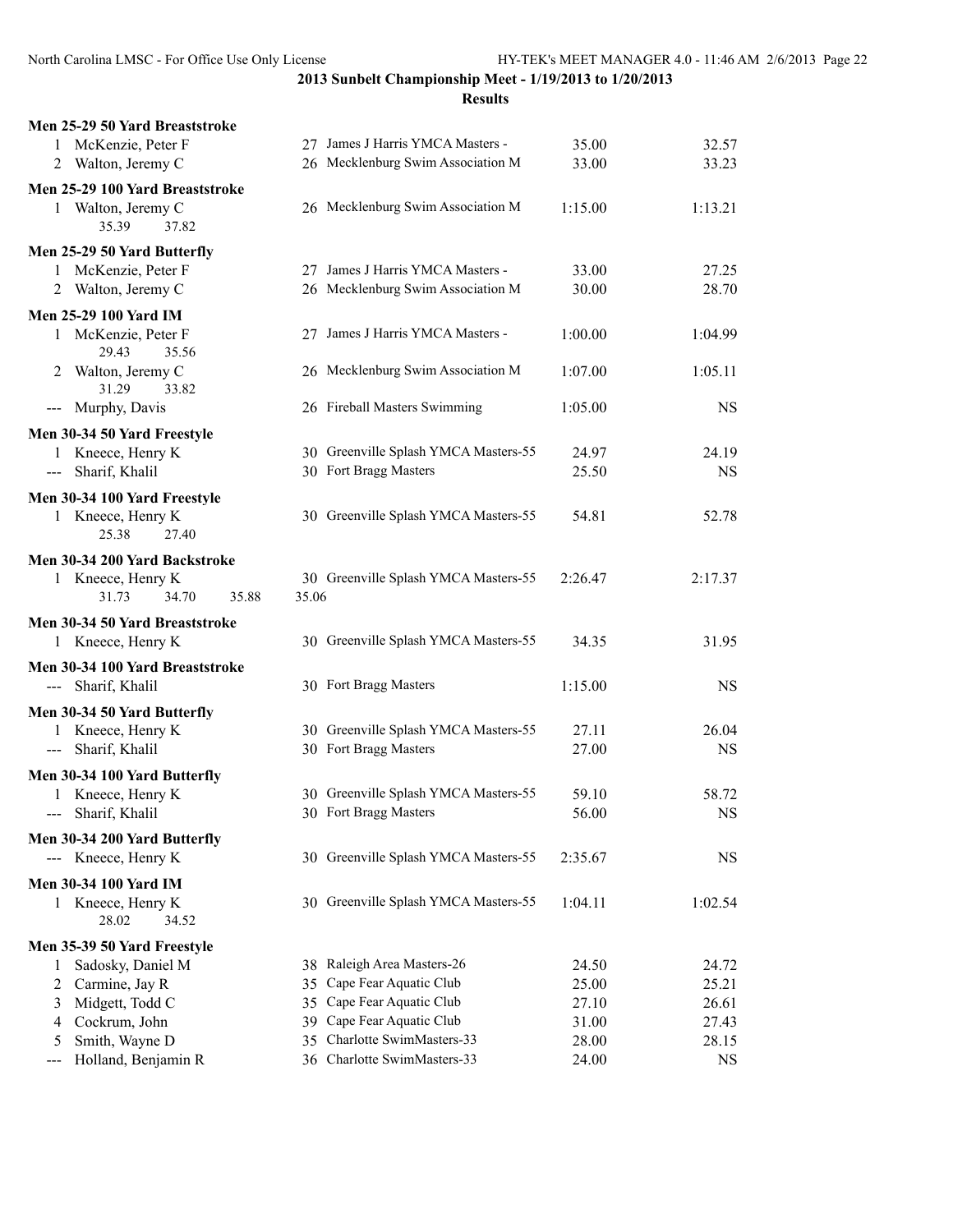## 2013 Sunbelt Championship Meet - 1/19/2013 to 1/20/2013

### Results

**Men 25-29 50 Yard Breaststroke**

| | Name | Age | Team | Seed | Finals |
|---|---|---|---|---|---|
| 1 | McKenzie, Peter F | 27 | James J Harris YMCA Masters - | 35.00 | 32.57 |
| 2 | Walton, Jeremy C | 26 | Mecklenburg Swim Association M | 33.00 | 33.23 |

**Men 25-29 100 Yard Breaststroke**

| | Name | Age | Team | Seed | Finals |
|---|---|---|---|---|---|
| 1 | Walton, Jeremy C | 26 | Mecklenburg Swim Association M | 1:15.00 | 1:13.21 |
| | 35.39 37.82 | | | | |

**Men 25-29 50 Yard Butterfly**

| | Name | Age | Team | Seed | Finals |
|---|---|---|---|---|---|
| 1 | McKenzie, Peter F | 27 | James J Harris YMCA Masters - | 33.00 | 27.25 |
| 2 | Walton, Jeremy C | 26 | Mecklenburg Swim Association M | 30.00 | 28.70 |

**Men 25-29 100 Yard IM**

| | Name | Age | Team | Seed | Finals |
|---|---|---|---|---|---|
| 1 | McKenzie, Peter F | 27 | James J Harris YMCA Masters - | 1:00.00 | 1:04.99 |
| | 29.43 35.56 | | | | |
| 2 | Walton, Jeremy C | 26 | Mecklenburg Swim Association M | 1:07.00 | 1:05.11 |
| | 31.29 33.82 | | | | |
| --- | Murphy, Davis | 26 | Fireball Masters Swimming | 1:05.00 | NS |

**Men 30-34 50 Yard Freestyle**

| | Name | Age | Team | Seed | Finals |
|---|---|---|---|---|---|
| 1 | Kneece, Henry K | 30 | Greenville Splash YMCA Masters-55 | 24.97 | 24.19 |
| --- | Sharif, Khalil | 30 | Fort Bragg Masters | 25.50 | NS |

**Men 30-34 100 Yard Freestyle**

| | Name | Age | Team | Seed | Finals |
|---|---|---|---|---|---|
| 1 | Kneece, Henry K | 30 | Greenville Splash YMCA Masters-55 | 54.81 | 52.78 |
| | 25.38 27.40 | | | | |

**Men 30-34 200 Yard Backstroke**

| | Name | Age | Team | Seed | Finals |
|---|---|---|---|---|---|
| 1 | Kneece, Henry K | 30 | Greenville Splash YMCA Masters-55 | 2:26.47 | 2:17.37 |
| | 31.73 34.70 35.88 35.06 | | | | |

**Men 30-34 50 Yard Breaststroke**

| | Name | Age | Team | Seed | Finals |
|---|---|---|---|---|---|
| 1 | Kneece, Henry K | 30 | Greenville Splash YMCA Masters-55 | 34.35 | 31.95 |

**Men 30-34 100 Yard Breaststroke**

| | Name | Age | Team | Seed | Finals |
|---|---|---|---|---|---|
| --- | Sharif, Khalil | 30 | Fort Bragg Masters | 1:15.00 | NS |

**Men 30-34 50 Yard Butterfly**

| | Name | Age | Team | Seed | Finals |
|---|---|---|---|---|---|
| 1 | Kneece, Henry K | 30 | Greenville Splash YMCA Masters-55 | 27.11 | 26.04 |
| --- | Sharif, Khalil | 30 | Fort Bragg Masters | 27.00 | NS |

**Men 30-34 100 Yard Butterfly**

| | Name | Age | Team | Seed | Finals |
|---|---|---|---|---|---|
| 1 | Kneece, Henry K | 30 | Greenville Splash YMCA Masters-55 | 59.10 | 58.72 |
| --- | Sharif, Khalil | 30 | Fort Bragg Masters | 56.00 | NS |

**Men 30-34 200 Yard Butterfly**

| | Name | Age | Team | Seed | Finals |
|---|---|---|---|---|---|
| --- | Kneece, Henry K | 30 | Greenville Splash YMCA Masters-55 | 2:35.67 | NS |

**Men 30-34 100 Yard IM**

| | Name | Age | Team | Seed | Finals |
|---|---|---|---|---|---|
| 1 | Kneece, Henry K | 30 | Greenville Splash YMCA Masters-55 | 1:04.11 | 1:02.54 |
| | 28.02 34.52 | | | | |

**Men 35-39 50 Yard Freestyle**

| | Name | Age | Team | Seed | Finals |
|---|---|---|---|---|---|
| 1 | Sadosky, Daniel M | 38 | Raleigh Area Masters-26 | 24.50 | 24.72 |
| 2 | Carmine, Jay R | 35 | Cape Fear Aquatic Club | 25.00 | 25.21 |
| 3 | Midgett, Todd C | 35 | Cape Fear Aquatic Club | 27.10 | 26.61 |
| 4 | Cockrum, John | 39 | Cape Fear Aquatic Club | 31.00 | 27.43 |
| 5 | Smith, Wayne D | 35 | Charlotte SwimMasters-33 | 28.00 | 28.15 |
| --- | Holland, Benjamin R | 36 | Charlotte SwimMasters-33 | 24.00 | NS |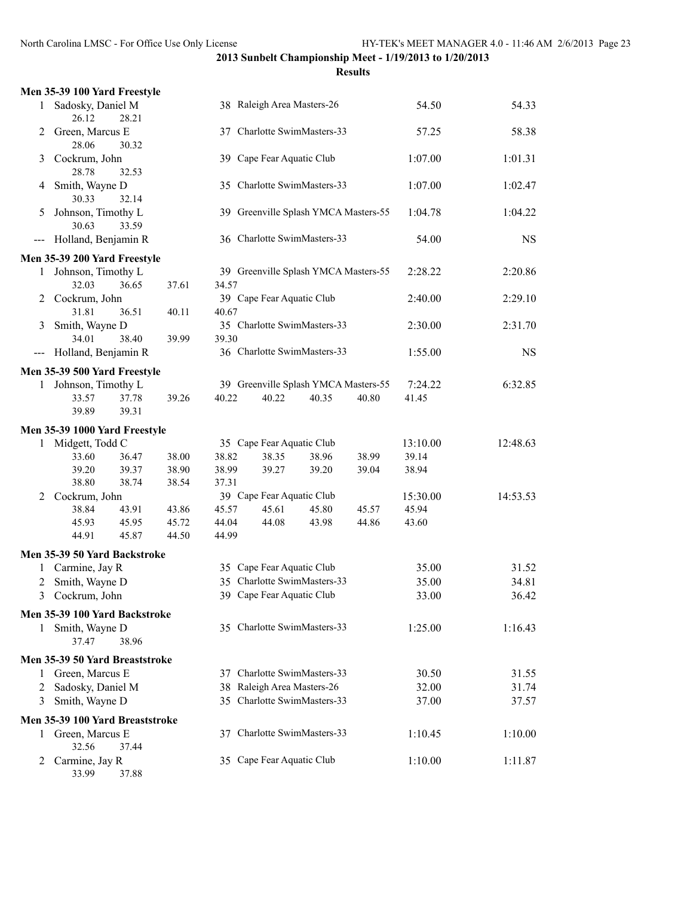## 2013 Sunbelt Championship Meet - 1/19/2013 to 1/20/2013

### Results

### Men 35-39 100 Yard Freestyle

| Place | Name | Age | Team | Seed Time | Finals Time |
|---|---|---|---|---|---|
| 1 | Sadosky, Daniel M | 38 | Raleigh Area Masters-26 | 54.50 | 54.33 |
| | 26.12 28.21 | | | | |
| 2 | Green, Marcus E | 37 | Charlotte SwimMasters-33 | 57.25 | 58.38 |
| | 28.06 30.32 | | | | |
| 3 | Cockrum, John | 39 | Cape Fear Aquatic Club | 1:07.00 | 1:01.31 |
| | 28.78 32.53 | | | | |
| 4 | Smith, Wayne D | 35 | Charlotte SwimMasters-33 | 1:07.00 | 1:02.47 |
| | 30.33 32.14 | | | | |
| 5 | Johnson, Timothy L | 39 | Greenville Splash YMCA Masters-55 | 1:04.78 | 1:04.22 |
| | 30.63 33.59 | | | | |
| --- | Holland, Benjamin R | 36 | Charlotte SwimMasters-33 | 54.00 | NS |

### Men 35-39 200 Yard Freestyle

| Place | Name | Age | Team | Seed Time | Finals Time |
|---|---|---|---|---|---|
| 1 | Johnson, Timothy L | 39 | Greenville Splash YMCA Masters-55 | 2:28.22 | 2:20.86 |
| | 32.03 36.65 37.61 34.57 | | | | |
| 2 | Cockrum, John | 39 | Cape Fear Aquatic Club | 2:40.00 | 2:29.10 |
| | 31.81 36.51 40.11 40.67 | | | | |
| 3 | Smith, Wayne D | 35 | Charlotte SwimMasters-33 | 2:30.00 | 2:31.70 |
| | 34.01 38.40 39.99 39.30 | | | | |
| --- | Holland, Benjamin R | 36 | Charlotte SwimMasters-33 | 1:55.00 | NS |

### Men 35-39 500 Yard Freestyle

| Place | Name | Age | Team | Seed Time | Finals Time |
|---|---|---|---|---|---|
| 1 | Johnson, Timothy L | 39 | Greenville Splash YMCA Masters-55 | 7:24.22 | 6:32.85 |
| | 33.57 37.78 39.26 40.22 40.22 40.35 40.80 41.45 | | | | |
| | 39.89 39.31 | | | | |

### Men 35-39 1000 Yard Freestyle

| Place | Name | Age | Team | Seed Time | Finals Time |
|---|---|---|---|---|---|
| 1 | Midgett, Todd C | 35 | Cape Fear Aquatic Club | 13:10.00 | 12:48.63 |
| | 33.60 36.47 38.00 38.82 38.35 38.96 38.99 39.14 | | | | |
| | 39.20 39.37 38.90 38.99 39.27 39.20 39.04 38.94 | | | | |
| | 38.80 38.74 38.54 37.31 | | | | |
| 2 | Cockrum, John | 39 | Cape Fear Aquatic Club | 15:30.00 | 14:53.53 |
| | 38.84 43.91 43.86 45.57 45.61 45.80 45.57 45.94 | | | | |
| | 45.93 45.95 45.72 44.04 44.08 43.98 44.86 43.60 | | | | |
| | 44.91 45.87 44.50 44.99 | | | | |

### Men 35-39 50 Yard Backstroke

| Place | Name | Age | Team | Seed Time | Finals Time |
|---|---|---|---|---|---|
| 1 | Carmine, Jay R | 35 | Cape Fear Aquatic Club | 35.00 | 31.52 |
| 2 | Smith, Wayne D | 35 | Charlotte SwimMasters-33 | 35.00 | 34.81 |
| 3 | Cockrum, John | 39 | Cape Fear Aquatic Club | 33.00 | 36.42 |

### Men 35-39 100 Yard Backstroke

| Place | Name | Age | Team | Seed Time | Finals Time |
|---|---|---|---|---|---|
| 1 | Smith, Wayne D | 35 | Charlotte SwimMasters-33 | 1:25.00 | 1:16.43 |
| | 37.47 38.96 | | | | |

### Men 35-39 50 Yard Breaststroke

| Place | Name | Age | Team | Seed Time | Finals Time |
|---|---|---|---|---|---|
| 1 | Green, Marcus E | 37 | Charlotte SwimMasters-33 | 30.50 | 31.55 |
| 2 | Sadosky, Daniel M | 38 | Raleigh Area Masters-26 | 32.00 | 31.74 |
| 3 | Smith, Wayne D | 35 | Charlotte SwimMasters-33 | 37.00 | 37.57 |

### Men 35-39 100 Yard Breaststroke

| Place | Name | Age | Team | Seed Time | Finals Time |
|---|---|---|---|---|---|
| 1 | Green, Marcus E | 37 | Charlotte SwimMasters-33 | 1:10.45 | 1:10.00 |
| | 32.56 37.44 | | | | |
| 2 | Carmine, Jay R | 35 | Cape Fear Aquatic Club | 1:10.00 | 1:11.87 |
| | 33.99 37.88 | | | | |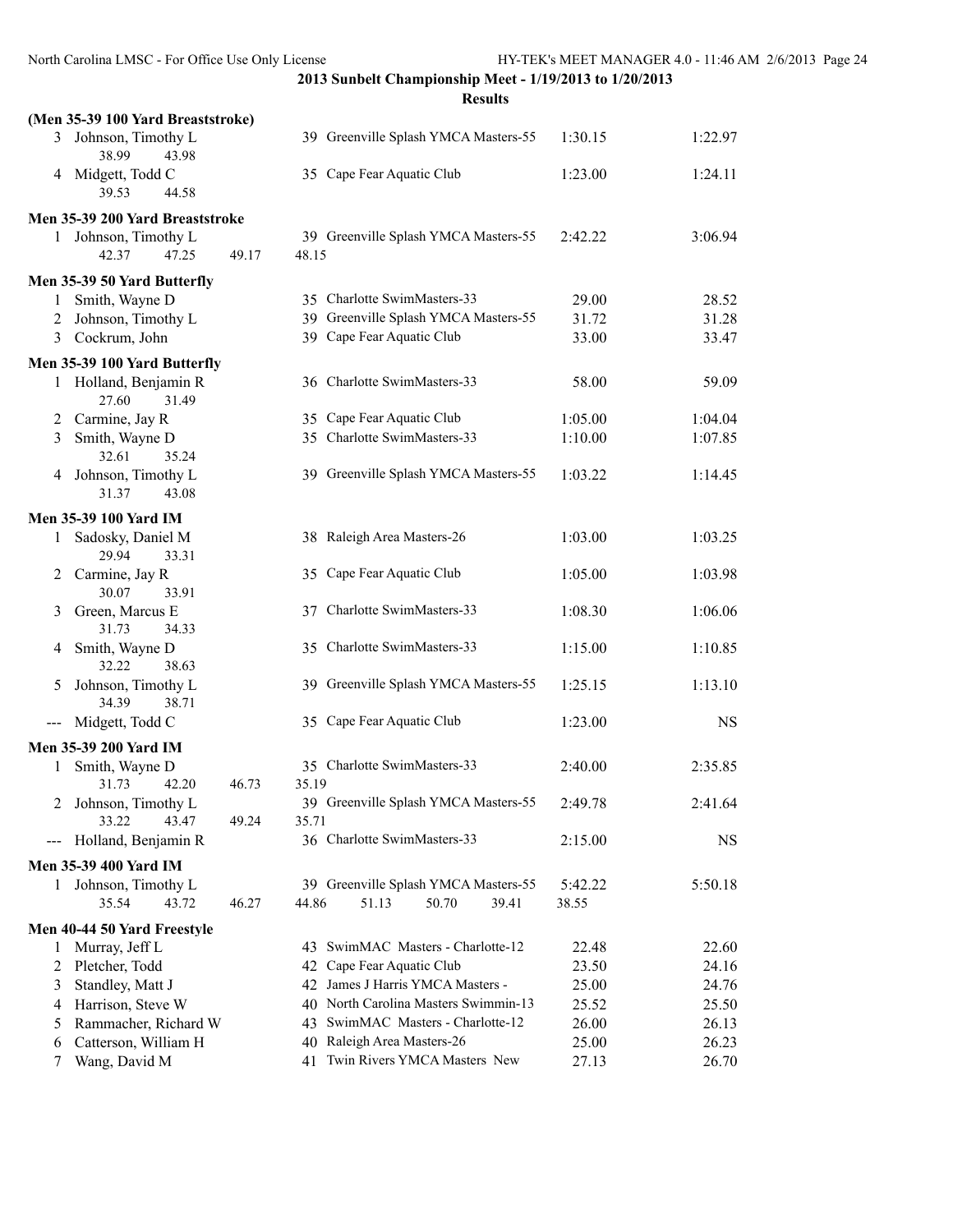**2013 Sunbelt Championship Meet - 1/19/2013 to 1/20/2013**

**Results**

### (Men 35-39 100 Yard Breaststroke)

| Place | Name | Age | Team | Seed Time | Finals Time |
|---|---|---|---|---|---|
| 3 | Johnson, Timothy L | 39 | Greenville Splash YMCA Masters-55 | 1:30.15 | 1:22.97 |
| | 38.99 43.98 | | | | |
| 4 | Midgett, Todd C | 35 | Cape Fear Aquatic Club | 1:23.00 | 1:24.11 |
| | 39.53 44.58 | | | | |

### Men 35-39 200 Yard Breaststroke

| Place | Name | Age | Team | Seed Time | Finals Time |
|---|---|---|---|---|---|
| 1 | Johnson, Timothy L | 39 | Greenville Splash YMCA Masters-55 | 2:42.22 | 3:06.94 |
| | 42.37 47.25 49.17 48.15 | | | | |

### Men 35-39 50 Yard Butterfly

| Place | Name | Age | Team | Seed Time | Finals Time |
|---|---|---|---|---|---|
| 1 | Smith, Wayne D | 35 | Charlotte SwimMasters-33 | 29.00 | 28.52 |
| 2 | Johnson, Timothy L | 39 | Greenville Splash YMCA Masters-55 | 31.72 | 31.28 |
| 3 | Cockrum, John | 39 | Cape Fear Aquatic Club | 33.00 | 33.47 |

### Men 35-39 100 Yard Butterfly

| Place | Name | Age | Team | Seed Time | Finals Time |
|---|---|---|---|---|---|
| 1 | Holland, Benjamin R | 36 | Charlotte SwimMasters-33 | 58.00 | 59.09 |
| | 27.60 31.49 | | | | |
| 2 | Carmine, Jay R | 35 | Cape Fear Aquatic Club | 1:05.00 | 1:04.04 |
| 3 | Smith, Wayne D | 35 | Charlotte SwimMasters-33 | 1:10.00 | 1:07.85 |
| | 32.61 35.24 | | | | |
| 4 | Johnson, Timothy L | 39 | Greenville Splash YMCA Masters-55 | 1:03.22 | 1:14.45 |
| | 31.37 43.08 | | | | |

### Men 35-39 100 Yard IM

| Place | Name | Age | Team | Seed Time | Finals Time |
|---|---|---|---|---|---|
| 1 | Sadosky, Daniel M | 38 | Raleigh Area Masters-26 | 1:03.00 | 1:03.25 |
| | 29.94 33.31 | | | | |
| 2 | Carmine, Jay R | 35 | Cape Fear Aquatic Club | 1:05.00 | 1:03.98 |
| | 30.07 33.91 | | | | |
| 3 | Green, Marcus E | 37 | Charlotte SwimMasters-33 | 1:08.30 | 1:06.06 |
| | 31.73 34.33 | | | | |
| 4 | Smith, Wayne D | 35 | Charlotte SwimMasters-33 | 1:15.00 | 1:10.85 |
| | 32.22 38.63 | | | | |
| 5 | Johnson, Timothy L | 39 | Greenville Splash YMCA Masters-55 | 1:25.15 | 1:13.10 |
| | 34.39 38.71 | | | | |
| --- | Midgett, Todd C | 35 | Cape Fear Aquatic Club | 1:23.00 | NS |

### Men 35-39 200 Yard IM

| Place | Name | Age | Team | Seed Time | Finals Time |
|---|---|---|---|---|---|
| 1 | Smith, Wayne D | 35 | Charlotte SwimMasters-33 | 2:40.00 | 2:35.85 |
| | 31.73 42.20 46.73 35.19 | | | | |
| 2 | Johnson, Timothy L | 39 | Greenville Splash YMCA Masters-55 | 2:49.78 | 2:41.64 |
| | 33.22 43.47 49.24 35.71 | | | | |
| --- | Holland, Benjamin R | 36 | Charlotte SwimMasters-33 | 2:15.00 | NS |

### Men 35-39 400 Yard IM

| Place | Name | Age | Team | Seed Time | Finals Time |
|---|---|---|---|---|---|
| 1 | Johnson, Timothy L | 39 | Greenville Splash YMCA Masters-55 | 5:42.22 | 5:50.18 |
| | 35.54 43.72 46.27 44.86 51.13 50.70 39.41 38.55 | | | | |

### Men 40-44 50 Yard Freestyle

| Place | Name | Age | Team | Seed Time | Finals Time |
|---|---|---|---|---|---|
| 1 | Murray, Jeff L | 43 | SwimMAC Masters - Charlotte-12 | 22.48 | 22.60 |
| 2 | Pletcher, Todd | 42 | Cape Fear Aquatic Club | 23.50 | 24.16 |
| 3 | Standley, Matt J | 42 | James J Harris YMCA Masters - | 25.00 | 24.76 |
| 4 | Harrison, Steve W | 40 | North Carolina Masters Swimmin-13 | 25.52 | 25.50 |
| 5 | Rammacher, Richard W | 43 | SwimMAC Masters - Charlotte-12 | 26.00 | 26.13 |
| 6 | Catterson, William H | 40 | Raleigh Area Masters-26 | 25.00 | 26.23 |
| 7 | Wang, David M | 41 | Twin Rivers YMCA Masters New | 27.13 | 26.70 |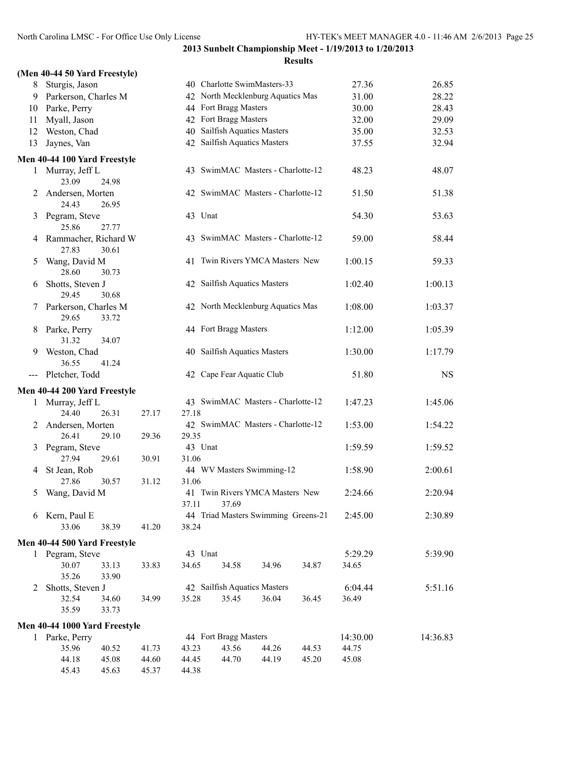**2013 Sunbelt Championship Meet - 1/19/2013 to 1/20/2013**

**Results**

### (Men 40-44 50 Yard Freestyle)

| Place | Name | Age | Team | Seed Time | Finals Time |
|---|---|---|---|---|---|
| 8 | Sturgis, Jason | 40 | Charlotte SwimMasters-33 | 27.36 | 26.85 |
| 9 | Parkerson, Charles M | 42 | North Mecklenburg Aquatics Mas | 31.00 | 28.22 |
| 10 | Parke, Perry | 44 | Fort Bragg Masters | 30.00 | 28.43 |
| 11 | Myall, Jason | 42 | Fort Bragg Masters | 32.00 | 29.09 |
| 12 | Weston, Chad | 40 | Sailfish Aquatics Masters | 35.00 | 32.53 |
| 13 | Jaynes, Van | 42 | Sailfish Aquatics Masters | 37.55 | 32.94 |

### Men 40-44 100 Yard Freestyle

| Place | Name | Age | Team | Seed Time | Finals Time |
|---|---|---|---|---|---|
| 1 | Murray, Jeff L | 43 | SwimMAC Masters - Charlotte-12 | 48.23 | 48.07 |
| | 23.09 24.98 | | | | |
| 2 | Andersen, Morten | 42 | SwimMAC Masters - Charlotte-12 | 51.50 | 51.38 |
| | 24.43 26.95 | | | | |
| 3 | Pegram, Steve | 43 | Unat | 54.30 | 53.63 |
| | 25.86 27.77 | | | | |
| 4 | Rammacher, Richard W | 43 | SwimMAC Masters - Charlotte-12 | 59.00 | 58.44 |
| | 27.83 30.61 | | | | |
| 5 | Wang, David M | 41 | Twin Rivers YMCA Masters New | 1:00.15 | 59.33 |
| | 28.60 30.73 | | | | |
| 6 | Shotts, Steven J | 42 | Sailfish Aquatics Masters | 1:02.40 | 1:00.13 |
| | 29.45 30.68 | | | | |
| 7 | Parkerson, Charles M | 42 | North Mecklenburg Aquatics Mas | 1:08.00 | 1:03.37 |
| | 29.65 33.72 | | | | |
| 8 | Parke, Perry | 44 | Fort Bragg Masters | 1:12.00 | 1:05.39 |
| | 31.32 34.07 | | | | |
| 9 | Weston, Chad | 40 | Sailfish Aquatics Masters | 1:30.00 | 1:17.79 |
| | 36.55 41.24 | | | | |
| --- | Pletcher, Todd | 42 | Cape Fear Aquatic Club | 51.80 | NS |

### Men 40-44 200 Yard Freestyle

| Place | Name | Age | Team | Seed Time | Finals Time |
|---|---|---|---|---|---|
| 1 | Murray, Jeff L | 43 | SwimMAC Masters - Charlotte-12 | 1:47.23 | 1:45.06 |
| | 24.40 26.31 27.17 27.18 | | | | |
| 2 | Andersen, Morten | 42 | SwimMAC Masters - Charlotte-12 | 1:53.00 | 1:54.22 |
| | 26.41 29.10 29.36 29.35 | | | | |
| 3 | Pegram, Steve | 43 | Unat | 1:59.59 | 1:59.52 |
| | 27.94 29.61 30.91 31.06 | | | | |
| 4 | St Jean, Rob | 44 | WV Masters Swimming-12 | 1:58.90 | 2:00.61 |
| | 27.86 30.57 31.12 31.06 | | | | |
| 5 | Wang, David M | 41 | Twin Rivers YMCA Masters New | 2:24.66 | 2:20.94 |
| | 37.11 37.69 | | | | |
| 6 | Kern, Paul E | 44 | Triad Masters Swimming Greens-21 | 2:45.00 | 2:30.89 |
| | 33.06 38.39 41.20 38.24 | | | | |

### Men 40-44 500 Yard Freestyle

| Place | Name | Age | Team | Seed Time | Finals Time |
|---|---|---|---|---|---|
| 1 | Pegram, Steve | 43 | Unat | 5:29.29 | 5:39.90 |
| | 30.07 33.13 33.83 34.65 34.58 34.96 34.87 34.65 35.26 33.90 | | | | |
| 2 | Shotts, Steven J | 42 | Sailfish Aquatics Masters | 6:04.44 | 5:51.16 |
| | 32.54 34.60 34.99 35.28 35.45 36.04 36.45 36.49 35.59 33.73 | | | | |

### Men 40-44 1000 Yard Freestyle

| Place | Name | Age | Team | Seed Time | Finals Time |
|---|---|---|---|---|---|
| 1 | Parke, Perry | 44 | Fort Bragg Masters | 14:30.00 | 14:36.83 |
| | 35.96 40.52 41.73 43.23 43.56 44.26 44.53 44.75 44.18 45.08 44.60 44.45 44.70 44.19 45.20 45.08 45.43 45.63 45.37 44.38 | | | | |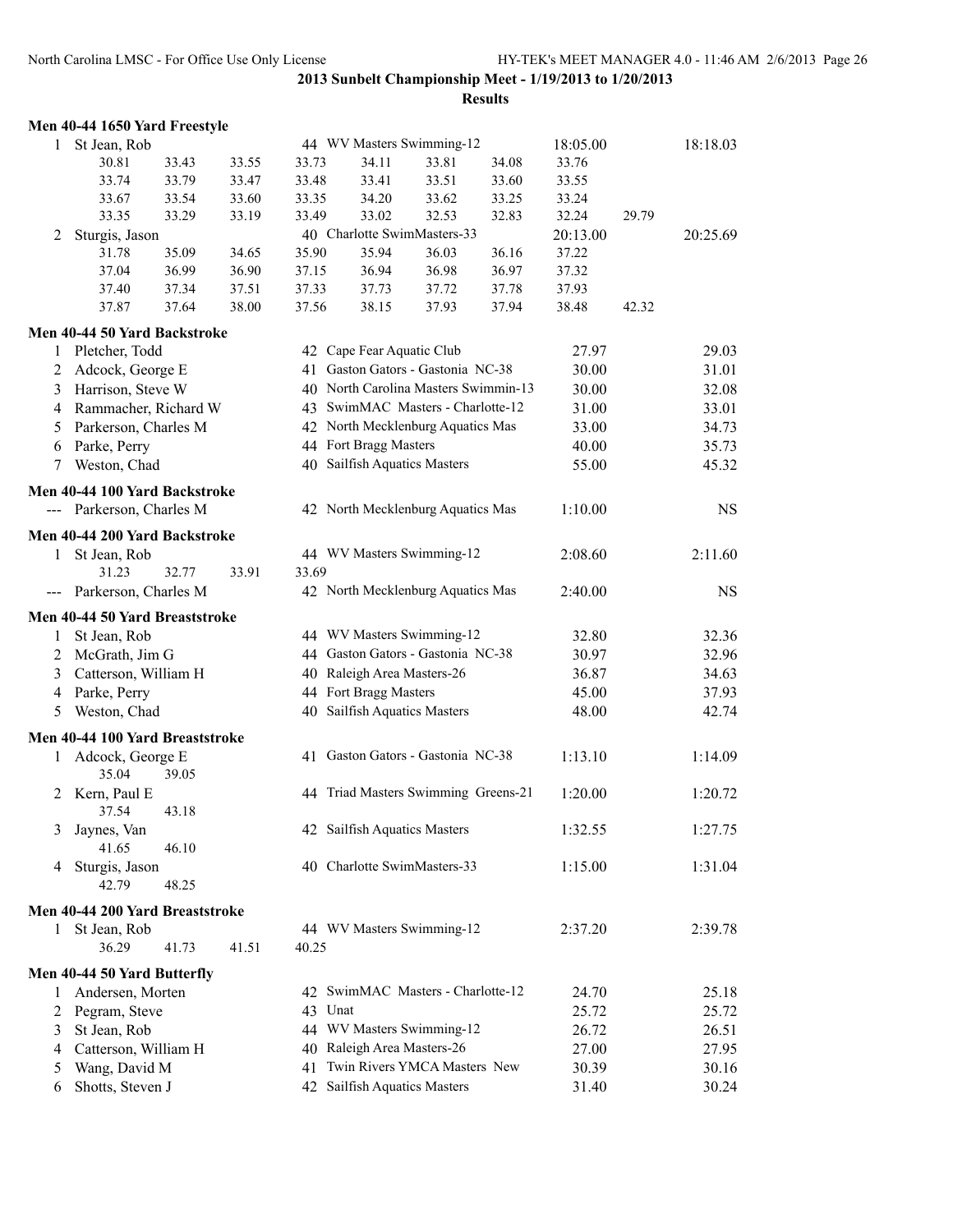**2013 Sunbelt Championship Meet - 1/19/2013 to 1/20/2013**

**Results**

### Men 40-44 1650 Yard Freestyle

| Place | Name | Age | Team | Seed Time | Finals Time |
|---|---|---|---|---|---|
| 1 | St Jean, Rob | 44 | WV Masters Swimming-12 | 18:05.00 | 18:18.03 |

30.81 33.43 33.55 33.73 34.11 33.81 34.08 33.76
33.74 33.79 33.47 33.48 33.41 33.51 33.60 33.55
33.67 33.54 33.60 33.35 34.20 33.62 33.25 33.24
33.35 33.29 33.19 33.49 33.02 32.53 32.83 32.24 29.79

| Place | Name | Age | Team | Seed Time | Finals Time |
|---|---|---|---|---|---|
| 2 | Sturgis, Jason | 40 | Charlotte SwimMasters-33 | 20:13.00 | 20:25.69 |

31.78 35.09 34.65 35.90 35.94 36.03 36.16 37.22
37.04 36.99 36.90 37.15 36.94 36.98 36.97 37.32
37.40 37.34 37.51 37.33 37.73 37.72 37.78 37.93
37.87 37.64 38.00 37.56 38.15 37.93 37.94 38.48 42.32

### Men 40-44 50 Yard Backstroke

| Place | Name | Age | Team | Seed Time | Finals Time |
|---|---|---|---|---|---|
| 1 | Pletcher, Todd | 42 | Cape Fear Aquatic Club | 27.97 | 29.03 |
| 2 | Adcock, George E | 41 | Gaston Gators - Gastonia NC-38 | 30.00 | 31.01 |
| 3 | Harrison, Steve W | 40 | North Carolina Masters Swimmin-13 | 30.00 | 32.08 |
| 4 | Rammacher, Richard W | 43 | SwimMAC Masters - Charlotte-12 | 31.00 | 33.01 |
| 5 | Parkerson, Charles M | 42 | North Mecklenburg Aquatics Mas | 33.00 | 34.73 |
| 6 | Parke, Perry | 44 | Fort Bragg Masters | 40.00 | 35.73 |
| 7 | Weston, Chad | 40 | Sailfish Aquatics Masters | 55.00 | 45.32 |

### Men 40-44 100 Yard Backstroke

| Place | Name | Age | Team | Seed Time | Finals Time |
|---|---|---|---|---|---|
| --- | Parkerson, Charles M | 42 | North Mecklenburg Aquatics Mas | 1:10.00 | NS |

### Men 40-44 200 Yard Backstroke

| Place | Name | Age | Team | Seed Time | Finals Time |
|---|---|---|---|---|---|
| 1 | St Jean, Rob | 44 | WV Masters Swimming-12 | 2:08.60 | 2:11.60 |
| | 31.23 32.77 33.91 33.69 | | | | |
| --- | Parkerson, Charles M | 42 | North Mecklenburg Aquatics Mas | 2:40.00 | NS |

### Men 40-44 50 Yard Breaststroke

| Place | Name | Age | Team | Seed Time | Finals Time |
|---|---|---|---|---|---|
| 1 | St Jean, Rob | 44 | WV Masters Swimming-12 | 32.80 | 32.36 |
| 2 | McGrath, Jim G | 44 | Gaston Gators - Gastonia NC-38 | 30.97 | 32.96 |
| 3 | Catterson, William H | 40 | Raleigh Area Masters-26 | 36.87 | 34.63 |
| 4 | Parke, Perry | 44 | Fort Bragg Masters | 45.00 | 37.93 |
| 5 | Weston, Chad | 40 | Sailfish Aquatics Masters | 48.00 | 42.74 |

### Men 40-44 100 Yard Breaststroke

| Place | Name | Age | Team | Seed Time | Finals Time |
|---|---|---|---|---|---|
| 1 | Adcock, George E | 41 | Gaston Gators - Gastonia NC-38 | 1:13.10 | 1:14.09 |
| | 35.04 39.05 | | | | |
| 2 | Kern, Paul E | 44 | Triad Masters Swimming Greens-21 | 1:20.00 | 1:20.72 |
| | 37.54 43.18 | | | | |
| 3 | Jaynes, Van | 42 | Sailfish Aquatics Masters | 1:32.55 | 1:27.75 |
| | 41.65 46.10 | | | | |
| 4 | Sturgis, Jason | 40 | Charlotte SwimMasters-33 | 1:15.00 | 1:31.04 |
| | 42.79 48.25 | | | | |

### Men 40-44 200 Yard Breaststroke

| Place | Name | Age | Team | Seed Time | Finals Time |
|---|---|---|---|---|---|
| 1 | St Jean, Rob | 44 | WV Masters Swimming-12 | 2:37.20 | 2:39.78 |
| | 36.29 41.73 41.51 40.25 | | | | |

### Men 40-44 50 Yard Butterfly

| Place | Name | Age | Team | Seed Time | Finals Time |
|---|---|---|---|---|---|
| 1 | Andersen, Morten | 42 | SwimMAC Masters - Charlotte-12 | 24.70 | 25.18 |
| 2 | Pegram, Steve | 43 | Unat | 25.72 | 25.72 |
| 3 | St Jean, Rob | 44 | WV Masters Swimming-12 | 26.72 | 26.51 |
| 4 | Catterson, William H | 40 | Raleigh Area Masters-26 | 27.00 | 27.95 |
| 5 | Wang, David M | 41 | Twin Rivers YMCA Masters New | 30.39 | 30.16 |
| 6 | Shotts, Steven J | 42 | Sailfish Aquatics Masters | 31.40 | 30.24 |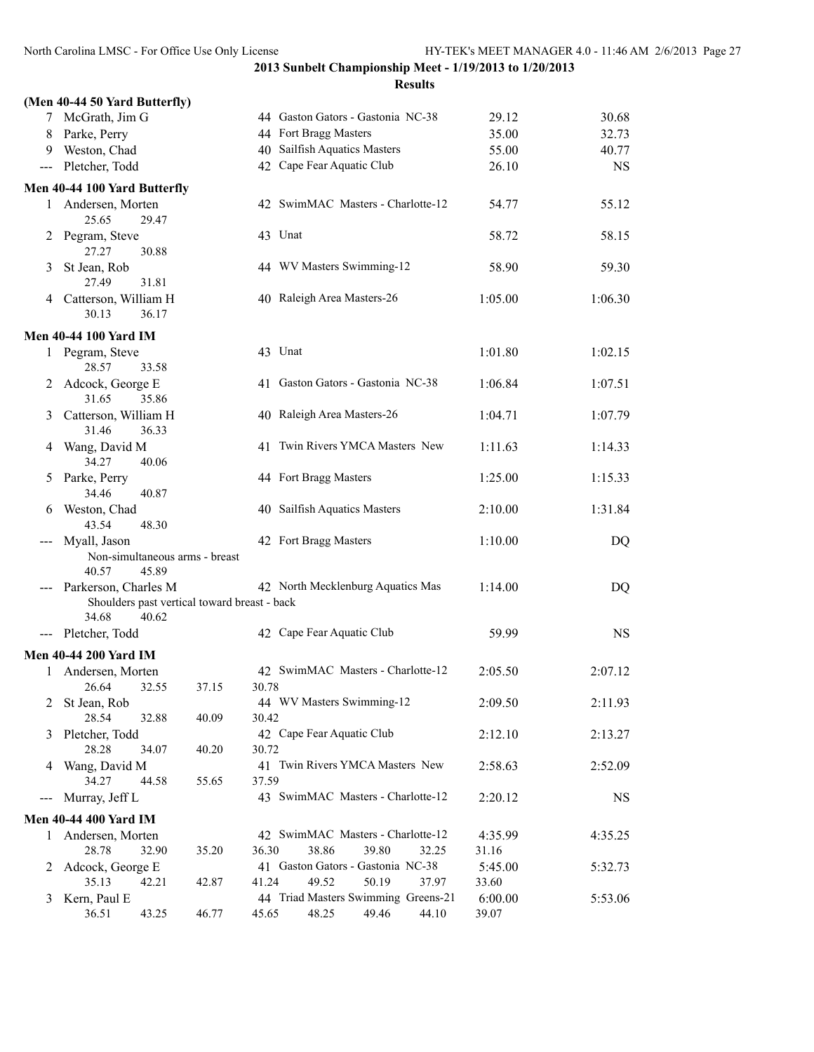## 2013 Sunbelt Championship Meet - 1/19/2013 to 1/20/2013

### Results

**(Men 40-44 50 Yard Butterfly)**

| Place | Name | Age | Team | Seed Time | Finals Time |
|---|---|---|---|---|---|
| 7 | McGrath, Jim G | 44 | Gaston Gators - Gastonia NC-38 | 29.12 | 30.68 |
| 8 | Parke, Perry | 44 | Fort Bragg Masters | 35.00 | 32.73 |
| 9 | Weston, Chad | 40 | Sailfish Aquatics Masters | 55.00 | 40.77 |
| --- | Pletcher, Todd | 42 | Cape Fear Aquatic Club | 26.10 | NS |

**Men 40-44 100 Yard Butterfly**

| Place | Name | Age | Team | Seed Time | Finals Time |
|---|---|---|---|---|---|
| 1 | Andersen, Morten | 42 | SwimMAC Masters - Charlotte-12 | 54.77 | 55.12 |
| | 25.65 29.47 | | | | |
| 2 | Pegram, Steve | 43 | Unat | 58.72 | 58.15 |
| | 27.27 30.88 | | | | |
| 3 | St Jean, Rob | 44 | WV Masters Swimming-12 | 58.90 | 59.30 |
| | 27.49 31.81 | | | | |
| 4 | Catterson, William H | 40 | Raleigh Area Masters-26 | 1:05.00 | 1:06.30 |
| | 30.13 36.17 | | | | |

**Men 40-44 100 Yard IM**

| Place | Name | Age | Team | Seed Time | Finals Time |
|---|---|---|---|---|---|
| 1 | Pegram, Steve | 43 | Unat | 1:01.80 | 1:02.15 |
| | 28.57 33.58 | | | | |
| 2 | Adcock, George E | 41 | Gaston Gators - Gastonia NC-38 | 1:06.84 | 1:07.51 |
| | 31.65 35.86 | | | | |
| 3 | Catterson, William H | 40 | Raleigh Area Masters-26 | 1:04.71 | 1:07.79 |
| | 31.46 36.33 | | | | |
| 4 | Wang, David M | 41 | Twin Rivers YMCA Masters New | 1:11.63 | 1:14.33 |
| | 34.27 40.06 | | | | |
| 5 | Parke, Perry | 44 | Fort Bragg Masters | 1:25.00 | 1:15.33 |
| | 34.46 40.87 | | | | |
| 6 | Weston, Chad | 40 | Sailfish Aquatics Masters | 2:10.00 | 1:31.84 |
| | 43.54 48.30 | | | | |
| --- | Myall, Jason | 42 | Fort Bragg Masters | 1:10.00 | DQ |
| | Non-simultaneous arms - breast | | | | |
| | 40.57 45.89 | | | | |
| --- | Parkerson, Charles M | 42 | North Mecklenburg Aquatics Mas | 1:14.00 | DQ |
| | Shoulders past vertical toward breast - back | | | | |
| | 34.68 40.62 | | | | |
| --- | Pletcher, Todd | 42 | Cape Fear Aquatic Club | 59.99 | NS |

**Men 40-44 200 Yard IM**

| Place | Name | Age | Team | Seed Time | Finals Time |
|---|---|---|---|---|---|
| 1 | Andersen, Morten | 42 | SwimMAC Masters - Charlotte-12 | 2:05.50 | 2:07.12 |
| | 26.64 32.55 37.15 30.78 | | | | |
| 2 | St Jean, Rob | 44 | WV Masters Swimming-12 | 2:09.50 | 2:11.93 |
| | 28.54 32.88 40.09 30.42 | | | | |
| 3 | Pletcher, Todd | 42 | Cape Fear Aquatic Club | 2:12.10 | 2:13.27 |
| | 28.28 34.07 40.20 30.72 | | | | |
| 4 | Wang, David M | 41 | Twin Rivers YMCA Masters New | 2:58.63 | 2:52.09 |
| | 34.27 44.58 55.65 37.59 | | | | |
| --- | Murray, Jeff L | 43 | SwimMAC Masters - Charlotte-12 | 2:20.12 | NS |

**Men 40-44 400 Yard IM**

| Place | Name | Age | Team | Seed Time | Finals Time |
|---|---|---|---|---|---|
| 1 | Andersen, Morten | 42 | SwimMAC Masters - Charlotte-12 | 4:35.99 | 4:35.25 |
| | 28.78 32.90 35.20 36.30 38.86 39.80 32.25 31.16 | | | | |
| 2 | Adcock, George E | 41 | Gaston Gators - Gastonia NC-38 | 5:45.00 | 5:32.73 |
| | 35.13 42.21 42.87 41.24 49.52 50.19 37.97 33.60 | | | | |
| 3 | Kern, Paul E | 44 | Triad Masters Swimming Greens-21 | 6:00.00 | 5:53.06 |
| | 36.51 43.25 46.77 45.65 48.25 49.46 44.10 39.07 | | | | |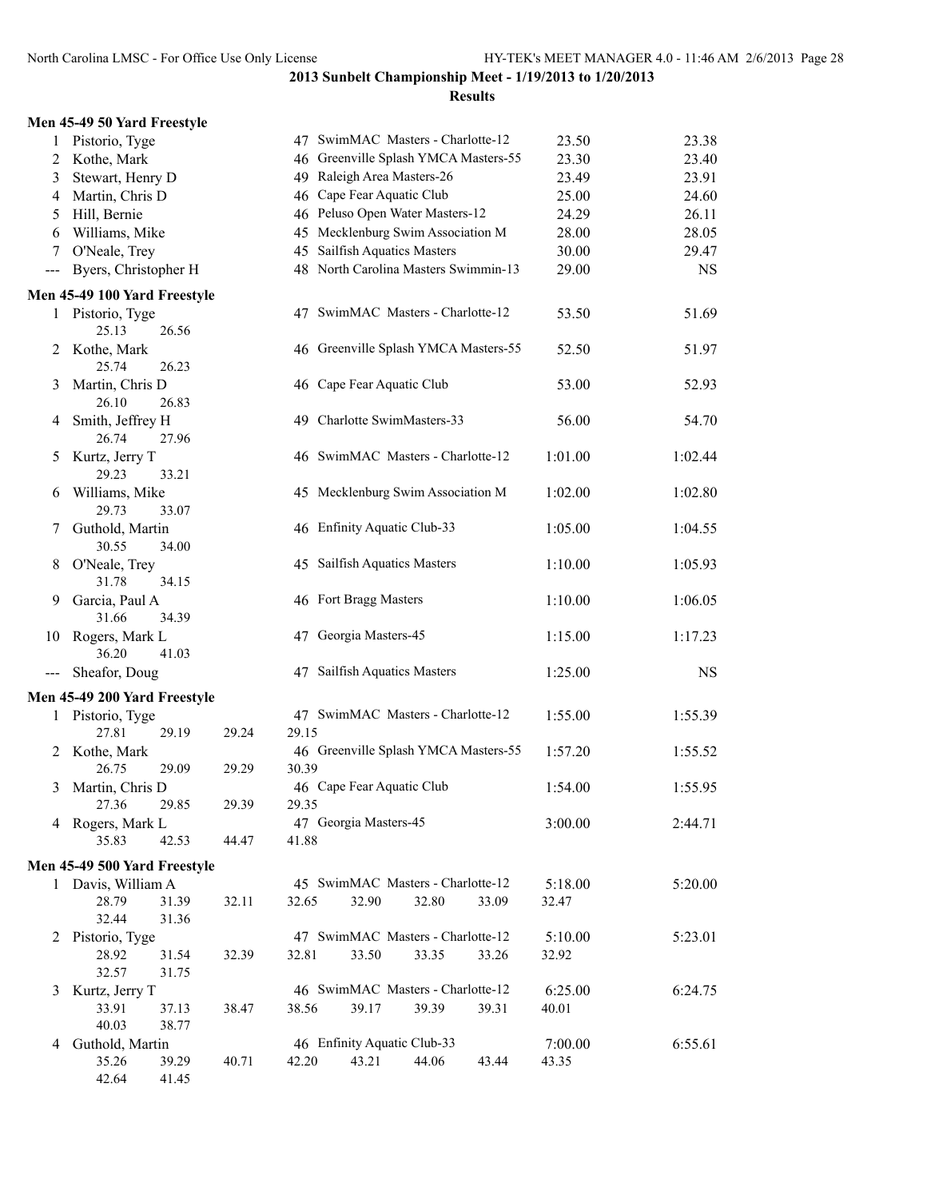## 2013 Sunbelt Championship Meet - 1/19/2013 to 1/20/2013

### Results

#### Men 45-49 50 Yard Freestyle

| Place | Name | Age | Team | Seed Time | Finals Time |
|---|---|---|---|---|---|
| 1 | Pistorio, Tyge | 47 | SwimMAC Masters - Charlotte-12 | 23.50 | 23.38 |
| 2 | Kothe, Mark | 46 | Greenville Splash YMCA Masters-55 | 23.30 | 23.40 |
| 3 | Stewart, Henry D | 49 | Raleigh Area Masters-26 | 23.49 | 23.91 |
| 4 | Martin, Chris D | 46 | Cape Fear Aquatic Club | 25.00 | 24.60 |
| 5 | Hill, Bernie | 46 | Peluso Open Water Masters-12 | 24.29 | 26.11 |
| 6 | Williams, Mike | 45 | Mecklenburg Swim Association M | 28.00 | 28.05 |
| 7 | O'Neale, Trey | 45 | Sailfish Aquatics Masters | 30.00 | 29.47 |
| --- | Byers, Christopher H | 48 | North Carolina Masters Swimmin-13 | 29.00 | NS |

#### Men 45-49 100 Yard Freestyle

| Place | Name | Age | Team | Seed Time | Finals Time |
|---|---|---|---|---|---|
| 1 | Pistorio, Tyge | 47 | SwimMAC Masters - Charlotte-12 | 53.50 | 51.69 |
| | 25.13 26.56 | | | | |
| 2 | Kothe, Mark | 46 | Greenville Splash YMCA Masters-55 | 52.50 | 51.97 |
| | 25.74 26.23 | | | | |
| 3 | Martin, Chris D | 46 | Cape Fear Aquatic Club | 53.00 | 52.93 |
| | 26.10 26.83 | | | | |
| 4 | Smith, Jeffrey H | 49 | Charlotte SwimMasters-33 | 56.00 | 54.70 |
| | 26.74 27.96 | | | | |
| 5 | Kurtz, Jerry T | 46 | SwimMAC Masters - Charlotte-12 | 1:01.00 | 1:02.44 |
| | 29.23 33.21 | | | | |
| 6 | Williams, Mike | 45 | Mecklenburg Swim Association M | 1:02.00 | 1:02.80 |
| | 29.73 33.07 | | | | |
| 7 | Guthold, Martin | 46 | Enfinity Aquatic Club-33 | 1:05.00 | 1:04.55 |
| | 30.55 34.00 | | | | |
| 8 | O'Neale, Trey | 45 | Sailfish Aquatics Masters | 1:10.00 | 1:05.93 |
| | 31.78 34.15 | | | | |
| 9 | Garcia, Paul A | 46 | Fort Bragg Masters | 1:10.00 | 1:06.05 |
| | 31.66 34.39 | | | | |
| 10 | Rogers, Mark L | 47 | Georgia Masters-45 | 1:15.00 | 1:17.23 |
| | 36.20 41.03 | | | | |
| --- | Sheafor, Doug | 47 | Sailfish Aquatics Masters | 1:25.00 | NS |

#### Men 45-49 200 Yard Freestyle

| Place | Name | Age | Team | Seed Time | Finals Time |
|---|---|---|---|---|---|
| 1 | Pistorio, Tyge | 47 | SwimMAC Masters - Charlotte-12 | 1:55.00 | 1:55.39 |
| | 27.81 29.19 29.24 29.15 | | | | |
| 2 | Kothe, Mark | 46 | Greenville Splash YMCA Masters-55 | 1:57.20 | 1:55.52 |
| | 26.75 29.09 29.29 30.39 | | | | |
| 3 | Martin, Chris D | 46 | Cape Fear Aquatic Club | 1:54.00 | 1:55.95 |
| | 27.36 29.85 29.39 29.35 | | | | |
| 4 | Rogers, Mark L | 47 | Georgia Masters-45 | 3:00.00 | 2:44.71 |
| | 35.83 42.53 44.47 41.88 | | | | |

#### Men 45-49 500 Yard Freestyle

| Place | Name | Age | Team | Seed Time | Finals Time |
|---|---|---|---|---|---|
| 1 | Davis, William A | 45 | SwimMAC Masters - Charlotte-12 | 5:18.00 | 5:20.00 |
| | 28.79 31.39 32.11 32.65 32.90 32.80 33.09 32.47 32.44 31.36 | | | | |
| 2 | Pistorio, Tyge | 47 | SwimMAC Masters - Charlotte-12 | 5:10.00 | 5:23.01 |
| | 28.92 31.54 32.39 32.81 33.50 33.35 33.26 32.92 32.57 31.75 | | | | |
| 3 | Kurtz, Jerry T | 46 | SwimMAC Masters - Charlotte-12 | 6:25.00 | 6:24.75 |
| | 33.91 37.13 38.47 38.56 39.17 39.39 39.31 40.01 40.03 38.77 | | | | |
| 4 | Guthold, Martin | 46 | Enfinity Aquatic Club-33 | 7:00.00 | 6:55.61 |
| | 35.26 39.29 40.71 42.20 43.21 44.06 43.44 43.35 42.64 41.45 | | | | |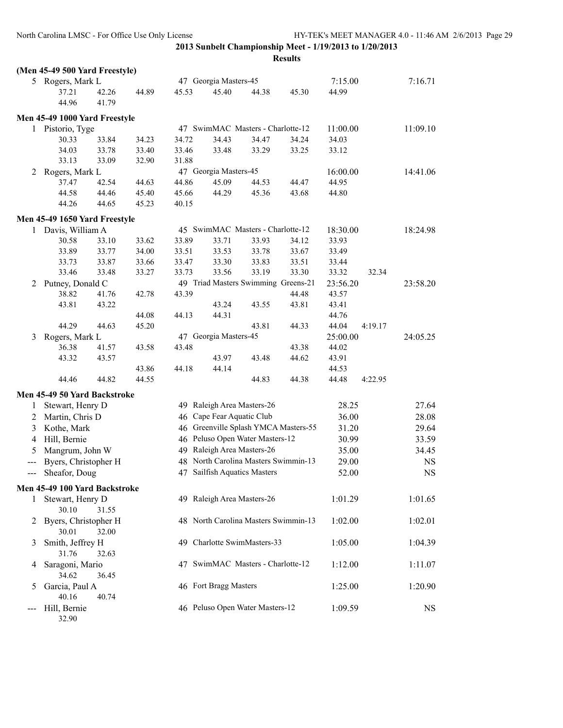**2013 Sunbelt Championship Meet - 1/19/2013 to 1/20/2013**

**Results**

### (Men 45-49 500 Yard Freestyle)

```
  5 Rogers, Mark L                  47 Georgia Masters-45                   7:15.00          7:16.71
        37.21     42.26     44.89     45.53     45.40     44.38     45.30     44.99
        44.96     41.79
```

### Men 45-49 1000 Yard Freestyle

```
  1 Pistorio, Tyge                  47 SwimMAC  Masters - Charlotte-12     11:00.00         11:09.10
        30.33     33.84     34.23     34.72     34.43     34.47     34.24     34.03
        34.03     33.78     33.40     33.46     33.48     33.29     33.25     33.12
        33.13     33.09     32.90     31.88
  2 Rogers, Mark L                  47 Georgia Masters-45                  16:00.00         14:41.06
        37.47     42.54     44.63     44.86     45.09     44.53     44.47     44.95
        44.58     44.46     45.40     45.66     44.29     45.36     43.68     44.80
        44.26     44.65     45.23     40.15
```

### Men 45-49 1650 Yard Freestyle

```
  1 Davis, William A                45 SwimMAC  Masters - Charlotte-12     18:30.00         18:24.98
        30.58     33.10     33.62     33.89     33.71     33.93     34.12     33.93
        33.89     33.77     34.00     33.51     33.53     33.78     33.67     33.49
        33.73     33.87     33.66     33.47     33.30     33.83     33.51     33.44
        33.46     33.48     33.27     33.73     33.56     33.19     33.30     33.32     32.34
  2 Putney, Donald C                49 Triad Masters Swimming  Greens-21   23:56.20         23:58.20
        38.82     41.76     42.78     43.39                         44.48     43.57
        43.81     43.22                         43.24     43.55     43.81     43.41
                            44.08     44.13     44.31                         44.76
        44.29     44.63     45.20                         43.81     44.33     44.04   4:19.17
  3 Rogers, Mark L                  47 Georgia Masters-45                  25:00.00         24:05.25
        36.38     41.57     43.58     43.48                         43.38     44.02
        43.32     43.57                         43.97     43.48     44.62     43.91
                            43.86     44.18     44.14                         44.53
        44.46     44.82     44.55                         44.83     44.38     44.48   4:22.95
```

### Men 45-49 50 Yard Backstroke

```
  1 Stewart, Henry D                49 Raleigh Area Masters-26               28.25            27.64
  2 Martin, Chris D                 46 Cape Fear Aquatic Club                36.00            28.08
  3 Kothe, Mark                     46 Greenville Splash YMCA Masters-55     31.20            29.64
  4 Hill, Bernie                    46 Peluso Open Water Masters-12          30.99            33.59
  5 Mangrum, John W                 49 Raleigh Area Masters-26               35.00            34.45
--- Byers, Christopher H            48 North Carolina Masters Swimmin-13     29.00               NS
--- Sheafor, Doug                   47 Sailfish Aquatics Masters             52.00               NS
```

### Men 45-49 100 Yard Backstroke

```
  1 Stewart, Henry D                49 Raleigh Area Masters-26             1:01.29          1:01.65
        30.10     31.55
  2 Byers, Christopher H            48 North Carolina Masters Swimmin-13   1:02.00          1:02.01
        30.01     32.00
  3 Smith, Jeffrey H                49 Charlotte SwimMasters-33            1:05.00          1:04.39
        31.76     32.63
  4 Saragoni, Mario                 47 SwimMAC  Masters - Charlotte-12     1:12.00          1:11.07
        34.62     36.45
  5 Garcia, Paul A                  46 Fort Bragg Masters                  1:25.00          1:20.90
        40.16     40.74
--- Hill, Bernie                    46 Peluso Open Water Masters-12        1:09.59               NS
        32.90
```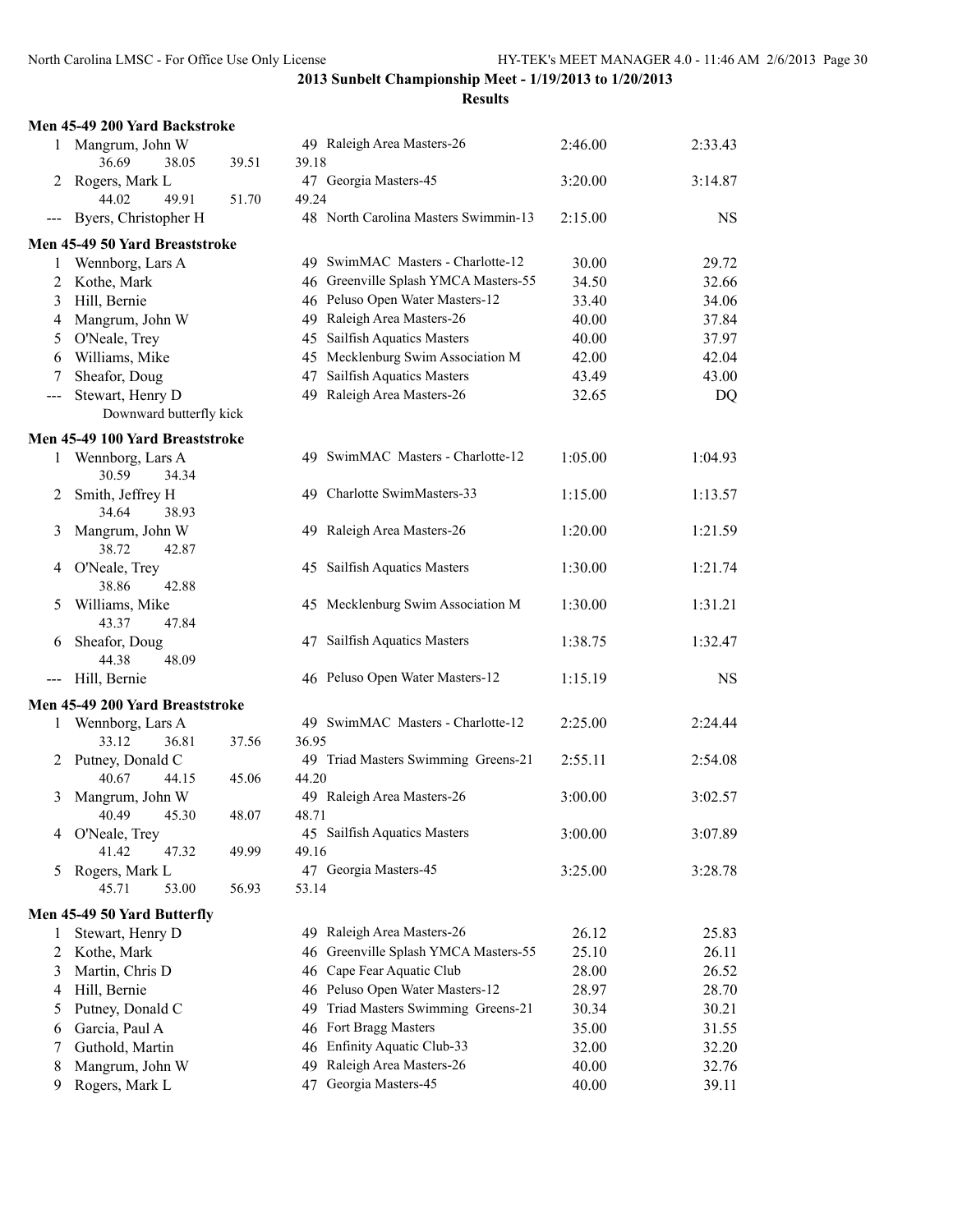**2013 Sunbelt Championship Meet - 1/19/2013 to 1/20/2013**

**Results**

### Men 45-49 200 Yard Backstroke

| Place | Name | Age | Team | Seed Time | Finals Time |
|---|---|---|---|---|---|
| 1 | Mangrum, John W | 49 | Raleigh Area Masters-26 | 2:46.00 | 2:33.43 |
| | 36.69 38.05 39.51 39.18 | | | | |
| 2 | Rogers, Mark L | 47 | Georgia Masters-45 | 3:20.00 | 3:14.87 |
| | 44.02 49.91 51.70 49.24 | | | | |
| --- | Byers, Christopher H | 48 | North Carolina Masters Swimmin-13 | 2:15.00 | NS |

### Men 45-49 50 Yard Breaststroke

| Place | Name | Age | Team | Seed Time | Finals Time |
|---|---|---|---|---|---|
| 1 | Wennborg, Lars A | 49 | SwimMAC Masters - Charlotte-12 | 30.00 | 29.72 |
| 2 | Kothe, Mark | 46 | Greenville Splash YMCA Masters-55 | 34.50 | 32.66 |
| 3 | Hill, Bernie | 46 | Peluso Open Water Masters-12 | 33.40 | 34.06 |
| 4 | Mangrum, John W | 49 | Raleigh Area Masters-26 | 40.00 | 37.84 |
| 5 | O'Neale, Trey | 45 | Sailfish Aquatics Masters | 40.00 | 37.97 |
| 6 | Williams, Mike | 45 | Mecklenburg Swim Association M | 42.00 | 42.04 |
| 7 | Sheafor, Doug | 47 | Sailfish Aquatics Masters | 43.49 | 43.00 |
| --- | Stewart, Henry D | 49 | Raleigh Area Masters-26 | 32.65 | DQ |
| | Downward butterfly kick | | | | |

### Men 45-49 100 Yard Breaststroke

| Place | Name | Age | Team | Seed Time | Finals Time |
|---|---|---|---|---|---|
| 1 | Wennborg, Lars A | 49 | SwimMAC Masters - Charlotte-12 | 1:05.00 | 1:04.93 |
| | 30.59 34.34 | | | | |
| 2 | Smith, Jeffrey H | 49 | Charlotte SwimMasters-33 | 1:15.00 | 1:13.57 |
| | 34.64 38.93 | | | | |
| 3 | Mangrum, John W | 49 | Raleigh Area Masters-26 | 1:20.00 | 1:21.59 |
| | 38.72 42.87 | | | | |
| 4 | O'Neale, Trey | 45 | Sailfish Aquatics Masters | 1:30.00 | 1:21.74 |
| | 38.86 42.88 | | | | |
| 5 | Williams, Mike | 45 | Mecklenburg Swim Association M | 1:30.00 | 1:31.21 |
| | 43.37 47.84 | | | | |
| 6 | Sheafor, Doug | 47 | Sailfish Aquatics Masters | 1:38.75 | 1:32.47 |
| | 44.38 48.09 | | | | |
| --- | Hill, Bernie | 46 | Peluso Open Water Masters-12 | 1:15.19 | NS |

### Men 45-49 200 Yard Breaststroke

| Place | Name | Age | Team | Seed Time | Finals Time |
|---|---|---|---|---|---|
| 1 | Wennborg, Lars A | 49 | SwimMAC Masters - Charlotte-12 | 2:25.00 | 2:24.44 |
| | 33.12 36.81 37.56 36.95 | | | | |
| 2 | Putney, Donald C | 49 | Triad Masters Swimming Greens-21 | 2:55.11 | 2:54.08 |
| | 40.67 44.15 45.06 44.20 | | | | |
| 3 | Mangrum, John W | 49 | Raleigh Area Masters-26 | 3:00.00 | 3:02.57 |
| | 40.49 45.30 48.07 48.71 | | | | |
| 4 | O'Neale, Trey | 45 | Sailfish Aquatics Masters | 3:00.00 | 3:07.89 |
| | 41.42 47.32 49.99 49.16 | | | | |
| 5 | Rogers, Mark L | 47 | Georgia Masters-45 | 3:25.00 | 3:28.78 |
| | 45.71 53.00 56.93 53.14 | | | | |

### Men 45-49 50 Yard Butterfly

| Place | Name | Age | Team | Seed Time | Finals Time |
|---|---|---|---|---|---|
| 1 | Stewart, Henry D | 49 | Raleigh Area Masters-26 | 26.12 | 25.83 |
| 2 | Kothe, Mark | 46 | Greenville Splash YMCA Masters-55 | 25.10 | 26.11 |
| 3 | Martin, Chris D | 46 | Cape Fear Aquatic Club | 28.00 | 26.52 |
| 4 | Hill, Bernie | 46 | Peluso Open Water Masters-12 | 28.97 | 28.70 |
| 5 | Putney, Donald C | 49 | Triad Masters Swimming Greens-21 | 30.34 | 30.21 |
| 6 | Garcia, Paul A | 46 | Fort Bragg Masters | 35.00 | 31.55 |
| 7 | Guthold, Martin | 46 | Enfinity Aquatic Club-33 | 32.00 | 32.20 |
| 8 | Mangrum, John W | 49 | Raleigh Area Masters-26 | 40.00 | 32.76 |
| 9 | Rogers, Mark L | 47 | Georgia Masters-45 | 40.00 | 39.11 |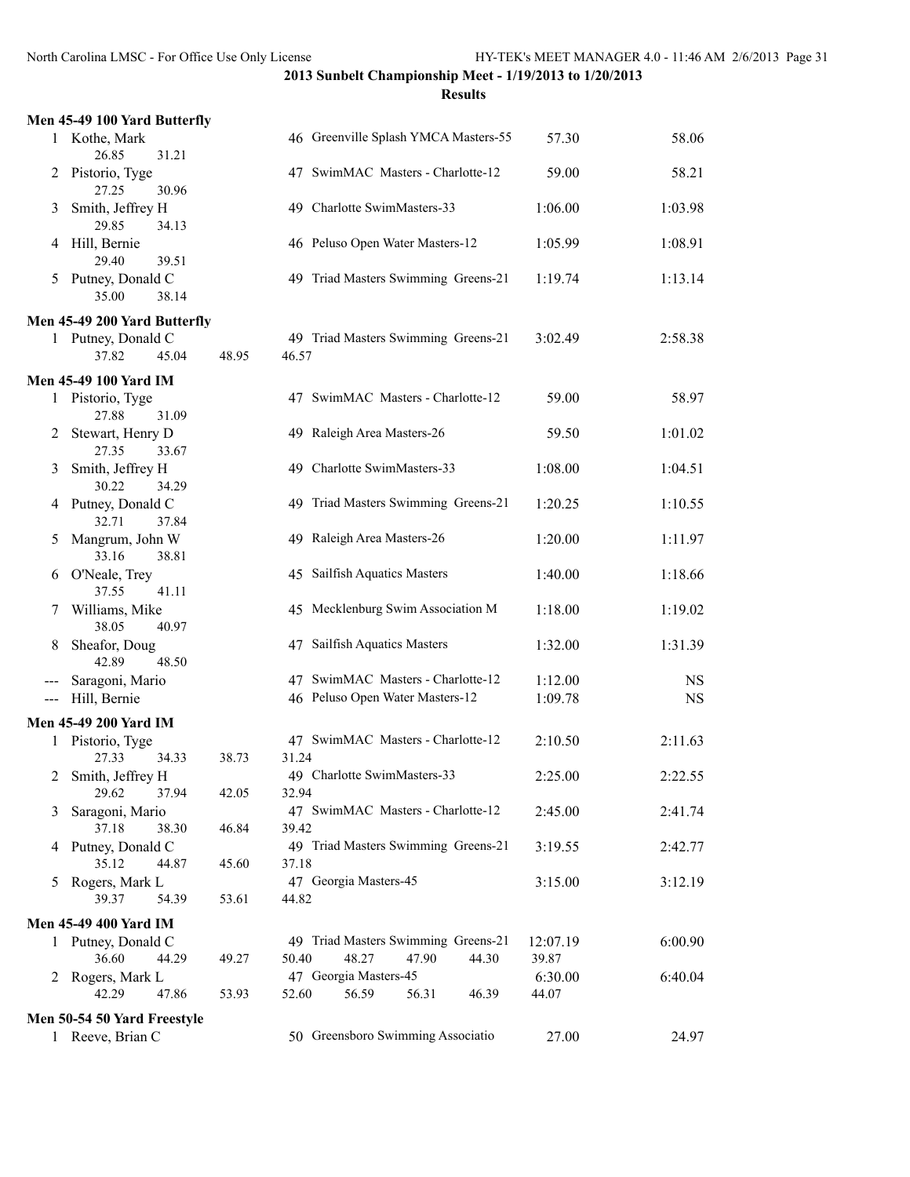## 2013 Sunbelt Championship Meet - 1/19/2013 to 1/20/2013

### Results

#### Men 45-49 100 Yard Butterfly

| | Name | Age | Team | Seed Time | Finals Time |
|---|---|---|---|---|---|
| 1 | Kothe, Mark | 46 | Greenville Splash YMCA Masters-55 | 57.30 | 58.06 |
| | 26.85 31.21 | | | | |
| 2 | Pistorio, Tyge | 47 | SwimMAC Masters - Charlotte-12 | 59.00 | 58.21 |
| | 27.25 30.96 | | | | |
| 3 | Smith, Jeffrey H | 49 | Charlotte SwimMasters-33 | 1:06.00 | 1:03.98 |
| | 29.85 34.13 | | | | |
| 4 | Hill, Bernie | 46 | Peluso Open Water Masters-12 | 1:05.99 | 1:08.91 |
| | 29.40 39.51 | | | | |
| 5 | Putney, Donald C | 49 | Triad Masters Swimming Greens-21 | 1:19.74 | 1:13.14 |
| | 35.00 38.14 | | | | |

#### Men 45-49 200 Yard Butterfly

| | Name | Age | Team | Seed Time | Finals Time |
|---|---|---|---|---|---|
| 1 | Putney, Donald C | 49 | Triad Masters Swimming Greens-21 | 3:02.49 | 2:58.38 |
| | 37.82 45.04 48.95 46.57 | | | | |

#### Men 45-49 100 Yard IM

| | Name | Age | Team | Seed Time | Finals Time |
|---|---|---|---|---|---|
| 1 | Pistorio, Tyge | 47 | SwimMAC Masters - Charlotte-12 | 59.00 | 58.97 |
| | 27.88 31.09 | | | | |
| 2 | Stewart, Henry D | 49 | Raleigh Area Masters-26 | 59.50 | 1:01.02 |
| | 27.35 33.67 | | | | |
| 3 | Smith, Jeffrey H | 49 | Charlotte SwimMasters-33 | 1:08.00 | 1:04.51 |
| | 30.22 34.29 | | | | |
| 4 | Putney, Donald C | 49 | Triad Masters Swimming Greens-21 | 1:20.25 | 1:10.55 |
| | 32.71 37.84 | | | | |
| 5 | Mangrum, John W | 49 | Raleigh Area Masters-26 | 1:20.00 | 1:11.97 |
| | 33.16 38.81 | | | | |
| 6 | O'Neale, Trey | 45 | Sailfish Aquatics Masters | 1:40.00 | 1:18.66 |
| | 37.55 41.11 | | | | |
| 7 | Williams, Mike | 45 | Mecklenburg Swim Association M | 1:18.00 | 1:19.02 |
| | 38.05 40.97 | | | | |
| 8 | Sheafor, Doug | 47 | Sailfish Aquatics Masters | 1:32.00 | 1:31.39 |
| | 42.89 48.50 | | | | |
| --- | Saragoni, Mario | 47 | SwimMAC Masters - Charlotte-12 | 1:12.00 | NS |
| --- | Hill, Bernie | 46 | Peluso Open Water Masters-12 | 1:09.78 | NS |

#### Men 45-49 200 Yard IM

| | Name | Age | Team | Seed Time | Finals Time |
|---|---|---|---|---|---|
| 1 | Pistorio, Tyge | 47 | SwimMAC Masters - Charlotte-12 | 2:10.50 | 2:11.63 |
| | 27.33 34.33 38.73 31.24 | | | | |
| 2 | Smith, Jeffrey H | 49 | Charlotte SwimMasters-33 | 2:25.00 | 2:22.55 |
| | 29.62 37.94 42.05 32.94 | | | | |
| 3 | Saragoni, Mario | 47 | SwimMAC Masters - Charlotte-12 | 2:45.00 | 2:41.74 |
| | 37.18 38.30 46.84 39.42 | | | | |
| 4 | Putney, Donald C | 49 | Triad Masters Swimming Greens-21 | 3:19.55 | 2:42.77 |
| | 35.12 44.87 45.60 37.18 | | | | |
| 5 | Rogers, Mark L | 47 | Georgia Masters-45 | 3:15.00 | 3:12.19 |
| | 39.37 54.39 53.61 44.82 | | | | |

#### Men 45-49 400 Yard IM

| | Name | Age | Team | Seed Time | Finals Time |
|---|---|---|---|---|---|
| 1 | Putney, Donald C | 49 | Triad Masters Swimming Greens-21 | 12:07.19 | 6:00.90 |
| | 36.60 44.29 49.27 50.40 48.27 47.90 44.30 39.87 | | | | |
| 2 | Rogers, Mark L | 47 | Georgia Masters-45 | 6:30.00 | 6:40.04 |
| | 42.29 47.86 53.93 52.60 56.59 56.31 46.39 44.07 | | | | |

#### Men 50-54 50 Yard Freestyle

| | Name | Age | Team | Seed Time | Finals Time |
|---|---|---|---|---|---|
| 1 | Reeve, Brian C | 50 | Greensboro Swimming Associatio | 27.00 | 24.97 |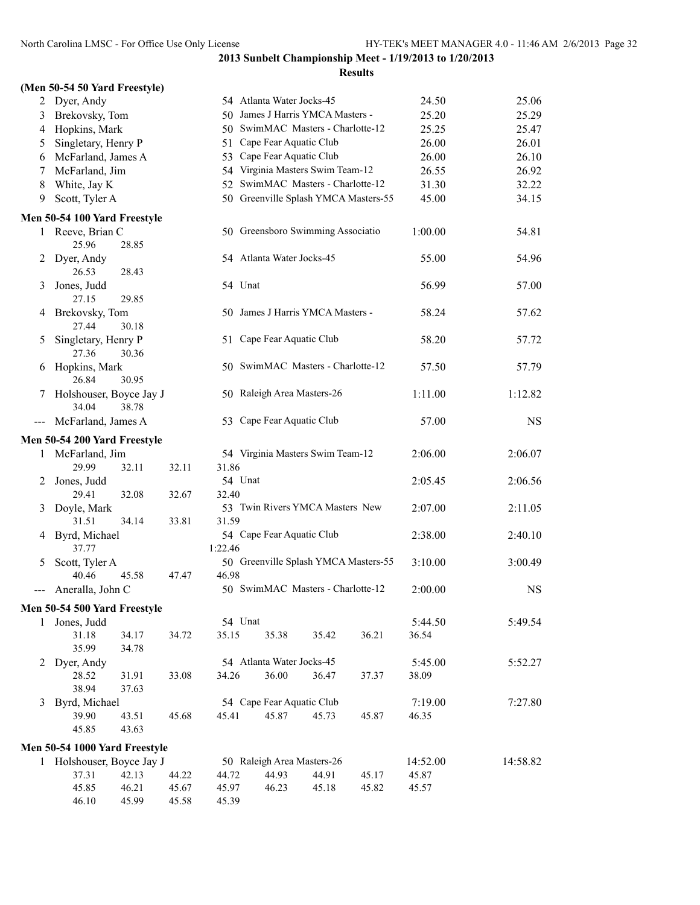**2013 Sunbelt Championship Meet - 1/19/2013 to 1/20/2013**

**Results**

### (Men 50-54 50 Yard Freestyle)

| Place | Name | Age | Team | Seed Time | Finals Time |
|---|---|---|---|---|---|
| 2 | Dyer, Andy | 54 | Atlanta Water Jocks-45 | 24.50 | 25.06 |
| 3 | Brekovsky, Tom | 50 | James J Harris YMCA Masters - | 25.20 | 25.29 |
| 4 | Hopkins, Mark | 50 | SwimMAC Masters - Charlotte-12 | 25.25 | 25.47 |
| 5 | Singletary, Henry P | 51 | Cape Fear Aquatic Club | 26.00 | 26.01 |
| 6 | McFarland, James A | 53 | Cape Fear Aquatic Club | 26.00 | 26.10 |
| 7 | McFarland, Jim | 54 | Virginia Masters Swim Team-12 | 26.55 | 26.92 |
| 8 | White, Jay K | 52 | SwimMAC Masters - Charlotte-12 | 31.30 | 32.22 |
| 9 | Scott, Tyler A | 50 | Greenville Splash YMCA Masters-55 | 45.00 | 34.15 |

### Men 50-54 100 Yard Freestyle

| Place | Name | Age | Team | Seed Time | Finals Time |
|---|---|---|---|---|---|
| 1 | Reeve, Brian C | 50 | Greensboro Swimming Associatio | 1:00.00 | 54.81 |
| | 25.96 28.85 | | | | |
| 2 | Dyer, Andy | 54 | Atlanta Water Jocks-45 | 55.00 | 54.96 |
| | 26.53 28.43 | | | | |
| 3 | Jones, Judd | 54 | Unat | 56.99 | 57.00 |
| | 27.15 29.85 | | | | |
| 4 | Brekovsky, Tom | 50 | James J Harris YMCA Masters - | 58.24 | 57.62 |
| | 27.44 30.18 | | | | |
| 5 | Singletary, Henry P | 51 | Cape Fear Aquatic Club | 58.20 | 57.72 |
| | 27.36 30.36 | | | | |
| 6 | Hopkins, Mark | 50 | SwimMAC Masters - Charlotte-12 | 57.50 | 57.79 |
| | 26.84 30.95 | | | | |
| 7 | Holshouser, Boyce Jay J | 50 | Raleigh Area Masters-26 | 1:11.00 | 1:12.82 |
| | 34.04 38.78 | | | | |
| --- | McFarland, James A | 53 | Cape Fear Aquatic Club | 57.00 | NS |

### Men 50-54 200 Yard Freestyle

| Place | Name | Age | Team | Seed Time | Finals Time |
|---|---|---|---|---|---|
| 1 | McFarland, Jim | 54 | Virginia Masters Swim Team-12 | 2:06.00 | 2:06.07 |
| | 29.99 32.11 32.11 31.86 | | | | |
| 2 | Jones, Judd | 54 | Unat | 2:05.45 | 2:06.56 |
| | 29.41 32.08 32.67 32.40 | | | | |
| 3 | Doyle, Mark | 53 | Twin Rivers YMCA Masters New | 2:07.00 | 2:11.05 |
| | 31.51 34.14 33.81 31.59 | | | | |
| 4 | Byrd, Michael | 54 | Cape Fear Aquatic Club | 2:38.00 | 2:40.10 |
| | 37.77 1:22.46 | | | | |
| 5 | Scott, Tyler A | 50 | Greenville Splash YMCA Masters-55 | 3:10.00 | 3:00.49 |
| | 40.46 45.58 47.47 46.98 | | | | |
| --- | Aneralla, John C | 50 | SwimMAC Masters - Charlotte-12 | 2:00.00 | NS |

### Men 50-54 500 Yard Freestyle

| Place | Name | Age | Team | Seed Time | Finals Time |
|---|---|---|---|---|---|
| 1 | Jones, Judd | 54 | Unat | 5:44.50 | 5:49.54 |
| | 31.18 34.17 34.72 35.15 35.38 35.42 36.21 36.54 35.99 34.78 | | | | |
| 2 | Dyer, Andy | 54 | Atlanta Water Jocks-45 | 5:45.00 | 5:52.27 |
| | 28.52 31.91 33.08 34.26 36.00 36.47 37.37 38.09 38.94 37.63 | | | | |
| 3 | Byrd, Michael | 54 | Cape Fear Aquatic Club | 7:19.00 | 7:27.80 |
| | 39.90 43.51 45.68 45.41 45.87 45.73 45.87 46.35 45.85 43.63 | | | | |

### Men 50-54 1000 Yard Freestyle

| Place | Name | Age | Team | Seed Time | Finals Time |
|---|---|---|---|---|---|
| 1 | Holshouser, Boyce Jay J | 50 | Raleigh Area Masters-26 | 14:52.00 | 14:58.82 |
| | 37.31 42.13 44.22 44.72 44.93 44.91 45.17 45.87 45.85 46.21 45.67 45.97 46.23 45.18 45.82 45.57 46.10 45.99 45.58 45.39 | | | | |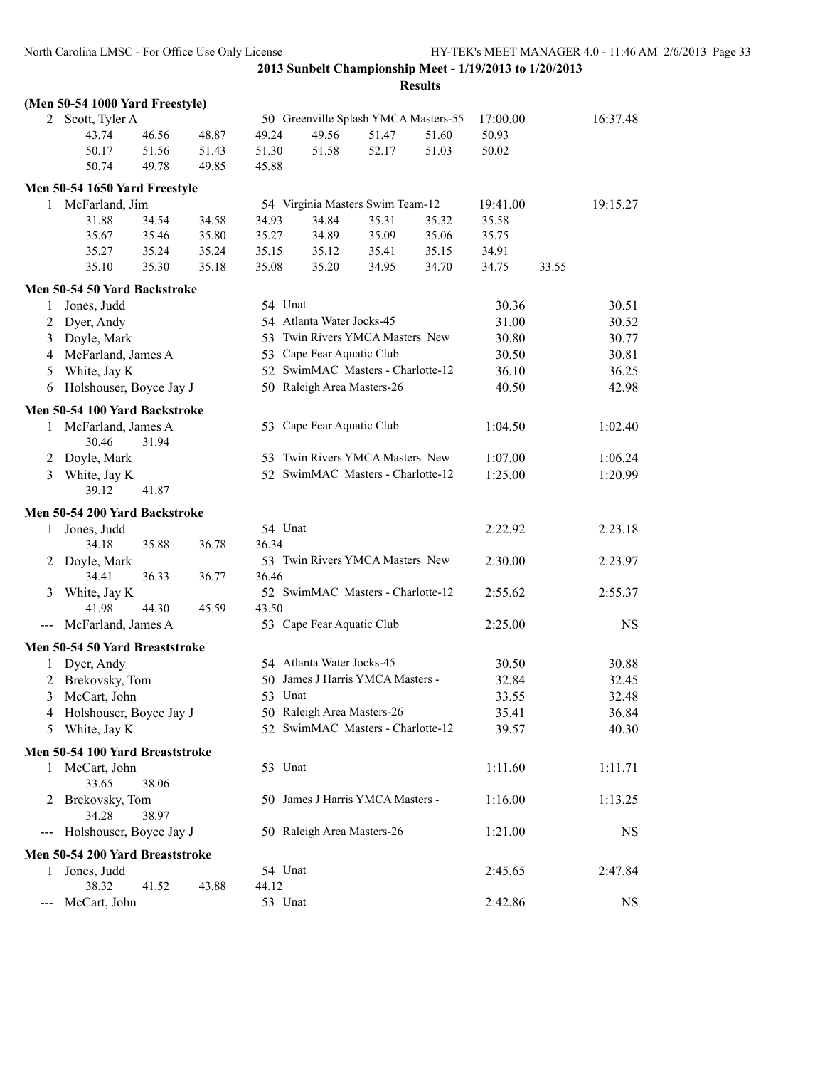**2013 Sunbelt Championship Meet - 1/19/2013 to 1/20/2013**

**Results**

### (Men 50-54 1000 Yard Freestyle)

| Place | Name | Age | Team | Seed Time | Finals Time |
|---|---|---|---|---|---|
| 2 | Scott, Tyler A | 50 | Greenville Splash YMCA Masters-55 | 17:00.00 | 16:37.48 |

Splits: 43.74, 46.56, 48.87, 49.24, 49.56, 51.47, 51.60, 50.93, 50.17, 51.56, 51.43, 51.30, 51.58, 52.17, 51.03, 50.02, 50.74, 49.78, 49.85, 45.88

### Men 50-54 1650 Yard Freestyle

| Place | Name | Age | Team | Seed Time | Finals Time |
|---|---|---|---|---|---|
| 1 | McFarland, Jim | 54 | Virginia Masters Swim Team-12 | 19:41.00 | 19:15.27 |

Splits: 31.88, 34.54, 34.58, 34.93, 34.84, 35.31, 35.32, 35.58, 35.67, 35.46, 35.80, 35.27, 34.89, 35.09, 35.06, 35.75, 35.27, 35.24, 35.24, 35.15, 35.12, 35.41, 35.15, 34.91, 35.10, 35.30, 35.18, 35.08, 35.20, 34.95, 34.70, 34.75, 33.55

### Men 50-54 50 Yard Backstroke

| Place | Name | Age | Team | Seed Time | Finals Time |
|---|---|---|---|---|---|
| 1 | Jones, Judd | 54 | Unat | 30.36 | 30.51 |
| 2 | Dyer, Andy | 54 | Atlanta Water Jocks-45 | 31.00 | 30.52 |
| 3 | Doyle, Mark | 53 | Twin Rivers YMCA Masters New | 30.80 | 30.77 |
| 4 | McFarland, James A | 53 | Cape Fear Aquatic Club | 30.50 | 30.81 |
| 5 | White, Jay K | 52 | SwimMAC Masters - Charlotte-12 | 36.10 | 36.25 |
| 6 | Holshouser, Boyce Jay J | 50 | Raleigh Area Masters-26 | 40.50 | 42.98 |

### Men 50-54 100 Yard Backstroke

| Place | Name | Age | Team | Seed Time | Finals Time |
|---|---|---|---|---|---|
| 1 | McFarland, James A | 53 | Cape Fear Aquatic Club | 1:04.50 | 1:02.40 |
| | 30.46 31.94 | | | | |
| 2 | Doyle, Mark | 53 | Twin Rivers YMCA Masters New | 1:07.00 | 1:06.24 |
| 3 | White, Jay K | 52 | SwimMAC Masters - Charlotte-12 | 1:25.00 | 1:20.99 |
| | 39.12 41.87 | | | | |

### Men 50-54 200 Yard Backstroke

| Place | Name | Age | Team | Seed Time | Finals Time |
|---|---|---|---|---|---|
| 1 | Jones, Judd | 54 | Unat | 2:22.92 | 2:23.18 |
| | 34.18 35.88 36.78 36.34 | | | | |
| 2 | Doyle, Mark | 53 | Twin Rivers YMCA Masters New | 2:30.00 | 2:23.97 |
| | 34.41 36.33 36.77 36.46 | | | | |
| 3 | White, Jay K | 52 | SwimMAC Masters - Charlotte-12 | 2:55.62 | 2:55.37 |
| | 41.98 44.30 45.59 43.50 | | | | |
| --- | McFarland, James A | 53 | Cape Fear Aquatic Club | 2:25.00 | NS |

### Men 50-54 50 Yard Breaststroke

| Place | Name | Age | Team | Seed Time | Finals Time |
|---|---|---|---|---|---|
| 1 | Dyer, Andy | 54 | Atlanta Water Jocks-45 | 30.50 | 30.88 |
| 2 | Brekovsky, Tom | 50 | James J Harris YMCA Masters - | 32.84 | 32.45 |
| 3 | McCart, John | 53 | Unat | 33.55 | 32.48 |
| 4 | Holshouser, Boyce Jay J | 50 | Raleigh Area Masters-26 | 35.41 | 36.84 |
| 5 | White, Jay K | 52 | SwimMAC Masters - Charlotte-12 | 39.57 | 40.30 |

### Men 50-54 100 Yard Breaststroke

| Place | Name | Age | Team | Seed Time | Finals Time |
|---|---|---|---|---|---|
| 1 | McCart, John | 53 | Unat | 1:11.60 | 1:11.71 |
| | 33.65 38.06 | | | | |
| 2 | Brekovsky, Tom | 50 | James J Harris YMCA Masters - | 1:16.00 | 1:13.25 |
| | 34.28 38.97 | | | | |
| --- | Holshouser, Boyce Jay J | 50 | Raleigh Area Masters-26 | 1:21.00 | NS |

### Men 50-54 200 Yard Breaststroke

| Place | Name | Age | Team | Seed Time | Finals Time |
|---|---|---|---|---|---|
| 1 | Jones, Judd | 54 | Unat | 2:45.65 | 2:47.84 |
| | 38.32 41.52 43.88 44.12 | | | | |
| --- | McCart, John | 53 | Unat | 2:42.86 | NS |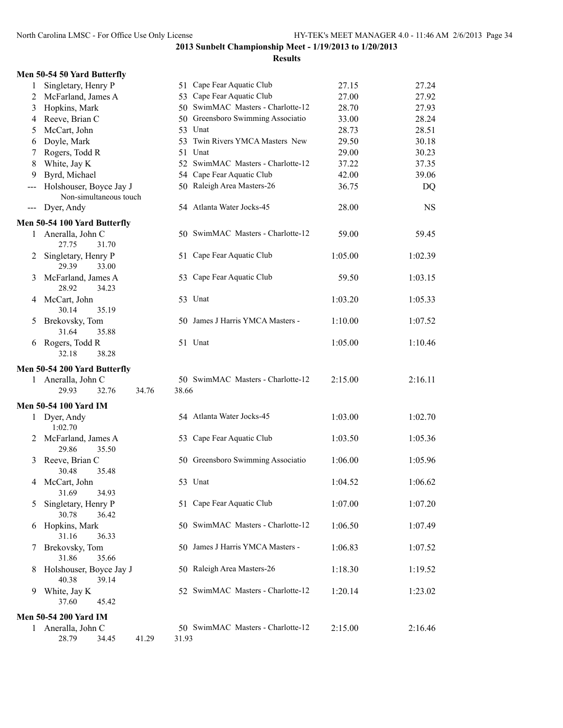**2013 Sunbelt Championship Meet - 1/19/2013 to 1/20/2013**

**Results**

### Men 50-54 50 Yard Butterfly

| Place | Name | Age | Team | Seed Time | Finals Time |
|---|---|---|---|---|---|
| 1 | Singletary, Henry P | 51 | Cape Fear Aquatic Club | 27.15 | 27.24 |
| 2 | McFarland, James A | 53 | Cape Fear Aquatic Club | 27.00 | 27.92 |
| 3 | Hopkins, Mark | 50 | SwimMAC Masters - Charlotte-12 | 28.70 | 27.93 |
| 4 | Reeve, Brian C | 50 | Greensboro Swimming Associatio | 33.00 | 28.24 |
| 5 | McCart, John | 53 | Unat | 28.73 | 28.51 |
| 6 | Doyle, Mark | 53 | Twin Rivers YMCA Masters New | 29.50 | 30.18 |
| 7 | Rogers, Todd R | 51 | Unat | 29.00 | 30.23 |
| 8 | White, Jay K | 52 | SwimMAC Masters - Charlotte-12 | 37.22 | 37.35 |
| 9 | Byrd, Michael | 54 | Cape Fear Aquatic Club | 42.00 | 39.06 |
| --- | Holshouser, Boyce Jay J | 50 | Raleigh Area Masters-26 | 36.75 | DQ |
| | Non-simultaneous touch | | | | |
| --- | Dyer, Andy | 54 | Atlanta Water Jocks-45 | 28.00 | NS |

### Men 50-54 100 Yard Butterfly

| Place | Name | Age | Team | Seed Time | Finals Time |
|---|---|---|---|---|---|
| 1 | Aneralla, John C | 50 | SwimMAC Masters - Charlotte-12 | 59.00 | 59.45 |
| | 27.75 31.70 | | | | |
| 2 | Singletary, Henry P | 51 | Cape Fear Aquatic Club | 1:05.00 | 1:02.39 |
| | 29.39 33.00 | | | | |
| 3 | McFarland, James A | 53 | Cape Fear Aquatic Club | 59.50 | 1:03.15 |
| | 28.92 34.23 | | | | |
| 4 | McCart, John | 53 | Unat | 1:03.20 | 1:05.33 |
| | 30.14 35.19 | | | | |
| 5 | Brekovsky, Tom | 50 | James J Harris YMCA Masters - | 1:10.00 | 1:07.52 |
| | 31.64 35.88 | | | | |
| 6 | Rogers, Todd R | 51 | Unat | 1:05.00 | 1:10.46 |
| | 32.18 38.28 | | | | |

### Men 50-54 200 Yard Butterfly

| Place | Name | Age | Team | Seed Time | Finals Time |
|---|---|---|---|---|---|
| 1 | Aneralla, John C | 50 | SwimMAC Masters - Charlotte-12 | 2:15.00 | 2:16.11 |
| | 29.93 32.76 34.76 38.66 | | | | |

### Men 50-54 100 Yard IM

| Place | Name | Age | Team | Seed Time | Finals Time |
|---|---|---|---|---|---|
| 1 | Dyer, Andy | 54 | Atlanta Water Jocks-45 | 1:03.00 | 1:02.70 |
| | 1:02.70 | | | | |
| 2 | McFarland, James A | 53 | Cape Fear Aquatic Club | 1:03.50 | 1:05.36 |
| | 29.86 35.50 | | | | |
| 3 | Reeve, Brian C | 50 | Greensboro Swimming Associatio | 1:06.00 | 1:05.96 |
| | 30.48 35.48 | | | | |
| 4 | McCart, John | 53 | Unat | 1:04.52 | 1:06.62 |
| | 31.69 34.93 | | | | |
| 5 | Singletary, Henry P | 51 | Cape Fear Aquatic Club | 1:07.00 | 1:07.20 |
| | 30.78 36.42 | | | | |
| 6 | Hopkins, Mark | 50 | SwimMAC Masters - Charlotte-12 | 1:06.50 | 1:07.49 |
| | 31.16 36.33 | | | | |
| 7 | Brekovsky, Tom | 50 | James J Harris YMCA Masters - | 1:06.83 | 1:07.52 |
| | 31.86 35.66 | | | | |
| 8 | Holshouser, Boyce Jay J | 50 | Raleigh Area Masters-26 | 1:18.30 | 1:19.52 |
| | 40.38 39.14 | | | | |
| 9 | White, Jay K | 52 | SwimMAC Masters - Charlotte-12 | 1:20.14 | 1:23.02 |
| | 37.60 45.42 | | | | |

### Men 50-54 200 Yard IM

| Place | Name | Age | Team | Seed Time | Finals Time |
|---|---|---|---|---|---|
| 1 | Aneralla, John C | 50 | SwimMAC Masters - Charlotte-12 | 2:15.00 | 2:16.46 |
| | 28.79 34.45 41.29 31.93 | | | | |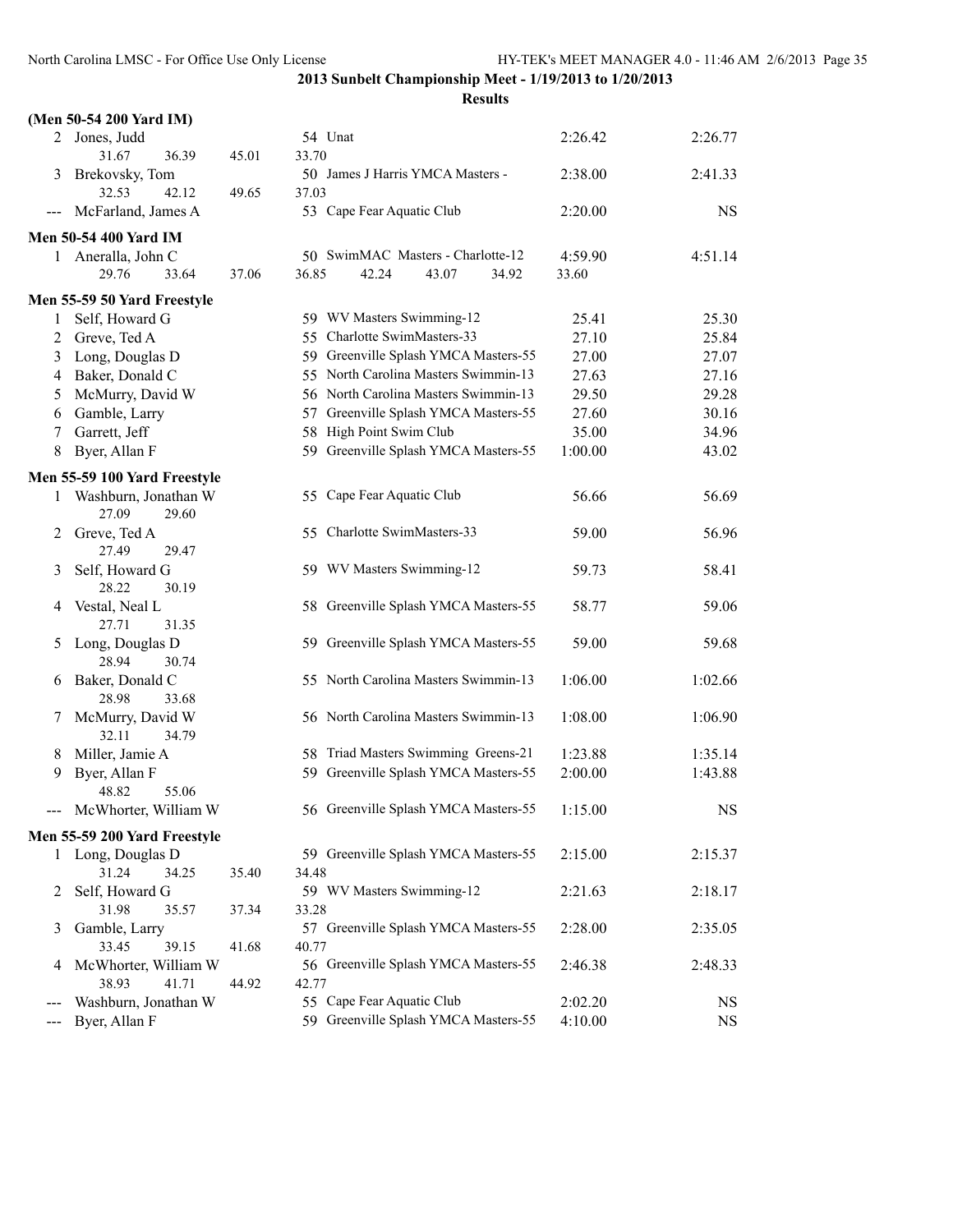**2013 Sunbelt Championship Meet - 1/19/2013 to 1/20/2013**

**Results**

### (Men 50-54 200 Yard IM)

| Place | Name | Age | Team | Seed Time | Finals Time |
|---|---|---|---|---|---|
| 2 | Jones, Judd | 54 | Unat | 2:26.42 | 2:26.77 |
| | 31.67 36.39 45.01 33.70 | | | | |
| 3 | Brekovsky, Tom | 50 | James J Harris YMCA Masters - | 2:38.00 | 2:41.33 |
| | 32.53 42.12 49.65 37.03 | | | | |
| --- | McFarland, James A | 53 | Cape Fear Aquatic Club | 2:20.00 | NS |

### Men 50-54 400 Yard IM

| Place | Name | Age | Team | Seed Time | Finals Time |
|---|---|---|---|---|---|
| 1 | Aneralla, John C | 50 | SwimMAC Masters - Charlotte-12 | 4:59.90 | 4:51.14 |
| | 29.76 33.64 37.06 36.85 42.24 43.07 34.92 33.60 | | | | |

### Men 55-59 50 Yard Freestyle

| Place | Name | Age | Team | Seed Time | Finals Time |
|---|---|---|---|---|---|
| 1 | Self, Howard G | 59 | WV Masters Swimming-12 | 25.41 | 25.30 |
| 2 | Greve, Ted A | 55 | Charlotte SwimMasters-33 | 27.10 | 25.84 |
| 3 | Long, Douglas D | 59 | Greenville Splash YMCA Masters-55 | 27.00 | 27.07 |
| 4 | Baker, Donald C | 55 | North Carolina Masters Swimmin-13 | 27.63 | 27.16 |
| 5 | McMurry, David W | 56 | North Carolina Masters Swimmin-13 | 29.50 | 29.28 |
| 6 | Gamble, Larry | 57 | Greenville Splash YMCA Masters-55 | 27.60 | 30.16 |
| 7 | Garrett, Jeff | 58 | High Point Swim Club | 35.00 | 34.96 |
| 8 | Byer, Allan F | 59 | Greenville Splash YMCA Masters-55 | 1:00.00 | 43.02 |

### Men 55-59 100 Yard Freestyle

| Place | Name | Age | Team | Seed Time | Finals Time |
|---|---|---|---|---|---|
| 1 | Washburn, Jonathan W | 55 | Cape Fear Aquatic Club | 56.66 | 56.69 |
| | 27.09 29.60 | | | | |
| 2 | Greve, Ted A | 55 | Charlotte SwimMasters-33 | 59.00 | 56.96 |
| | 27.49 29.47 | | | | |
| 3 | Self, Howard G | 59 | WV Masters Swimming-12 | 59.73 | 58.41 |
| | 28.22 30.19 | | | | |
| 4 | Vestal, Neal L | 58 | Greenville Splash YMCA Masters-55 | 58.77 | 59.06 |
| | 27.71 31.35 | | | | |
| 5 | Long, Douglas D | 59 | Greenville Splash YMCA Masters-55 | 59.00 | 59.68 |
| | 28.94 30.74 | | | | |
| 6 | Baker, Donald C | 55 | North Carolina Masters Swimmin-13 | 1:06.00 | 1:02.66 |
| | 28.98 33.68 | | | | |
| 7 | McMurry, David W | 56 | North Carolina Masters Swimmin-13 | 1:08.00 | 1:06.90 |
| | 32.11 34.79 | | | | |
| 8 | Miller, Jamie A | 58 | Triad Masters Swimming Greens-21 | 1:23.88 | 1:35.14 |
| 9 | Byer, Allan F | 59 | Greenville Splash YMCA Masters-55 | 2:00.00 | 1:43.88 |
| | 48.82 55.06 | | | | |
| --- | McWhorter, William W | 56 | Greenville Splash YMCA Masters-55 | 1:15.00 | NS |

### Men 55-59 200 Yard Freestyle

| Place | Name | Age | Team | Seed Time | Finals Time |
|---|---|---|---|---|---|
| 1 | Long, Douglas D | 59 | Greenville Splash YMCA Masters-55 | 2:15.00 | 2:15.37 |
| | 31.24 34.25 35.40 34.48 | | | | |
| 2 | Self, Howard G | 59 | WV Masters Swimming-12 | 2:21.63 | 2:18.17 |
| | 31.98 35.57 37.34 33.28 | | | | |
| 3 | Gamble, Larry | 57 | Greenville Splash YMCA Masters-55 | 2:28.00 | 2:35.05 |
| | 33.45 39.15 41.68 40.77 | | | | |
| 4 | McWhorter, William W | 56 | Greenville Splash YMCA Masters-55 | 2:46.38 | 2:48.33 |
| | 38.93 41.71 44.92 42.77 | | | | |
| --- | Washburn, Jonathan W | 55 | Cape Fear Aquatic Club | 2:02.20 | NS |
| --- | Byer, Allan F | 59 | Greenville Splash YMCA Masters-55 | 4:10.00 | NS |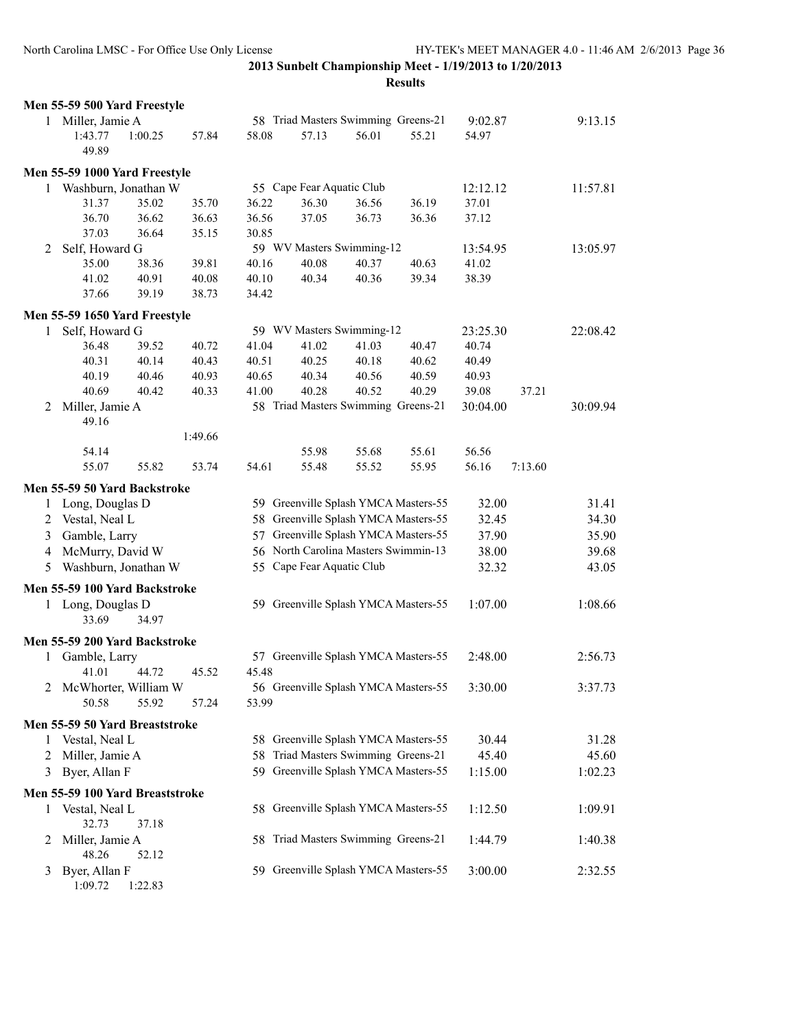**2013 Sunbelt Championship Meet - 1/19/2013 to 1/20/2013**

**Results**

**Men 55-59 500 Yard Freestyle**

```
  1 Miller, Jamie A               58 Triad Masters Swimming Greens-21     9:02.87          9:13.15
        1:43.77    1:00.25    57.84    58.08    57.13    56.01    55.21    54.97
          49.89
```

**Men 55-59 1000 Yard Freestyle**

```
  1 Washburn, Jonathan W          55 Cape Fear Aquatic Club              12:12.12         11:57.81
          31.37    35.02    35.70    36.22    36.30    36.56    36.19    37.01
          36.70    36.62    36.63    36.56    37.05    36.73    36.36    37.12
          37.03    36.64    35.15    30.85
  2 Self, Howard G                59 WV Masters Swimming-12              13:54.95         13:05.97
          35.00    38.36    39.81    40.16    40.08    40.37    40.63    41.02
          41.02    40.91    40.08    40.10    40.34    40.36    39.34    38.39
          37.66    39.19    38.73    34.42
```

**Men 55-59 1650 Yard Freestyle**

```
  1 Self, Howard G                59 WV Masters Swimming-12              23:25.30         22:08.42
          36.48    39.52    40.72    41.04    41.02    41.03    40.47    40.74
          40.31    40.14    40.43    40.51    40.25    40.18    40.62    40.49
          40.19    40.46    40.93    40.65    40.34    40.56    40.59    40.93
          40.69    40.42    40.33    41.00    40.28    40.52    40.29    39.08    37.21
  2 Miller, Jamie A               58 Triad Masters Swimming Greens-21    30:04.00         30:09.94
          49.16
                            1:49.66
          54.14                               55.98    55.68    55.61    56.56
          55.07    55.82    53.74    54.61    55.48    55.52    55.95    56.16  7:13.60
```

**Men 55-59 50 Yard Backstroke**

```
  1 Long, Douglas D               59 Greenville Splash YMCA Masters-55     32.00            31.41
  2 Vestal, Neal L                58 Greenville Splash YMCA Masters-55     32.45            34.30
  3 Gamble, Larry                 57 Greenville Splash YMCA Masters-55     37.90            35.90
  4 McMurry, David W              56 North Carolina Masters Swimmin-13     38.00            39.68
  5 Washburn, Jonathan W          55 Cape Fear Aquatic Club                32.32            43.05
```

**Men 55-59 100 Yard Backstroke**

```
  1 Long, Douglas D               59 Greenville Splash YMCA Masters-55   1:07.00          1:08.66
          33.69    34.97
```

**Men 55-59 200 Yard Backstroke**

```
  1 Gamble, Larry                 57 Greenville Splash YMCA Masters-55   2:48.00          2:56.73
          41.01    44.72    45.52    45.48
  2 McWhorter, William W          56 Greenville Splash YMCA Masters-55   3:30.00          3:37.73
          50.58    55.92    57.24    53.99
```

**Men 55-59 50 Yard Breaststroke**

```
  1 Vestal, Neal L                58 Greenville Splash YMCA Masters-55     30.44            31.28
  2 Miller, Jamie A               58 Triad Masters Swimming Greens-21      45.40            45.60
  3 Byer, Allan F                 59 Greenville Splash YMCA Masters-55   1:15.00          1:02.23
```

**Men 55-59 100 Yard Breaststroke**

```
  1 Vestal, Neal L                58 Greenville Splash YMCA Masters-55   1:12.50          1:09.91
          32.73    37.18
  2 Miller, Jamie A               58 Triad Masters Swimming Greens-21    1:44.79          1:40.38
          48.26    52.12
  3 Byer, Allan F                 59 Greenville Splash YMCA Masters-55   3:00.00          2:32.55
        1:09.72  1:22.83
```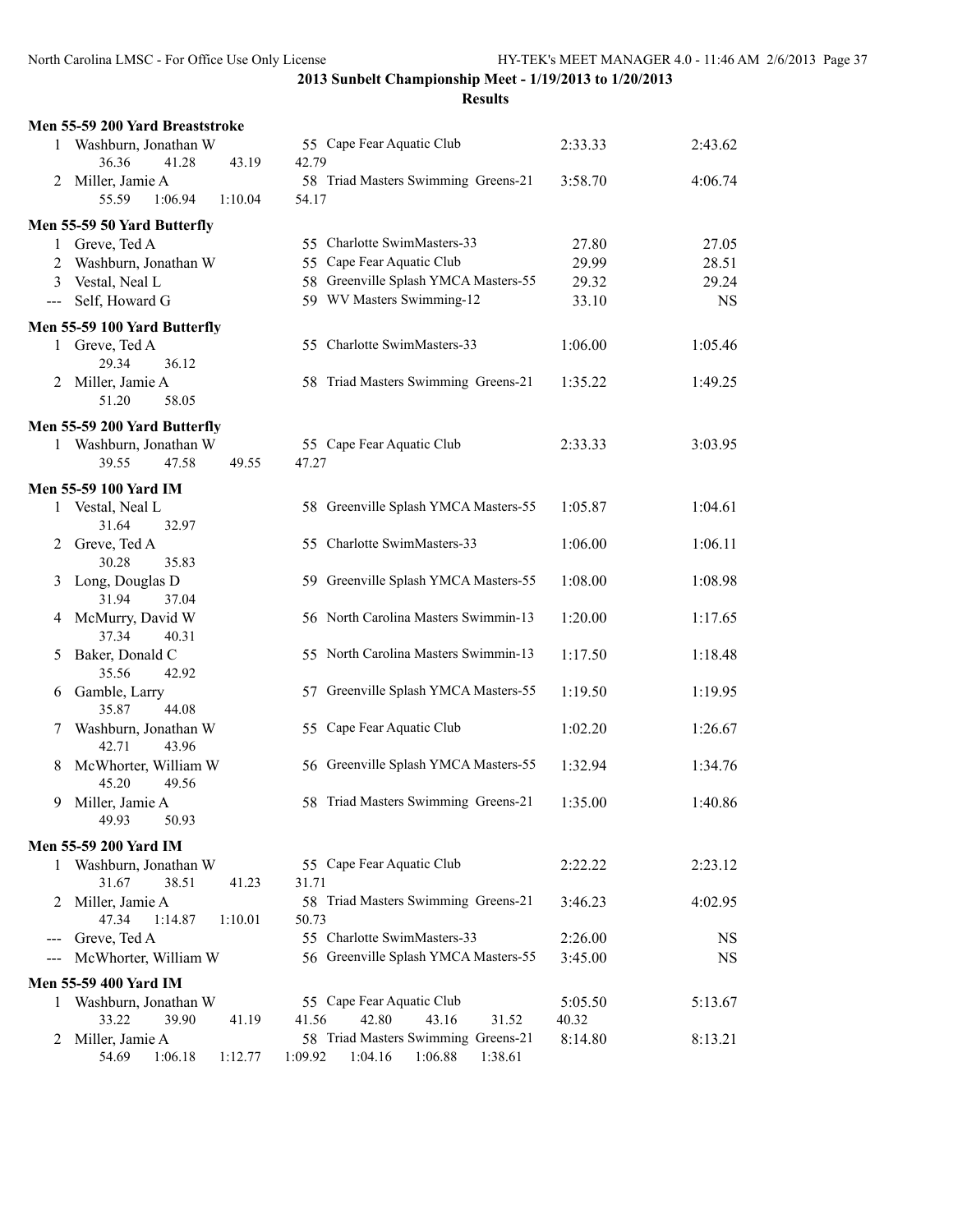## 2013 Sunbelt Championship Meet - 1/19/2013 to 1/20/2013

### Results

**Men 55-59 200 Yard Breaststroke**

| Place | Name | Age | Team | Seed Time | Finals Time |
|---|---|---|---|---|---|
| 1 | Washburn, Jonathan W | 55 | Cape Fear Aquatic Club | 2:33.33 | 2:43.62 |
| | 36.36  41.28  43.19  42.79 | | | | |
| 2 | Miller, Jamie A | 58 | Triad Masters Swimming Greens-21 | 3:58.70 | 4:06.74 |
| | 55.59  1:06.94  1:10.04  54.17 | | | | |

**Men 55-59 50 Yard Butterfly**

| Place | Name | Age | Team | Seed Time | Finals Time |
|---|---|---|---|---|---|
| 1 | Greve, Ted A | 55 | Charlotte SwimMasters-33 | 27.80 | 27.05 |
| 2 | Washburn, Jonathan W | 55 | Cape Fear Aquatic Club | 29.99 | 28.51 |
| 3 | Vestal, Neal L | 58 | Greenville Splash YMCA Masters-55 | 29.32 | 29.24 |
| --- | Self, Howard G | 59 | WV Masters Swimming-12 | 33.10 | NS |

**Men 55-59 100 Yard Butterfly**

| Place | Name | Age | Team | Seed Time | Finals Time |
|---|---|---|---|---|---|
| 1 | Greve, Ted A | 55 | Charlotte SwimMasters-33 | 1:06.00 | 1:05.46 |
| | 29.34  36.12 | | | | |
| 2 | Miller, Jamie A | 58 | Triad Masters Swimming Greens-21 | 1:35.22 | 1:49.25 |
| | 51.20  58.05 | | | | |

**Men 55-59 200 Yard Butterfly**

| Place | Name | Age | Team | Seed Time | Finals Time |
|---|---|---|---|---|---|
| 1 | Washburn, Jonathan W | 55 | Cape Fear Aquatic Club | 2:33.33 | 3:03.95 |
| | 39.55  47.58  49.55  47.27 | | | | |

**Men 55-59 100 Yard IM**

| Place | Name | Age | Team | Seed Time | Finals Time |
|---|---|---|---|---|---|
| 1 | Vestal, Neal L | 58 | Greenville Splash YMCA Masters-55 | 1:05.87 | 1:04.61 |
| | 31.64  32.97 | | | | |
| 2 | Greve, Ted A | 55 | Charlotte SwimMasters-33 | 1:06.00 | 1:06.11 |
| | 30.28  35.83 | | | | |
| 3 | Long, Douglas D | 59 | Greenville Splash YMCA Masters-55 | 1:08.00 | 1:08.98 |
| | 31.94  37.04 | | | | |
| 4 | McMurry, David W | 56 | North Carolina Masters Swimmin-13 | 1:20.00 | 1:17.65 |
| | 37.34  40.31 | | | | |
| 5 | Baker, Donald C | 55 | North Carolina Masters Swimmin-13 | 1:17.50 | 1:18.48 |
| | 35.56  42.92 | | | | |
| 6 | Gamble, Larry | 57 | Greenville Splash YMCA Masters-55 | 1:19.50 | 1:19.95 |
| | 35.87  44.08 | | | | |
| 7 | Washburn, Jonathan W | 55 | Cape Fear Aquatic Club | 1:02.20 | 1:26.67 |
| | 42.71  43.96 | | | | |
| 8 | McWhorter, William W | 56 | Greenville Splash YMCA Masters-55 | 1:32.94 | 1:34.76 |
| | 45.20  49.56 | | | | |
| 9 | Miller, Jamie A | 58 | Triad Masters Swimming Greens-21 | 1:35.00 | 1:40.86 |
| | 49.93  50.93 | | | | |

**Men 55-59 200 Yard IM**

| Place | Name | Age | Team | Seed Time | Finals Time |
|---|---|---|---|---|---|
| 1 | Washburn, Jonathan W | 55 | Cape Fear Aquatic Club | 2:22.22 | 2:23.12 |
| | 31.67  38.51  41.23  31.71 | | | | |
| 2 | Miller, Jamie A | 58 | Triad Masters Swimming Greens-21 | 3:46.23 | 4:02.95 |
| | 47.34  1:14.87  1:10.01  50.73 | | | | |
| --- | Greve, Ted A | 55 | Charlotte SwimMasters-33 | 2:26.00 | NS |
| --- | McWhorter, William W | 56 | Greenville Splash YMCA Masters-55 | 3:45.00 | NS |

**Men 55-59 400 Yard IM**

| Place | Name | Age | Team | Seed Time | Finals Time |
|---|---|---|---|---|---|
| 1 | Washburn, Jonathan W | 55 | Cape Fear Aquatic Club | 5:05.50 | 5:13.67 |
| | 33.22  39.90  41.19  41.56  42.80  43.16  31.52  40.32 | | | | |
| 2 | Miller, Jamie A | 58 | Triad Masters Swimming Greens-21 | 8:14.80 | 8:13.21 |
| | 54.69  1:06.18  1:12.77  1:09.92  1:04.16  1:06.88  1:38.61 | | | | |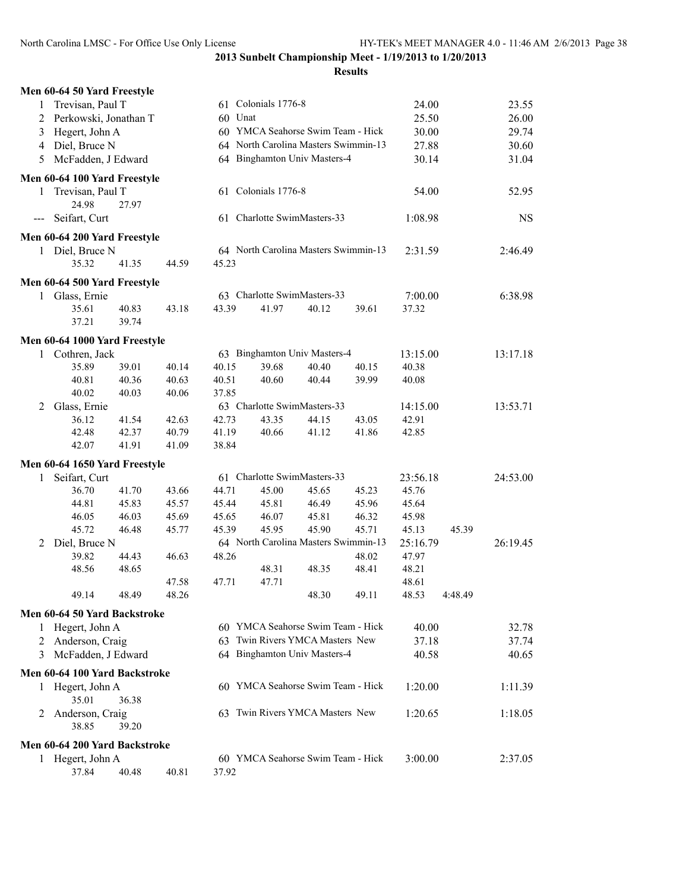**2013 Sunbelt Championship Meet - 1/19/2013 to 1/20/2013**

**Results**

### Men 60-64 50 Yard Freestyle

| | Name | Age | Team | Seed Time | Finals Time |
|---|---|---|---|---|---|
| 1 | Trevisan, Paul T | 61 | Colonials 1776-8 | 24.00 | 23.55 |
| 2 | Perkowski, Jonathan T | 60 | Unat | 25.50 | 26.00 |
| 3 | Hegert, John A | 60 | YMCA Seahorse Swim Team - Hick | 30.00 | 29.74 |
| 4 | Diel, Bruce N | 64 | North Carolina Masters Swimmin-13 | 27.88 | 30.60 |
| 5 | McFadden, J Edward | 64 | Binghamton Univ Masters-4 | 30.14 | 31.04 |

### Men 60-64 100 Yard Freestyle

| | Name | Age | Team | Seed Time | Finals Time |
|---|---|---|---|---|---|
| 1 | Trevisan, Paul T | 61 | Colonials 1776-8 | 54.00 | 52.95 |
| | 24.98 27.97 | | | | |
| --- | Seifart, Curt | 61 | Charlotte SwimMasters-33 | 1:08.98 | NS |

### Men 60-64 200 Yard Freestyle

| | Name | Age | Team | Seed Time | Finals Time |
|---|---|---|---|---|---|
| 1 | Diel, Bruce N | 64 | North Carolina Masters Swimmin-13 | 2:31.59 | 2:46.49 |
| | 35.32 41.35 44.59 45.23 | | | | |

### Men 60-64 500 Yard Freestyle

| | Name | Age | Team | Seed Time | Finals Time |
|---|---|---|---|---|---|
| 1 | Glass, Ernie | 63 | Charlotte SwimMasters-33 | 7:00.00 | 6:38.98 |
| | 35.61 40.83 43.18 43.39 41.97 40.12 39.61 37.32 | | | | |
| | 37.21 39.74 | | | | |

### Men 60-64 1000 Yard Freestyle

| | Name | Age | Team | Seed Time | Finals Time |
|---|---|---|---|---|---|
| 1 | Cothren, Jack | 63 | Binghamton Univ Masters-4 | 13:15.00 | 13:17.18 |
| | 35.89 39.01 40.14 40.15 39.68 40.40 40.15 40.38 | | | | |
| | 40.81 40.36 40.63 40.51 40.60 40.44 39.99 40.08 | | | | |
| | 40.02 40.03 40.06 37.85 | | | | |
| 2 | Glass, Ernie | 63 | Charlotte SwimMasters-33 | 14:15.00 | 13:53.71 |
| | 36.12 41.54 42.63 42.73 43.35 44.15 43.05 42.91 | | | | |
| | 42.48 42.37 40.79 41.19 40.66 41.12 41.86 42.85 | | | | |
| | 42.07 41.91 41.09 38.84 | | | | |

### Men 60-64 1650 Yard Freestyle

| | Name | Age | Team | Seed Time | Finals Time |
|---|---|---|---|---|---|
| 1 | Seifart, Curt | 61 | Charlotte SwimMasters-33 | 23:56.18 | 24:53.00 |
| | 36.70 41.70 43.66 44.71 45.00 45.65 45.23 45.76 | | | | |
| | 44.81 45.83 45.57 45.44 45.81 46.49 45.96 45.64 | | | | |
| | 46.05 46.03 45.69 45.65 46.07 45.81 46.32 45.98 | | | | |
| | 45.72 46.48 45.77 45.39 45.95 45.90 45.71 45.13 45.39 | | | | |
| 2 | Diel, Bruce N | 64 | North Carolina Masters Swimmin-13 | 25:16.79 | 26:19.45 |
| | 39.82 44.43 46.63 48.26 48.02 47.97 | | | | |
| | 48.56 48.65 48.31 48.35 48.41 48.21 | | | | |
| | 47.58 47.71 47.71 48.61 | | | | |
| | 49.14 48.49 48.26 48.30 49.11 48.53 4:48.49 | | | | |

### Men 60-64 50 Yard Backstroke

| | Name | Age | Team | Seed Time | Finals Time |
|---|---|---|---|---|---|
| 1 | Hegert, John A | 60 | YMCA Seahorse Swim Team - Hick | 40.00 | 32.78 |
| 2 | Anderson, Craig | 63 | Twin Rivers YMCA Masters New | 37.18 | 37.74 |
| 3 | McFadden, J Edward | 64 | Binghamton Univ Masters-4 | 40.58 | 40.65 |

### Men 60-64 100 Yard Backstroke

| | Name | Age | Team | Seed Time | Finals Time |
|---|---|---|---|---|---|
| 1 | Hegert, John A | 60 | YMCA Seahorse Swim Team - Hick | 1:20.00 | 1:11.39 |
| | 35.01 36.38 | | | | |
| 2 | Anderson, Craig | 63 | Twin Rivers YMCA Masters New | 1:20.65 | 1:18.05 |
| | 38.85 39.20 | | | | |

### Men 60-64 200 Yard Backstroke

| | Name | Age | Team | Seed Time | Finals Time |
|---|---|---|---|---|---|
| 1 | Hegert, John A | 60 | YMCA Seahorse Swim Team - Hick | 3:00.00 | 2:37.05 |
| | 37.84 40.48 40.81 37.92 | | | | |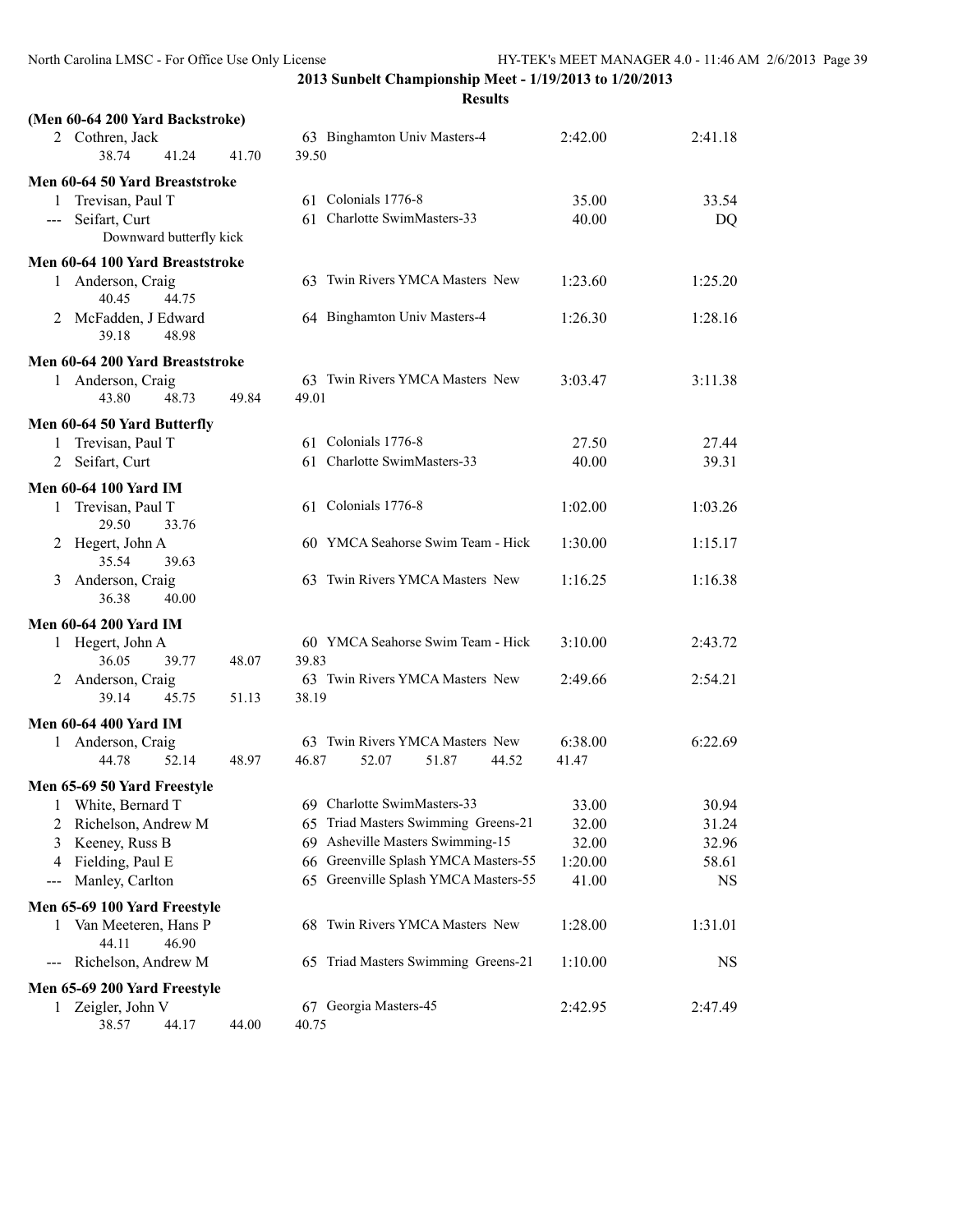## 2013 Sunbelt Championship Meet - 1/19/2013 to 1/20/2013

### Results

**(Men 60-64 200 Yard Backstroke)**

| Place | Name | Age | Team | Seed Time | Finals Time |
|---|---|---|---|---|---|
| 2 | Cothren, Jack | 63 | Binghamton Univ Masters-4 | 2:42.00 | 2:41.18 |
| | 38.74 41.24 41.70 39.50 | | | | |

**Men 60-64 50 Yard Breaststroke**

| Place | Name | Age | Team | Seed Time | Finals Time |
|---|---|---|---|---|---|
| 1 | Trevisan, Paul T | 61 | Colonials 1776-8 | 35.00 | 33.54 |
| --- | Seifart, Curt | 61 | Charlotte SwimMasters-33 | 40.00 | DQ |
| | Downward butterfly kick | | | | |

**Men 60-64 100 Yard Breaststroke**

| Place | Name | Age | Team | Seed Time | Finals Time |
|---|---|---|---|---|---|
| 1 | Anderson, Craig | 63 | Twin Rivers YMCA Masters New | 1:23.60 | 1:25.20 |
| | 40.45 44.75 | | | | |
| 2 | McFadden, J Edward | 64 | Binghamton Univ Masters-4 | 1:26.30 | 1:28.16 |
| | 39.18 48.98 | | | | |

**Men 60-64 200 Yard Breaststroke**

| Place | Name | Age | Team | Seed Time | Finals Time |
|---|---|---|---|---|---|
| 1 | Anderson, Craig | 63 | Twin Rivers YMCA Masters New | 3:03.47 | 3:11.38 |
| | 43.80 48.73 49.84 49.01 | | | | |

**Men 60-64 50 Yard Butterfly**

| Place | Name | Age | Team | Seed Time | Finals Time |
|---|---|---|---|---|---|
| 1 | Trevisan, Paul T | 61 | Colonials 1776-8 | 27.50 | 27.44 |
| 2 | Seifart, Curt | 61 | Charlotte SwimMasters-33 | 40.00 | 39.31 |

**Men 60-64 100 Yard IM**

| Place | Name | Age | Team | Seed Time | Finals Time |
|---|---|---|---|---|---|
| 1 | Trevisan, Paul T | 61 | Colonials 1776-8 | 1:02.00 | 1:03.26 |
| | 29.50 33.76 | | | | |
| 2 | Hegert, John A | 60 | YMCA Seahorse Swim Team - Hick | 1:30.00 | 1:15.17 |
| | 35.54 39.63 | | | | |
| 3 | Anderson, Craig | 63 | Twin Rivers YMCA Masters New | 1:16.25 | 1:16.38 |
| | 36.38 40.00 | | | | |

**Men 60-64 200 Yard IM**

| Place | Name | Age | Team | Seed Time | Finals Time |
|---|---|---|---|---|---|
| 1 | Hegert, John A | 60 | YMCA Seahorse Swim Team - Hick | 3:10.00 | 2:43.72 |
| | 36.05 39.77 48.07 39.83 | | | | |
| 2 | Anderson, Craig | 63 | Twin Rivers YMCA Masters New | 2:49.66 | 2:54.21 |
| | 39.14 45.75 51.13 38.19 | | | | |

**Men 60-64 400 Yard IM**

| Place | Name | Age | Team | Seed Time | Finals Time |
|---|---|---|---|---|---|
| 1 | Anderson, Craig | 63 | Twin Rivers YMCA Masters New | 6:38.00 | 6:22.69 |
| | 44.78 52.14 48.97 46.87 52.07 51.87 44.52 41.47 | | | | |

**Men 65-69 50 Yard Freestyle**

| Place | Name | Age | Team | Seed Time | Finals Time |
|---|---|---|---|---|---|
| 1 | White, Bernard T | 69 | Charlotte SwimMasters-33 | 33.00 | 30.94 |
| 2 | Richelson, Andrew M | 65 | Triad Masters Swimming Greens-21 | 32.00 | 31.24 |
| 3 | Keeney, Russ B | 69 | Asheville Masters Swimming-15 | 32.00 | 32.96 |
| 4 | Fielding, Paul E | 66 | Greenville Splash YMCA Masters-55 | 1:20.00 | 58.61 |
| --- | Manley, Carlton | 65 | Greenville Splash YMCA Masters-55 | 41.00 | NS |

**Men 65-69 100 Yard Freestyle**

| Place | Name | Age | Team | Seed Time | Finals Time |
|---|---|---|---|---|---|
| 1 | Van Meeteren, Hans P | 68 | Twin Rivers YMCA Masters New | 1:28.00 | 1:31.01 |
| | 44.11 46.90 | | | | |
| --- | Richelson, Andrew M | 65 | Triad Masters Swimming Greens-21 | 1:10.00 | NS |

**Men 65-69 200 Yard Freestyle**

| Place | Name | Age | Team | Seed Time | Finals Time |
|---|---|---|---|---|---|
| 1 | Zeigler, John V | 67 | Georgia Masters-45 | 2:42.95 | 2:47.49 |
| | 38.57 44.17 44.00 40.75 | | | | |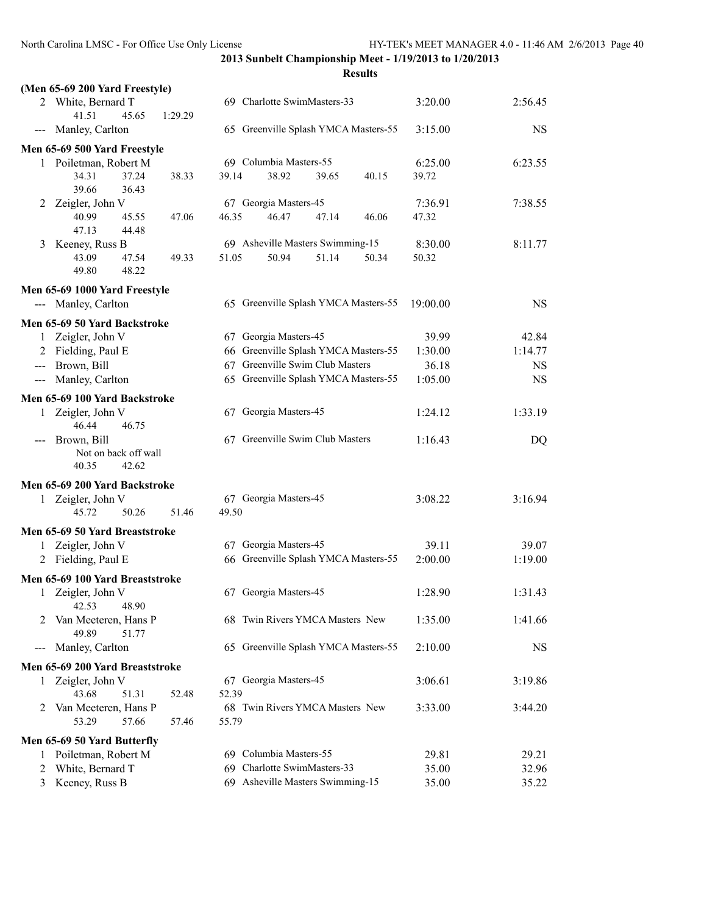**2013 Sunbelt Championship Meet - 1/19/2013 to 1/20/2013**

**Results**

**(Men 65-69 200 Yard Freestyle)**

| Place | Name | Age | Team | Seed Time | Finals Time |
|---|---|---|---|---|---|
| 2 | White, Bernard T | 69 | Charlotte SwimMasters-33 | 3:20.00 | 2:56.45 |
| | 41.51 45.65 1:29.29 | | | | |
| --- | Manley, Carlton | 65 | Greenville Splash YMCA Masters-55 | 3:15.00 | NS |

**Men 65-69 500 Yard Freestyle**

| Place | Name | Age | Team | Seed Time | Finals Time |
|---|---|---|---|---|---|
| 1 | Poiletman, Robert M | 69 | Columbia Masters-55 | 6:25.00 | 6:23.55 |
| | 34.31 37.24 38.33 39.14 38.92 39.65 40.15 39.72 39.66 36.43 | | | | |
| 2 | Zeigler, John V | 67 | Georgia Masters-45 | 7:36.91 | 7:38.55 |
| | 40.99 45.55 47.06 46.35 46.47 47.14 46.06 47.32 47.13 44.48 | | | | |
| 3 | Keeney, Russ B | 69 | Asheville Masters Swimming-15 | 8:30.00 | 8:11.77 |
| | 43.09 47.54 49.33 51.05 50.94 51.14 50.34 50.32 49.80 48.22 | | | | |

**Men 65-69 1000 Yard Freestyle**

| Place | Name | Age | Team | Seed Time | Finals Time |
|---|---|---|---|---|---|
| --- | Manley, Carlton | 65 | Greenville Splash YMCA Masters-55 | 19:00.00 | NS |

**Men 65-69 50 Yard Backstroke**

| Place | Name | Age | Team | Seed Time | Finals Time |
|---|---|---|---|---|---|
| 1 | Zeigler, John V | 67 | Georgia Masters-45 | 39.99 | 42.84 |
| 2 | Fielding, Paul E | 66 | Greenville Splash YMCA Masters-55 | 1:30.00 | 1:14.77 |
| --- | Brown, Bill | 67 | Greenville Swim Club Masters | 36.18 | NS |
| --- | Manley, Carlton | 65 | Greenville Splash YMCA Masters-55 | 1:05.00 | NS |

**Men 65-69 100 Yard Backstroke**

| Place | Name | Age | Team | Seed Time | Finals Time |
|---|---|---|---|---|---|
| 1 | Zeigler, John V | 67 | Georgia Masters-45 | 1:24.12 | 1:33.19 |
| | 46.44 46.75 | | | | |
| --- | Brown, Bill | 67 | Greenville Swim Club Masters | 1:16.43 | DQ |
| | Not on back off wall | | | | |
| | 40.35 42.62 | | | | |

**Men 65-69 200 Yard Backstroke**

| Place | Name | Age | Team | Seed Time | Finals Time |
|---|---|---|---|---|---|
| 1 | Zeigler, John V | 67 | Georgia Masters-45 | 3:08.22 | 3:16.94 |
| | 45.72 50.26 51.46 49.50 | | | | |

**Men 65-69 50 Yard Breaststroke**

| Place | Name | Age | Team | Seed Time | Finals Time |
|---|---|---|---|---|---|
| 1 | Zeigler, John V | 67 | Georgia Masters-45 | 39.11 | 39.07 |
| 2 | Fielding, Paul E | 66 | Greenville Splash YMCA Masters-55 | 2:00.00 | 1:19.00 |

**Men 65-69 100 Yard Breaststroke**

| Place | Name | Age | Team | Seed Time | Finals Time |
|---|---|---|---|---|---|
| 1 | Zeigler, John V | 67 | Georgia Masters-45 | 1:28.90 | 1:31.43 |
| | 42.53 48.90 | | | | |
| 2 | Van Meeteren, Hans P | 68 | Twin Rivers YMCA Masters New | 1:35.00 | 1:41.66 |
| | 49.89 51.77 | | | | |
| --- | Manley, Carlton | 65 | Greenville Splash YMCA Masters-55 | 2:10.00 | NS |

**Men 65-69 200 Yard Breaststroke**

| Place | Name | Age | Team | Seed Time | Finals Time |
|---|---|---|---|---|---|
| 1 | Zeigler, John V | 67 | Georgia Masters-45 | 3:06.61 | 3:19.86 |
| | 43.68 51.31 52.48 52.39 | | | | |
| 2 | Van Meeteren, Hans P | 68 | Twin Rivers YMCA Masters New | 3:33.00 | 3:44.20 |
| | 53.29 57.66 57.46 55.79 | | | | |

**Men 65-69 50 Yard Butterfly**

| Place | Name | Age | Team | Seed Time | Finals Time |
|---|---|---|---|---|---|
| 1 | Poiletman, Robert M | 69 | Columbia Masters-55 | 29.81 | 29.21 |
| 2 | White, Bernard T | 69 | Charlotte SwimMasters-33 | 35.00 | 32.96 |
| 3 | Keeney, Russ B | 69 | Asheville Masters Swimming-15 | 35.00 | 35.22 |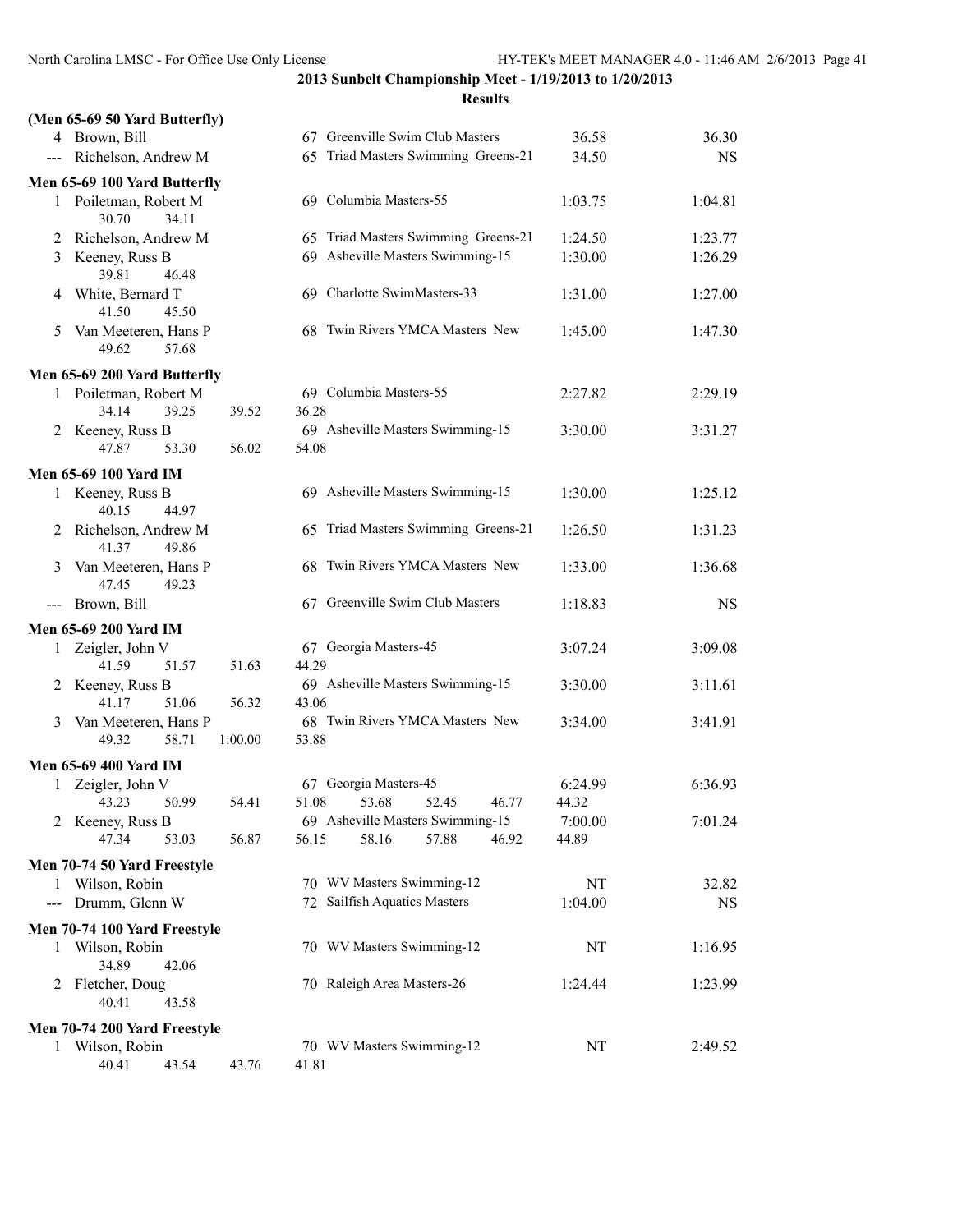**2013 Sunbelt Championship Meet - 1/19/2013 to 1/20/2013**

**Results**

### (Men 65-69 50 Yard Butterfly)

| | Name | Age | Team | Seed Time | Finals Time |
|---|---|---|---|---|---|
| 4 | Brown, Bill | 67 | Greenville Swim Club Masters | 36.58 | 36.30 |
| --- | Richelson, Andrew M | 65 | Triad Masters Swimming Greens-21 | 34.50 | NS |

### Men 65-69 100 Yard Butterfly

| | Name | Age | Team | Seed Time | Finals Time |
|---|---|---|---|---|---|
| 1 | Poiletman, Robert M | 69 | Columbia Masters-55 | 1:03.75 | 1:04.81 |
| | 30.70 34.11 | | | | |
| 2 | Richelson, Andrew M | 65 | Triad Masters Swimming Greens-21 | 1:24.50 | 1:23.77 |
| 3 | Keeney, Russ B | 69 | Asheville Masters Swimming-15 | 1:30.00 | 1:26.29 |
| | 39.81 46.48 | | | | |
| 4 | White, Bernard T | 69 | Charlotte SwimMasters-33 | 1:31.00 | 1:27.00 |
| | 41.50 45.50 | | | | |
| 5 | Van Meeteren, Hans P | 68 | Twin Rivers YMCA Masters New | 1:45.00 | 1:47.30 |
| | 49.62 57.68 | | | | |

### Men 65-69 200 Yard Butterfly

| | Name | Age | Team | Seed Time | Finals Time |
|---|---|---|---|---|---|
| 1 | Poiletman, Robert M | 69 | Columbia Masters-55 | 2:27.82 | 2:29.19 |
| | 34.14 39.25 39.52 36.28 | | | | |
| 2 | Keeney, Russ B | 69 | Asheville Masters Swimming-15 | 3:30.00 | 3:31.27 |
| | 47.87 53.30 56.02 54.08 | | | | |

### Men 65-69 100 Yard IM

| | Name | Age | Team | Seed Time | Finals Time |
|---|---|---|---|---|---|
| 1 | Keeney, Russ B | 69 | Asheville Masters Swimming-15 | 1:30.00 | 1:25.12 |
| | 40.15 44.97 | | | | |
| 2 | Richelson, Andrew M | 65 | Triad Masters Swimming Greens-21 | 1:26.50 | 1:31.23 |
| | 41.37 49.86 | | | | |
| 3 | Van Meeteren, Hans P | 68 | Twin Rivers YMCA Masters New | 1:33.00 | 1:36.68 |
| | 47.45 49.23 | | | | |
| --- | Brown, Bill | 67 | Greenville Swim Club Masters | 1:18.83 | NS |

### Men 65-69 200 Yard IM

| | Name | Age | Team | Seed Time | Finals Time |
|---|---|---|---|---|---|
| 1 | Zeigler, John V | 67 | Georgia Masters-45 | 3:07.24 | 3:09.08 |
| | 41.59 51.57 51.63 44.29 | | | | |
| 2 | Keeney, Russ B | 69 | Asheville Masters Swimming-15 | 3:30.00 | 3:11.61 |
| | 41.17 51.06 56.32 43.06 | | | | |
| 3 | Van Meeteren, Hans P | 68 | Twin Rivers YMCA Masters New | 3:34.00 | 3:41.91 |
| | 49.32 58.71 1:00.00 53.88 | | | | |

### Men 65-69 400 Yard IM

| | Name | Age | Team | Seed Time | Finals Time |
|---|---|---|---|---|---|
| 1 | Zeigler, John V | 67 | Georgia Masters-45 | 6:24.99 | 6:36.93 |
| | 43.23 50.99 54.41 51.08 53.68 52.45 46.77 44.32 | | | | |
| 2 | Keeney, Russ B | 69 | Asheville Masters Swimming-15 | 7:00.00 | 7:01.24 |
| | 47.34 53.03 56.87 56.15 58.16 57.88 46.92 44.89 | | | | |

### Men 70-74 50 Yard Freestyle

| | Name | Age | Team | Seed Time | Finals Time |
|---|---|---|---|---|---|
| 1 | Wilson, Robin | 70 | WV Masters Swimming-12 | NT | 32.82 |
| --- | Drumm, Glenn W | 72 | Sailfish Aquatics Masters | 1:04.00 | NS |

### Men 70-74 100 Yard Freestyle

| | Name | Age | Team | Seed Time | Finals Time |
|---|---|---|---|---|---|
| 1 | Wilson, Robin | 70 | WV Masters Swimming-12 | NT | 1:16.95 |
| | 34.89 42.06 | | | | |
| 2 | Fletcher, Doug | 70 | Raleigh Area Masters-26 | 1:24.44 | 1:23.99 |
| | 40.41 43.58 | | | | |

### Men 70-74 200 Yard Freestyle

| | Name | Age | Team | Seed Time | Finals Time |
|---|---|---|---|---|---|
| 1 | Wilson, Robin | 70 | WV Masters Swimming-12 | NT | 2:49.52 |
| | 40.41 43.54 43.76 41.81 | | | | |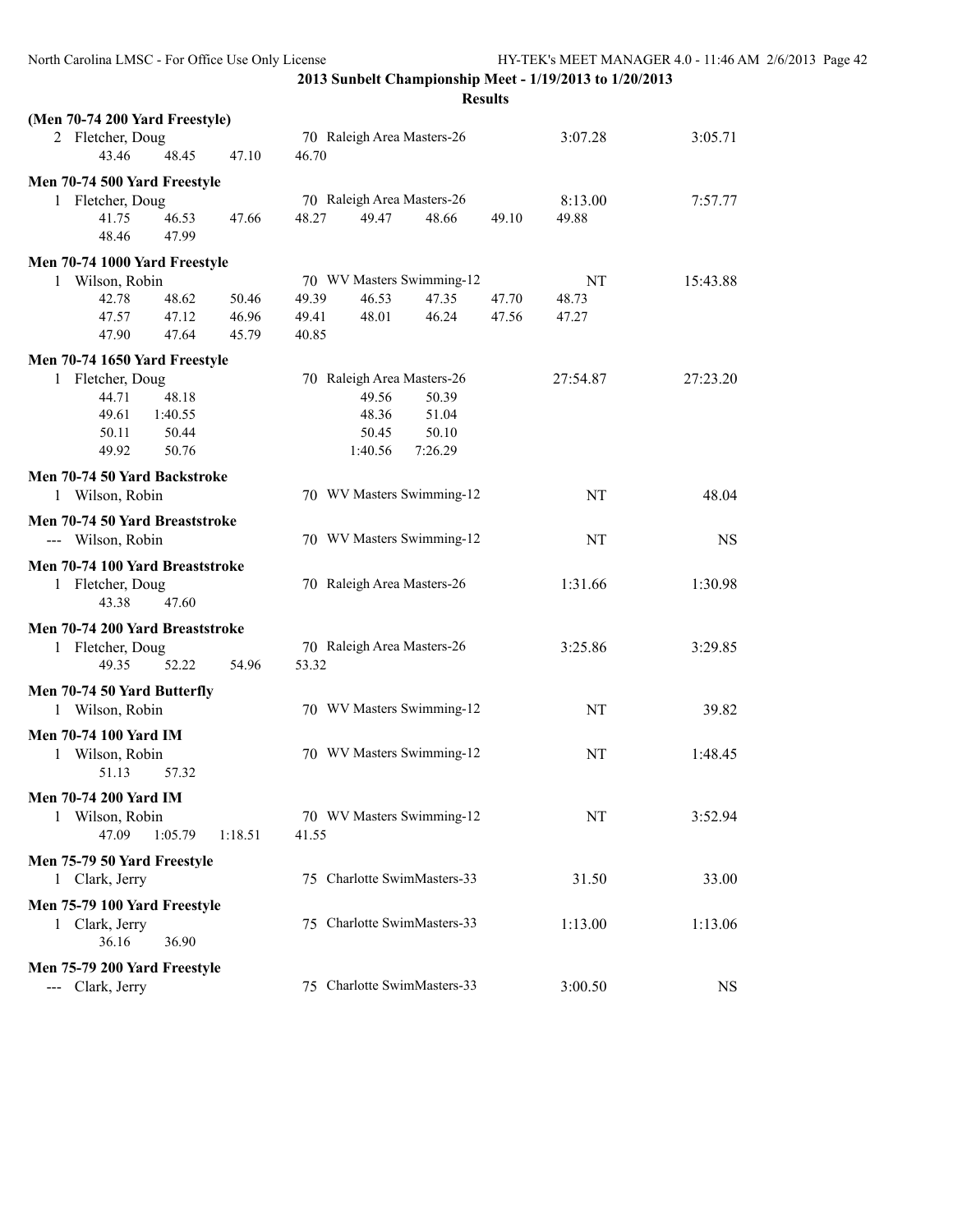**2013 Sunbelt Championship Meet - 1/19/2013 to 1/20/2013**

**Results**

**(Men 70-74 200 Yard Freestyle)**

```
  2 Fletcher, Doug                70 Raleigh Area Masters-26       3:07.28       3:05.71
        43.46     48.45     47.10     46.70
```

**Men 70-74 500 Yard Freestyle**

```
  1 Fletcher, Doug                70 Raleigh Area Masters-26       8:13.00       7:57.77
        41.75     46.53     47.66     48.27     49.47     48.66     49.10     49.88
        48.46     47.99
```

**Men 70-74 1000 Yard Freestyle**

```
  1 Wilson, Robin                 70 WV Masters Swimming-12             NT      15:43.88
        42.78     48.62     50.46     49.39     46.53     47.35     47.70     48.73
        47.57     47.12     46.96     49.41     48.01     46.24     47.56     47.27
        47.90     47.64     45.79     40.85
```

**Men 70-74 1650 Yard Freestyle**

```
  1 Fletcher, Doug                70 Raleigh Area Masters-26      27:54.87      27:23.20
        44.71     48.18               49.56     50.39
        49.61   1:40.55               48.36     51.04
        50.11     50.44               50.45     50.10
        49.92     50.76             1:40.56   7:26.29
```

**Men 70-74 50 Yard Backstroke**

```
  1 Wilson, Robin                 70 WV Masters Swimming-12             NT         48.04
```

**Men 70-74 50 Yard Breaststroke**

```
--- Wilson, Robin                 70 WV Masters Swimming-12             NT            NS
```

**Men 70-74 100 Yard Breaststroke**

```
  1 Fletcher, Doug                70 Raleigh Area Masters-26       1:31.66       1:30.98
        43.38     47.60
```

**Men 70-74 200 Yard Breaststroke**

```
  1 Fletcher, Doug                70 Raleigh Area Masters-26       3:25.86       3:29.85
        49.35     52.22     54.96     53.32
```

**Men 70-74 50 Yard Butterfly**

```
  1 Wilson, Robin                 70 WV Masters Swimming-12             NT         39.82
```

**Men 70-74 100 Yard IM**

```
  1 Wilson, Robin                 70 WV Masters Swimming-12             NT       1:48.45
        51.13     57.32
```

**Men 70-74 200 Yard IM**

```
  1 Wilson, Robin                 70 WV Masters Swimming-12             NT       3:52.94
        47.09   1:05.79   1:18.51     41.55
```

**Men 75-79 50 Yard Freestyle**

```
  1 Clark, Jerry                  75 Charlotte SwimMasters-33         31.50         33.00
```

**Men 75-79 100 Yard Freestyle**

```
  1 Clark, Jerry                  75 Charlotte SwimMasters-33       1:13.00       1:13.06
        36.16     36.90
```

**Men 75-79 200 Yard Freestyle**

```
--- Clark, Jerry                  75 Charlotte SwimMasters-33       3:00.50            NS
```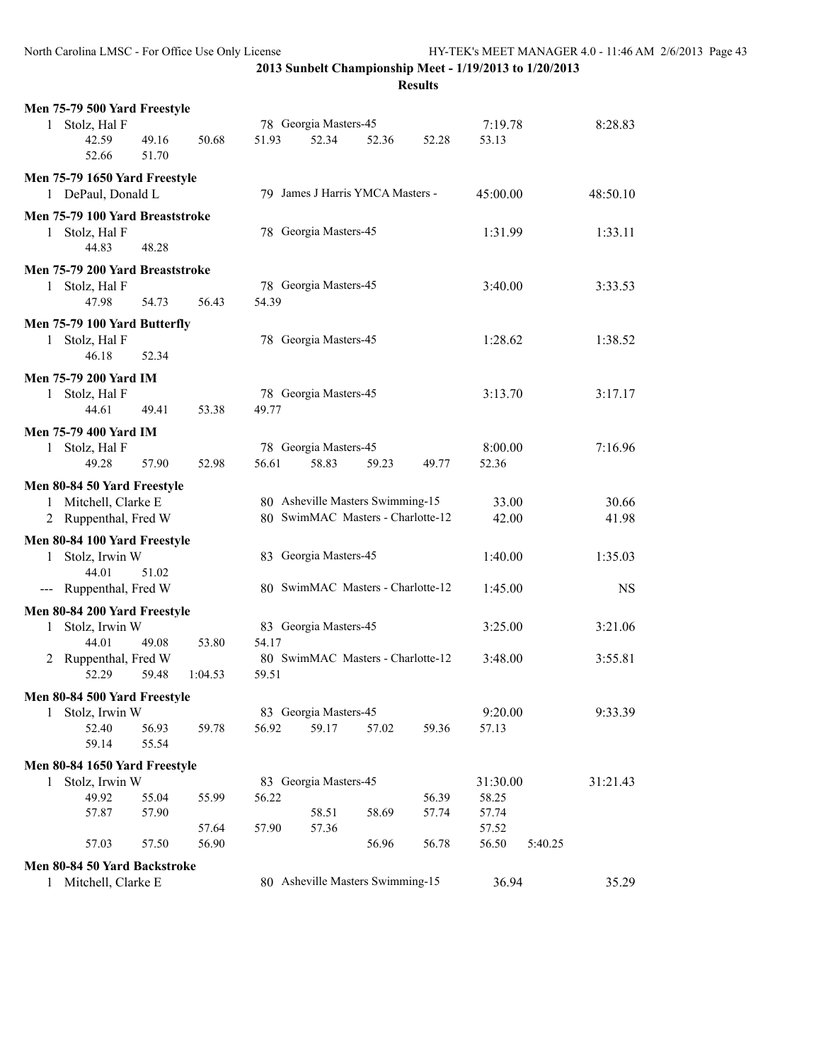## 2013 Sunbelt Championship Meet - 1/19/2013 to 1/20/2013

### Results

**Men 75-79 500 Yard Freestyle**

| | Name | Age | Team | Seed Time | Finals Time |
|---|---|---|---|---|---|
| 1 | Stolz, Hal F | 78 | Georgia Masters-45 | 7:19.78 | 8:28.83 |

42.59 49.16 50.68 51.93 52.34 52.36 52.28 53.13
52.66 51.70

**Men 75-79 1650 Yard Freestyle**

| | Name | Age | Team | Seed Time | Finals Time |
|---|---|---|---|---|---|
| 1 | DePaul, Donald L | 79 | James J Harris YMCA Masters - | 45:00.00 | 48:50.10 |

**Men 75-79 100 Yard Breaststroke**

| | Name | Age | Team | Seed Time | Finals Time |
|---|---|---|---|---|---|
| 1 | Stolz, Hal F | 78 | Georgia Masters-45 | 1:31.99 | 1:33.11 |

44.83 48.28

**Men 75-79 200 Yard Breaststroke**

| | Name | Age | Team | Seed Time | Finals Time |
|---|---|---|---|---|---|
| 1 | Stolz, Hal F | 78 | Georgia Masters-45 | 3:40.00 | 3:33.53 |

47.98 54.73 56.43 54.39

**Men 75-79 100 Yard Butterfly**

| | Name | Age | Team | Seed Time | Finals Time |
|---|---|---|---|---|---|
| 1 | Stolz, Hal F | 78 | Georgia Masters-45 | 1:28.62 | 1:38.52 |

46.18 52.34

**Men 75-79 200 Yard IM**

| | Name | Age | Team | Seed Time | Finals Time |
|---|---|---|---|---|---|
| 1 | Stolz, Hal F | 78 | Georgia Masters-45 | 3:13.70 | 3:17.17 |

44.61 49.41 53.38 49.77

**Men 75-79 400 Yard IM**

| | Name | Age | Team | Seed Time | Finals Time |
|---|---|---|---|---|---|
| 1 | Stolz, Hal F | 78 | Georgia Masters-45 | 8:00.00 | 7:16.96 |

49.28 57.90 52.98 56.61 58.83 59.23 49.77 52.36

**Men 80-84 50 Yard Freestyle**

| | Name | Age | Team | Seed Time | Finals Time |
|---|---|---|---|---|---|
| 1 | Mitchell, Clarke E | 80 | Asheville Masters Swimming-15 | 33.00 | 30.66 |
| 2 | Ruppenthal, Fred W | 80 | SwimMAC Masters - Charlotte-12 | 42.00 | 41.98 |

**Men 80-84 100 Yard Freestyle**

| | Name | Age | Team | Seed Time | Finals Time |
|---|---|---|---|---|---|
| 1 | Stolz, Irwin W | 83 | Georgia Masters-45 | 1:40.00 | 1:35.03 |
| | 44.01 51.02 | | | | |
| --- | Ruppenthal, Fred W | 80 | SwimMAC Masters - Charlotte-12 | 1:45.00 | NS |

**Men 80-84 200 Yard Freestyle**

| | Name | Age | Team | Seed Time | Finals Time |
|---|---|---|---|---|---|
| 1 | Stolz, Irwin W | 83 | Georgia Masters-45 | 3:25.00 | 3:21.06 |
| | 44.01 49.08 53.80 54.17 | | | | |
| 2 | Ruppenthal, Fred W | 80 | SwimMAC Masters - Charlotte-12 | 3:48.00 | 3:55.81 |
| | 52.29 59.48 1:04.53 59.51 | | | | |

**Men 80-84 500 Yard Freestyle**

| | Name | Age | Team | Seed Time | Finals Time |
|---|---|---|---|---|---|
| 1 | Stolz, Irwin W | 83 | Georgia Masters-45 | 9:20.00 | 9:33.39 |

52.40 56.93 59.78 56.92 59.17 57.02 59.36 57.13
59.14 55.54

**Men 80-84 1650 Yard Freestyle**

| | Name | Age | Team | Seed Time | Finals Time |
|---|---|---|---|---|---|
| 1 | Stolz, Irwin W | 83 | Georgia Masters-45 | 31:30.00 | 31:21.43 |

49.92 55.04 55.99 56.22 56.39 58.25
57.87 57.90 58.51 58.69 57.74 57.74
57.64 57.90 57.36 57.52
57.03 57.50 56.90 56.96 56.78 56.50 5:40.25

**Men 80-84 50 Yard Backstroke**

| | Name | Age | Team | Seed Time | Finals Time |
|---|---|---|---|---|---|
| 1 | Mitchell, Clarke E | 80 | Asheville Masters Swimming-15 | 36.94 | 35.29 |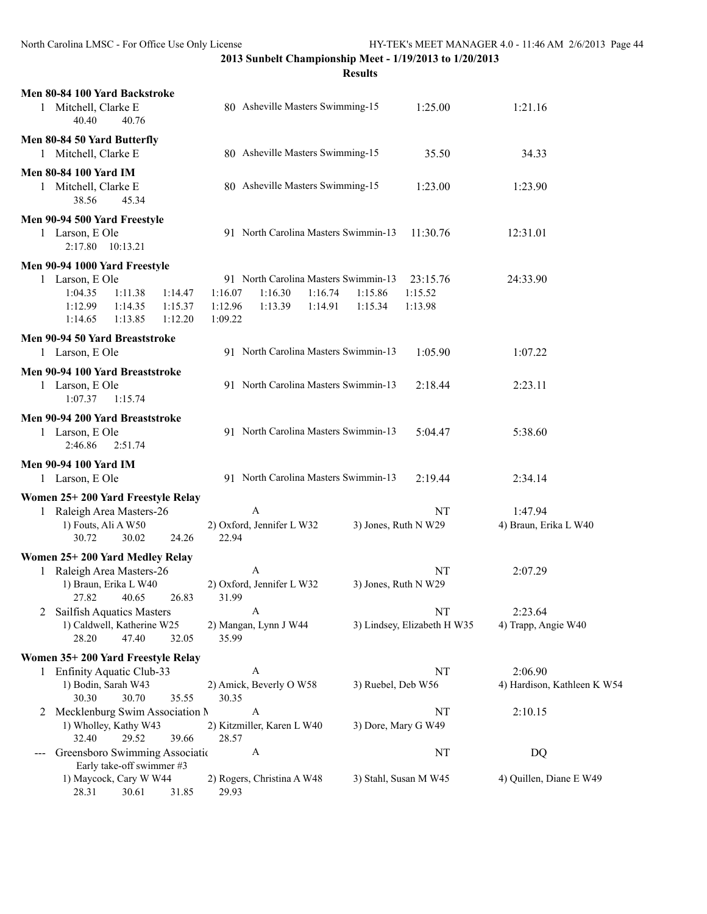**2013 Sunbelt Championship Meet - 1/19/2013 to 1/20/2013**

**Results**

### Men 80-84 100 Yard Backstroke

1 Mitchell, Clarke E — 80 Asheville Masters Swimming-15 — 1:25.00 — 1:21.16
40.40 40.76

### Men 80-84 50 Yard Butterfly

1 Mitchell, Clarke E — 80 Asheville Masters Swimming-15 — 35.50 — 34.33

### Men 80-84 100 Yard IM

1 Mitchell, Clarke E — 80 Asheville Masters Swimming-15 — 1:23.00 — 1:23.90
38.56 45.34

### Men 90-94 500 Yard Freestyle

1 Larson, E Ole — 91 North Carolina Masters Swimmin-13 — 11:30.76 — 12:31.01
2:17.80 10:13.21

### Men 90-94 1000 Yard Freestyle

1 Larson, E Ole — 91 North Carolina Masters Swimmin-13 — 23:15.76 — 24:33.90
1:04.35 1:11.38 1:14.47 1:16.07 1:16.30 1:16.74 1:15.86 1:15.52
1:12.99 1:14.35 1:15.37 1:12.96 1:13.39 1:14.91 1:15.34 1:13.98
1:14.65 1:13.85 1:12.20 1:09.22

### Men 90-94 50 Yard Breaststroke

1 Larson, E Ole — 91 North Carolina Masters Swimmin-13 — 1:05.90 — 1:07.22

### Men 90-94 100 Yard Breaststroke

1 Larson, E Ole — 91 North Carolina Masters Swimmin-13 — 2:18.44 — 2:23.11
1:07.37 1:15.74

### Men 90-94 200 Yard Breaststroke

1 Larson, E Ole — 91 North Carolina Masters Swimmin-13 — 5:04.47 — 5:38.60
2:46.86 2:51.74

### Men 90-94 100 Yard IM

1 Larson, E Ole — 91 North Carolina Masters Swimmin-13 — 2:19.44 — 2:34.14

### Women 25+ 200 Yard Freestyle Relay

1 Raleigh Area Masters-26 — A — NT — 1:47.94
1) Fouts, Ali A W50 2) Oxford, Jennifer L W32 3) Jones, Ruth N W29 4) Braun, Erika L W40
30.72 30.02 24.26 22.94

### Women 25+ 200 Yard Medley Relay

1 Raleigh Area Masters-26 — A — NT — 2:07.29
1) Braun, Erika L W40 2) Oxford, Jennifer L W32 3) Jones, Ruth N W29
27.82 40.65 26.83 31.99

2 Sailfish Aquatics Masters — A — NT — 2:23.64
1) Caldwell, Katherine W25 2) Mangan, Lynn J W44 3) Lindsey, Elizabeth H W35 4) Trapp, Angie W40
28.20 47.40 32.05 35.99

### Women 35+ 200 Yard Freestyle Relay

1 Enfinity Aquatic Club-33 — A — NT — 2:06.90
1) Bodin, Sarah W43 2) Amick, Beverly O W58 3) Ruebel, Deb W56 4) Hardison, Kathleen K W54
30.30 30.70 35.55 30.35

2 Mecklenburg Swim Association M — A — NT — 2:10.15
1) Wholley, Kathy W43 2) Kitzmiller, Karen L W40 3) Dore, Mary G W49
32.40 29.52 39.66 28.57

--- Greensboro Swimming Associatio — A — NT — DQ
Early take-off swimmer #3
1) Maycock, Cary W W44 2) Rogers, Christina A W48 3) Stahl, Susan M W45 4) Quillen, Diane E W49
28.31 30.61 31.85 29.93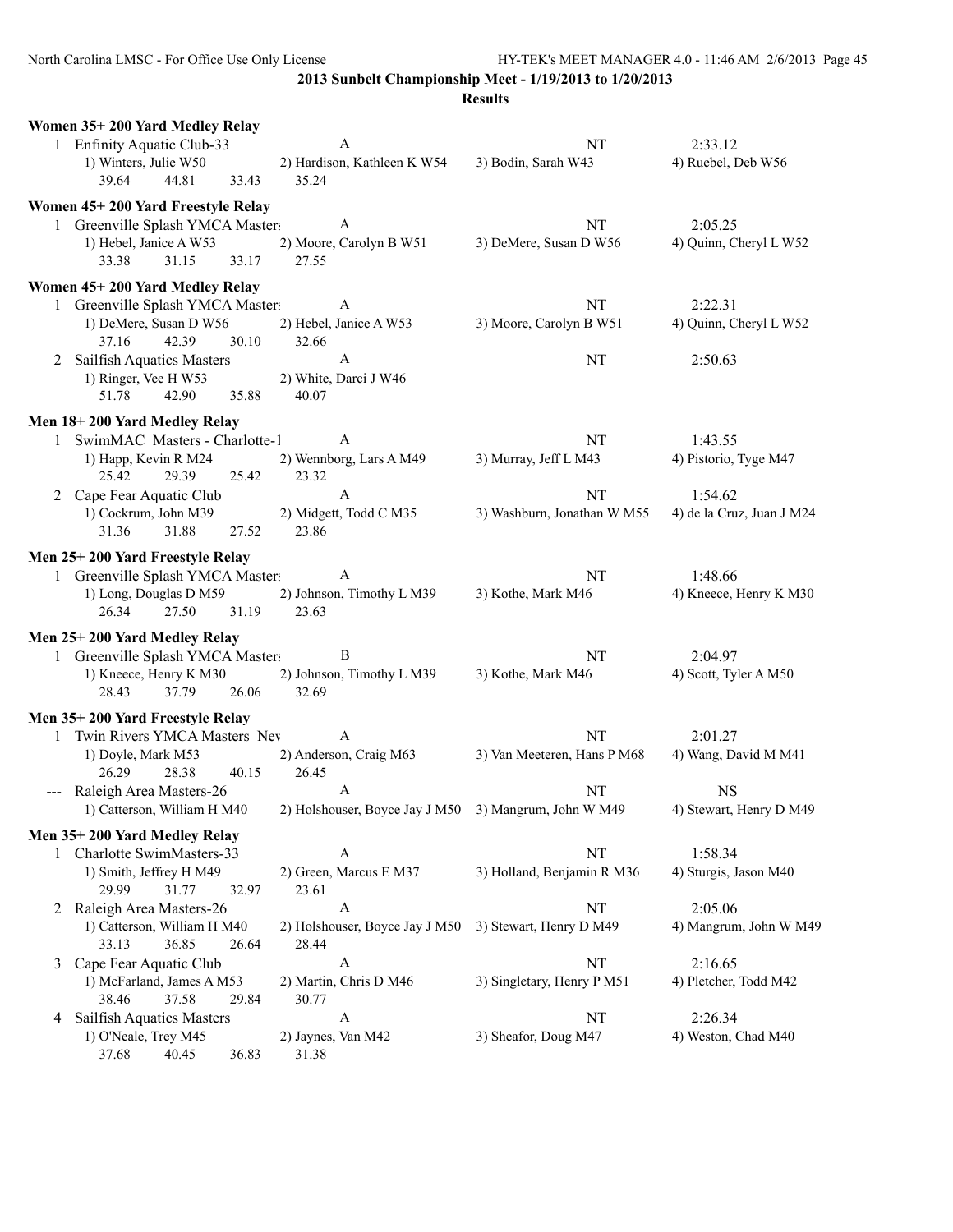2013 Sunbelt Championship Meet - 1/19/2013 to 1/20/2013

**Results**

### Women 35+ 200 Yard Medley Relay

| | Team | Relay | Seed Time | Finals Time |
|---|---|---|---|---|
| 1 | Enfinity Aquatic Club-33 | A | NT | 2:33.12 |

1) Winters, Julie W50 2) Hardison, Kathleen K W54 3) Bodin, Sarah W43 4) Ruebel, Deb W56
39.64 44.81 33.43 35.24

### Women 45+ 200 Yard Freestyle Relay

| | Team | Relay | Seed Time | Finals Time |
|---|---|---|---|---|
| 1 | Greenville Splash YMCA Masters | A | NT | 2:05.25 |

1) Hebel, Janice A W53 2) Moore, Carolyn B W51 3) DeMere, Susan D W56 4) Quinn, Cheryl L W52
33.38 31.15 33.17 27.55

### Women 45+ 200 Yard Medley Relay

| | Team | Relay | Seed Time | Finals Time |
|---|---|---|---|---|
| 1 | Greenville Splash YMCA Masters | A | NT | 2:22.31 |

1) DeMere, Susan D W56 2) Hebel, Janice A W53 3) Moore, Carolyn B W51 4) Quinn, Cheryl L W52
37.16 42.39 30.10 32.66

| | Team | Relay | Seed Time | Finals Time |
|---|---|---|---|---|
| 2 | Sailfish Aquatics Masters | A | NT | 2:50.63 |

1) Ringer, Vee H W53 2) White, Darci J W46
51.78 42.90 35.88 40.07

### Men 18+ 200 Yard Medley Relay

| | Team | Relay | Seed Time | Finals Time |
|---|---|---|---|---|
| 1 | SwimMAC Masters - Charlotte-1 | A | NT | 1:43.55 |

1) Happ, Kevin R M24 2) Wennborg, Lars A M49 3) Murray, Jeff L M43 4) Pistorio, Tyge M47
25.42 29.39 25.42 23.32

| | Team | Relay | Seed Time | Finals Time |
|---|---|---|---|---|
| 2 | Cape Fear Aquatic Club | A | NT | 1:54.62 |

1) Cockrum, John M39 2) Midgett, Todd C M35 3) Washburn, Jonathan W M55 4) de la Cruz, Juan J M24
31.36 31.88 27.52 23.86

### Men 25+ 200 Yard Freestyle Relay

| | Team | Relay | Seed Time | Finals Time |
|---|---|---|---|---|
| 1 | Greenville Splash YMCA Masters | A | NT | 1:48.66 |

1) Long, Douglas D M59 2) Johnson, Timothy L M39 3) Kothe, Mark M46 4) Kneece, Henry K M30
26.34 27.50 31.19 23.63

### Men 25+ 200 Yard Medley Relay

| | Team | Relay | Seed Time | Finals Time |
|---|---|---|---|---|
| 1 | Greenville Splash YMCA Masters | B | NT | 2:04.97 |

1) Kneece, Henry K M30 2) Johnson, Timothy L M39 3) Kothe, Mark M46 4) Scott, Tyler A M50
28.43 37.79 26.06 32.69

### Men 35+ 200 Yard Freestyle Relay

| | Team | Relay | Seed Time | Finals Time |
|---|---|---|---|---|
| 1 | Twin Rivers YMCA Masters Nev | A | NT | 2:01.27 |

1) Doyle, Mark M53 2) Anderson, Craig M63 3) Van Meeteren, Hans P M68 4) Wang, David M M41
26.29 28.38 40.15 26.45

| | Team | Relay | Seed Time | Finals Time |
|---|---|---|---|---|
| --- | Raleigh Area Masters-26 | A | NT | NS |

1) Catterson, William H M40 2) Holshouser, Boyce Jay J M50 3) Mangrum, John W M49 4) Stewart, Henry D M49

### Men 35+ 200 Yard Medley Relay

| | Team | Relay | Seed Time | Finals Time |
|---|---|---|---|---|
| 1 | Charlotte SwimMasters-33 | A | NT | 1:58.34 |

1) Smith, Jeffrey H M49 2) Green, Marcus E M37 3) Holland, Benjamin R M36 4) Sturgis, Jason M40
29.99 31.77 32.97 23.61

| | Team | Relay | Seed Time | Finals Time |
|---|---|---|---|---|
| 2 | Raleigh Area Masters-26 | A | NT | 2:05.06 |

1) Catterson, William H M40 2) Holshouser, Boyce Jay J M50 3) Stewart, Henry D M49 4) Mangrum, John W M49
33.13 36.85 26.64 28.44

| | Team | Relay | Seed Time | Finals Time |
|---|---|---|---|---|
| 3 | Cape Fear Aquatic Club | A | NT | 2:16.65 |

1) McFarland, James A M53 2) Martin, Chris D M46 3) Singletary, Henry P M51 4) Pletcher, Todd M42
38.46 37.58 29.84 30.77

| | Team | Relay | Seed Time | Finals Time |
|---|---|---|---|---|
| 4 | Sailfish Aquatics Masters | A | NT | 2:26.34 |

1) O'Neale, Trey M45 2) Jaynes, Van M42 3) Sheafor, Doug M47 4) Weston, Chad M40
37.68 40.45 36.83 31.38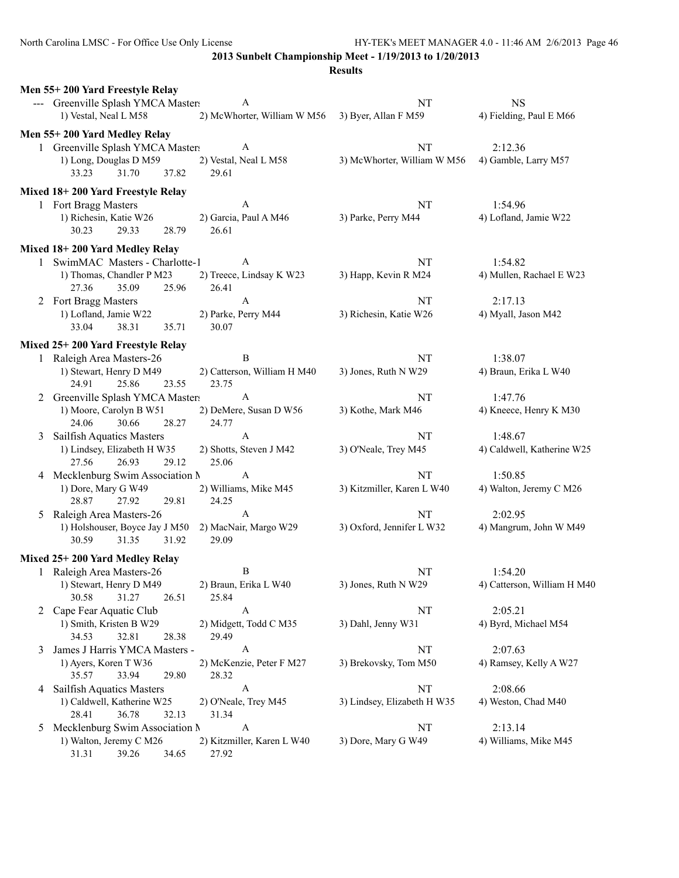**2013 Sunbelt Championship Meet - 1/19/2013 to 1/20/2013**

**Results**

### Men 55+ 200 Yard Freestyle Relay

--- Greenville Splash YMCA Masters — A — NT — NS
1) Vestal, Neal L M58 2) McWhorter, William W M56 3) Byer, Allan F M59 4) Fielding, Paul E M66

### Men 55+ 200 Yard Medley Relay

1 Greenville Splash YMCA Masters — A — NT — 2:12.36
1) Long, Douglas D M59 2) Vestal, Neal L M58 3) McWhorter, William W M56 4) Gamble, Larry M57
33.23 31.70 37.82 29.61

### Mixed 18+ 200 Yard Freestyle Relay

1 Fort Bragg Masters — A — NT — 1:54.96
1) Richesin, Katie W26 2) Garcia, Paul A M46 3) Parke, Perry M44 4) Lofland, Jamie W22
30.23 29.33 28.79 26.61

### Mixed 18+ 200 Yard Medley Relay

1 SwimMAC Masters - Charlotte-1 — A — NT — 1:54.82
1) Thomas, Chandler P M23 2) Treece, Lindsay K W23 3) Happ, Kevin R M24 4) Mullen, Rachael E W23
27.36 35.09 25.96 26.41

2 Fort Bragg Masters — A — NT — 2:17.13
1) Lofland, Jamie W22 2) Parke, Perry M44 3) Richesin, Katie W26 4) Myall, Jason M42
33.04 38.31 35.71 30.07

### Mixed 25+ 200 Yard Freestyle Relay

1 Raleigh Area Masters-26 — B — NT — 1:38.07
1) Stewart, Henry D M49 2) Catterson, William H M40 3) Jones, Ruth N W29 4) Braun, Erika L W40
24.91 25.86 23.55 23.75

2 Greenville Splash YMCA Masters — A — NT — 1:47.76
1) Moore, Carolyn B W51 2) DeMere, Susan D W56 3) Kothe, Mark M46 4) Kneece, Henry K M30
24.06 30.66 28.27 24.77

3 Sailfish Aquatics Masters — A — NT — 1:48.67
1) Lindsey, Elizabeth H W35 2) Shotts, Steven J M42 3) O'Neale, Trey M45 4) Caldwell, Katherine W25
27.56 26.93 29.12 25.06

4 Mecklenburg Swim Association M — A — NT — 1:50.85
1) Dore, Mary G W49 2) Williams, Mike M45 3) Kitzmiller, Karen L W40 4) Walton, Jeremy C M26
28.87 27.92 29.81 24.25

5 Raleigh Area Masters-26 — A — NT — 2:02.95
1) Holshouser, Boyce Jay J M50 2) MacNair, Margo W29 3) Oxford, Jennifer L W32 4) Mangrum, John W M49
30.59 31.35 31.92 29.09

### Mixed 25+ 200 Yard Medley Relay

1 Raleigh Area Masters-26 — B — NT — 1:54.20
1) Stewart, Henry D M49 2) Braun, Erika L W40 3) Jones, Ruth N W29 4) Catterson, William H M40
30.58 31.27 26.51 25.84

2 Cape Fear Aquatic Club — A — NT — 2:05.21
1) Smith, Kristen B W29 2) Midgett, Todd C M35 3) Dahl, Jenny W31 4) Byrd, Michael M54
34.53 32.81 28.38 29.49

3 James J Harris YMCA Masters - — A — NT — 2:07.63
1) Ayers, Koren T W36 2) McKenzie, Peter F M27 3) Brekovsky, Tom M50 4) Ramsey, Kelly A W27
35.57 33.94 29.80 28.32

4 Sailfish Aquatics Masters — A — NT — 2:08.66
1) Caldwell, Katherine W25 2) O'Neale, Trey M45 3) Lindsey, Elizabeth H W35 4) Weston, Chad M40
28.41 36.78 32.13 31.34

5 Mecklenburg Swim Association M — A — NT — 2:13.14
1) Walton, Jeremy C M26 2) Kitzmiller, Karen L W40 3) Dore, Mary G W49 4) Williams, Mike M45
31.31 39.26 34.65 27.92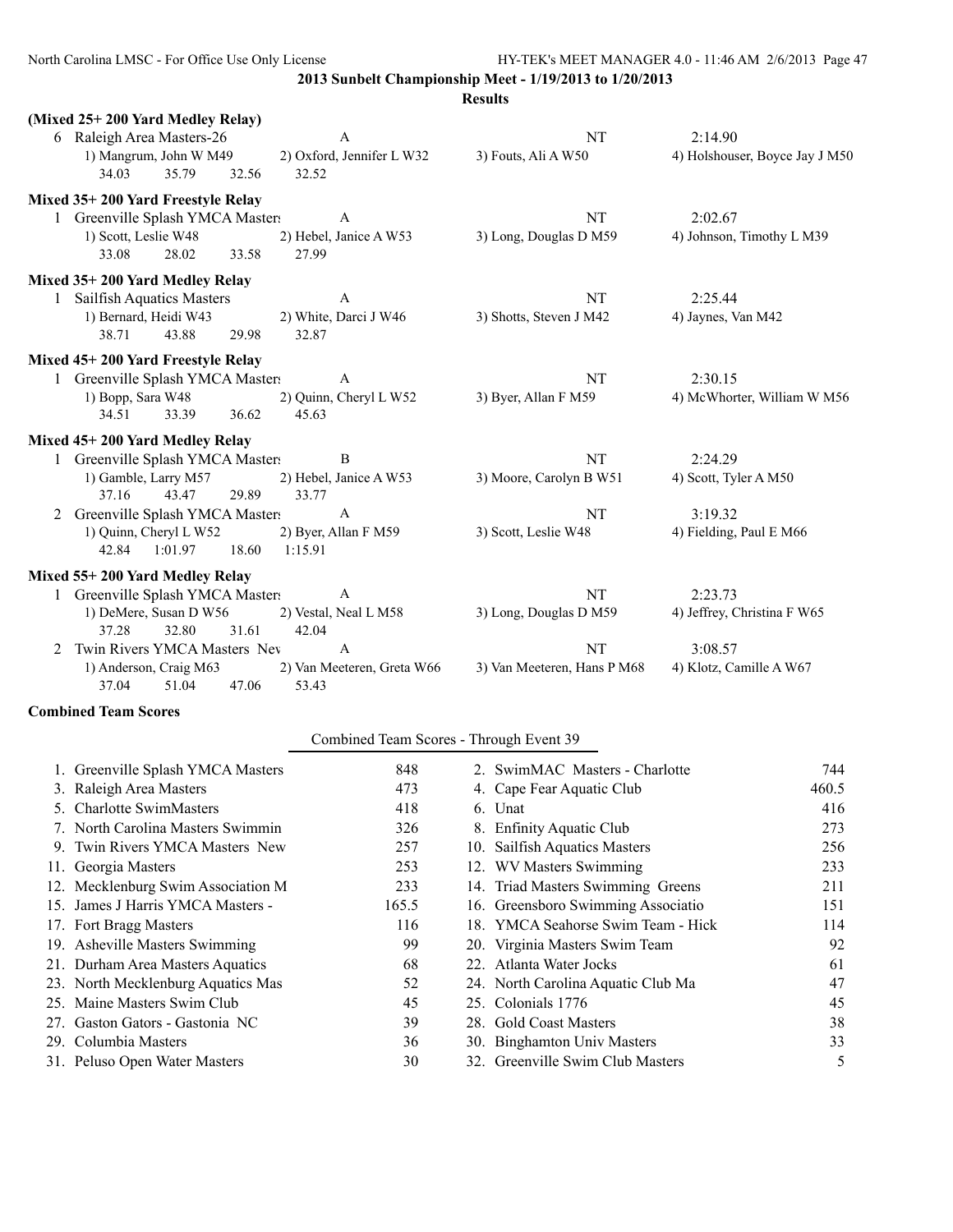**2013 Sunbelt Championship Meet - 1/19/2013 to 1/20/2013**

**Results**

**(Mixed 25+ 200 Yard Medley Relay)**

```
  6 Raleigh Area Masters-26             A                            NT              2:14.90
      1) Mangrum, John W M49        2) Oxford, Jennifer L W32    3) Fouts, Ali A W50         4) Holshouser, Boyce Jay J M50
         34.03     35.79     32.56     32.52
```

**Mixed 35+ 200 Yard Freestyle Relay**

```
  1 Greenville Splash YMCA Masters      A                            NT              2:02.67
      1) Scott, Leslie W48          2) Hebel, Janice A W53       3) Long, Douglas D M59      4) Johnson, Timothy L M39
         33.08     28.02     33.58     27.99
```

**Mixed 35+ 200 Yard Medley Relay**

```
  1 Sailfish Aquatics Masters           A                            NT              2:25.44
      1) Bernard, Heidi W43         2) White, Darci J W46        3) Shotts, Steven J M42     4) Jaynes, Van M42
         38.71     43.88     29.98     32.87
```

**Mixed 45+ 200 Yard Freestyle Relay**

```
  1 Greenville Splash YMCA Masters      A                            NT              2:30.15
      1) Bopp, Sara W48             2) Quinn, Cheryl L W52       3) Byer, Allan F M59        4) McWhorter, William W M56
         34.51     33.39     36.62     45.63
```

**Mixed 45+ 200 Yard Medley Relay**

```
  1 Greenville Splash YMCA Masters      B                            NT              2:24.29
      1) Gamble, Larry M57          2) Hebel, Janice A W53       3) Moore, Carolyn B W51     4) Scott, Tyler A M50
         37.16     43.47     29.89     33.77
  2 Greenville Splash YMCA Masters      A                            NT              3:19.32
      1) Quinn, Cheryl L W52        2) Byer, Allan F M59         3) Scott, Leslie W48        4) Fielding, Paul E M66
         42.84   1:01.97     18.60   1:15.91
```

**Mixed 55+ 200 Yard Medley Relay**

```
  1 Greenville Splash YMCA Masters      A                            NT              2:23.73
      1) DeMere, Susan D W56        2) Vestal, Neal L M58        3) Long, Douglas D M59      4) Jeffrey, Christina F W65
         37.28     32.80     31.61     42.04
  2 Twin Rivers YMCA Masters Nev        A                            NT              3:08.57
      1) Anderson, Craig M63        2) Van Meeteren, Greta W66   3) Van Meeteren, Hans P M68 4) Klotz, Camille A W67
         37.04     51.04     47.06     53.43
```

**Combined Team Scores**

Combined Team Scores - Through Event 39

| Place | Team | Score | Place | Team | Score |
|---|---|---|---|---|---|
| 1. | Greenville Splash YMCA Masters | 848 | 2. | SwimMAC Masters - Charlotte | 744 |
| 3. | Raleigh Area Masters | 473 | 4. | Cape Fear Aquatic Club | 460.5 |
| 5. | Charlotte SwimMasters | 418 | 6. | Unat | 416 |
| 7. | North Carolina Masters Swimmin | 326 | 8. | Enfinity Aquatic Club | 273 |
| 9. | Twin Rivers YMCA Masters New | 257 | 10. | Sailfish Aquatics Masters | 256 |
| 11. | Georgia Masters | 253 | 12. | WV Masters Swimming | 233 |
| 12. | Mecklenburg Swim Association M | 233 | 14. | Triad Masters Swimming Greens | 211 |
| 15. | James J Harris YMCA Masters - | 165.5 | 16. | Greensboro Swimming Associatio | 151 |
| 17. | Fort Bragg Masters | 116 | 18. | YMCA Seahorse Swim Team - Hick | 114 |
| 19. | Asheville Masters Swimming | 99 | 20. | Virginia Masters Swim Team | 92 |
| 21. | Durham Area Masters Aquatics | 68 | 22. | Atlanta Water Jocks | 61 |
| 23. | North Mecklenburg Aquatics Mas | 52 | 24. | North Carolina Aquatic Club Ma | 47 |
| 25. | Maine Masters Swim Club | 45 | 25. | Colonials 1776 | 45 |
| 27. | Gaston Gators - Gastonia NC | 39 | 28. | Gold Coast Masters | 38 |
| 29. | Columbia Masters | 36 | 30. | Binghamton Univ Masters | 33 |
| 31. | Peluso Open Water Masters | 30 | 32. | Greenville Swim Club Masters | 5 |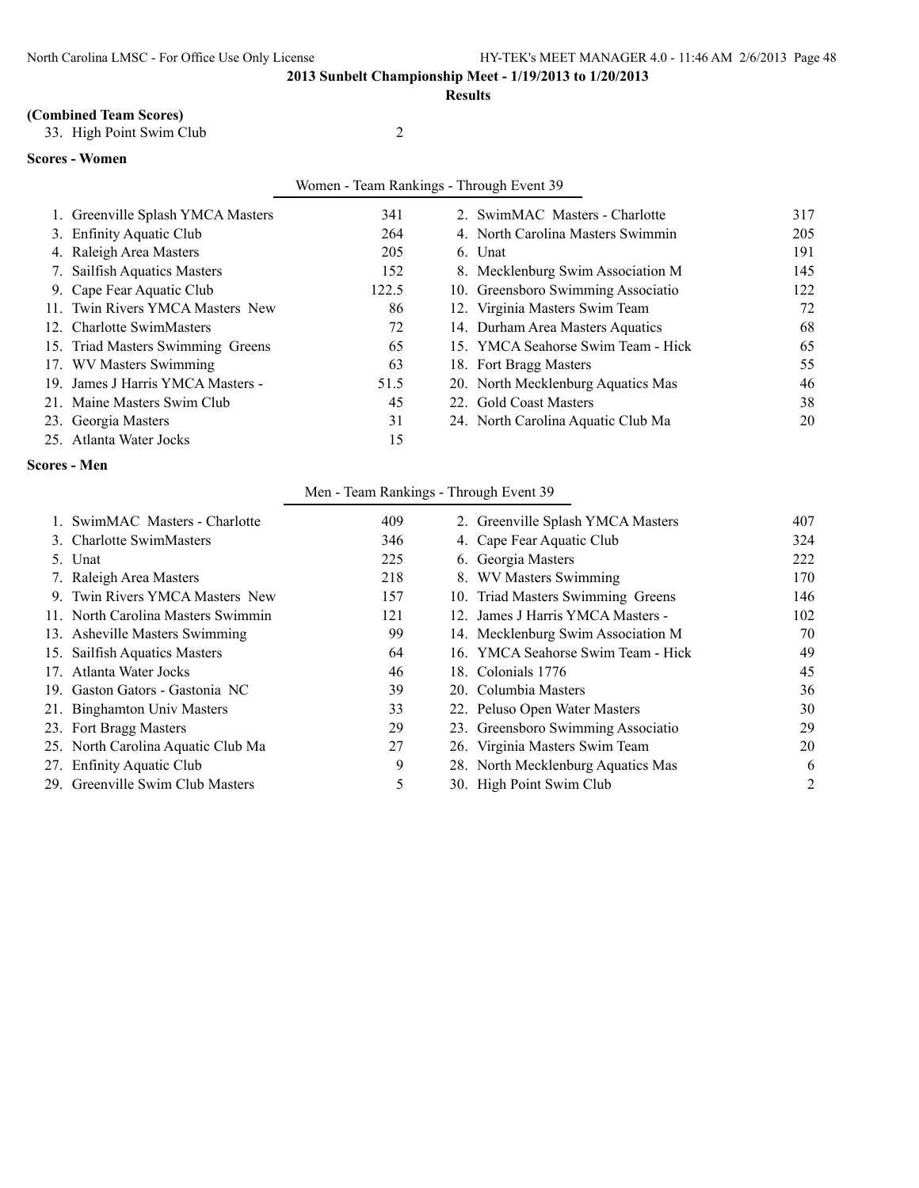**(Combined Team Scores)**

| | |
|---|---|
| 33. High Point Swim Club | 2 |

**Scores - Women**

Women - Team Rankings - Through Event 39

| | | | |
|---|---|---|---|
| 1. Greenville Splash YMCA Masters | 341 | 2. SwimMAC Masters - Charlotte | 317 |
| 3. Enfinity Aquatic Club | 264 | 4. North Carolina Masters Swimmin | 205 |
| 4. Raleigh Area Masters | 205 | 6. Unat | 191 |
| 7. Sailfish Aquatics Masters | 152 | 8. Mecklenburg Swim Association M | 145 |
| 9. Cape Fear Aquatic Club | 122.5 | 10. Greensboro Swimming Associatio | 122 |
| 11. Twin Rivers YMCA Masters New | 86 | 12. Virginia Masters Swim Team | 72 |
| 12. Charlotte SwimMasters | 72 | 14. Durham Area Masters Aquatics | 68 |
| 15. Triad Masters Swimming Greens | 65 | 15. YMCA Seahorse Swim Team - Hick | 65 |
| 17. WV Masters Swimming | 63 | 18. Fort Bragg Masters | 55 |
| 19. James J Harris YMCA Masters - | 51.5 | 20. North Mecklenburg Aquatics Mas | 46 |
| 21. Maine Masters Swim Club | 45 | 22. Gold Coast Masters | 38 |
| 23. Georgia Masters | 31 | 24. North Carolina Aquatic Club Ma | 20 |
| 25. Atlanta Water Jocks | 15 | | |

**Scores - Men**

Men - Team Rankings - Through Event 39

| | | | |
|---|---|---|---|
| 1. SwimMAC Masters - Charlotte | 409 | 2. Greenville Splash YMCA Masters | 407 |
| 3. Charlotte SwimMasters | 346 | 4. Cape Fear Aquatic Club | 324 |
| 5. Unat | 225 | 6. Georgia Masters | 222 |
| 7. Raleigh Area Masters | 218 | 8. WV Masters Swimming | 170 |
| 9. Twin Rivers YMCA Masters New | 157 | 10. Triad Masters Swimming Greens | 146 |
| 11. North Carolina Masters Swimmin | 121 | 12. James J Harris YMCA Masters - | 102 |
| 13. Asheville Masters Swimming | 99 | 14. Mecklenburg Swim Association M | 70 |
| 15. Sailfish Aquatics Masters | 64 | 16. YMCA Seahorse Swim Team - Hick | 49 |
| 17. Atlanta Water Jocks | 46 | 18. Colonials 1776 | 45 |
| 19. Gaston Gators - Gastonia NC | 39 | 20. Columbia Masters | 36 |
| 21. Binghamton Univ Masters | 33 | 22. Peluso Open Water Masters | 30 |
| 23. Fort Bragg Masters | 29 | 23. Greensboro Swimming Associatio | 29 |
| 25. North Carolina Aquatic Club Ma | 27 | 26. Virginia Masters Swim Team | 20 |
| 27. Enfinity Aquatic Club | 9 | 28. North Mecklenburg Aquatics Mas | 6 |
| 29. Greenville Swim Club Masters | 5 | 30. High Point Swim Club | 2 |